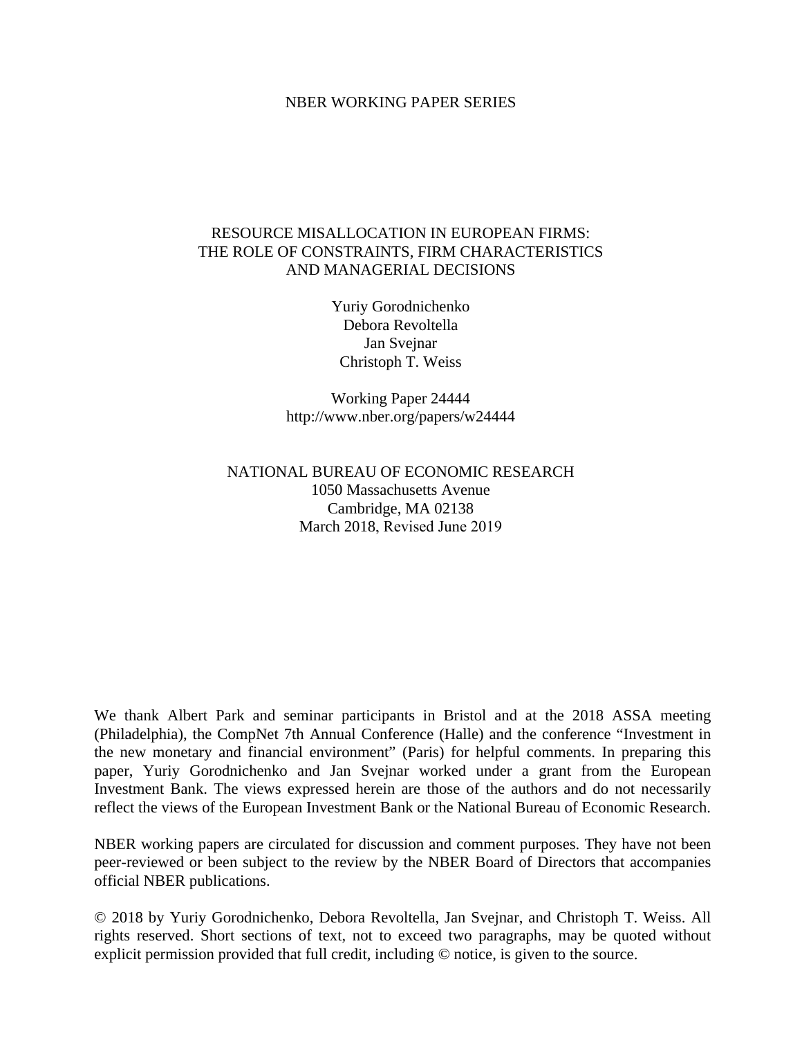NBER WORKING PAPER SERIES

# RESOURCE MISALLOCATION IN EUROPEAN FIRMS: THE ROLE OF CONSTRAINTS, FIRM CHARACTERISTICS AND MANAGERIAL DECISIONS

Yuriy Gorodnichenko
Debora Revoltella
Jan Svejnar
Christoph T. Weiss

Working Paper 24444
http://www.nber.org/papers/w24444

NATIONAL BUREAU OF ECONOMIC RESEARCH
1050 Massachusetts Avenue
Cambridge, MA 02138
March 2018, Revised June 2019

We thank Albert Park and seminar participants in Bristol and at the 2018 ASSA meeting (Philadelphia), the CompNet 7th Annual Conference (Halle) and the conference "Investment in the new monetary and financial environment" (Paris) for helpful comments. In preparing this paper, Yuriy Gorodnichenko and Jan Svejnar worked under a grant from the European Investment Bank. The views expressed herein are those of the authors and do not necessarily reflect the views of the European Investment Bank or the National Bureau of Economic Research.

NBER working papers are circulated for discussion and comment purposes. They have not been peer-reviewed or been subject to the review by the NBER Board of Directors that accompanies official NBER publications.

© 2018 by Yuriy Gorodnichenko, Debora Revoltella, Jan Svejnar, and Christoph T. Weiss. All rights reserved. Short sections of text, not to exceed two paragraphs, may be quoted without explicit permission provided that full credit, including © notice, is given to the source.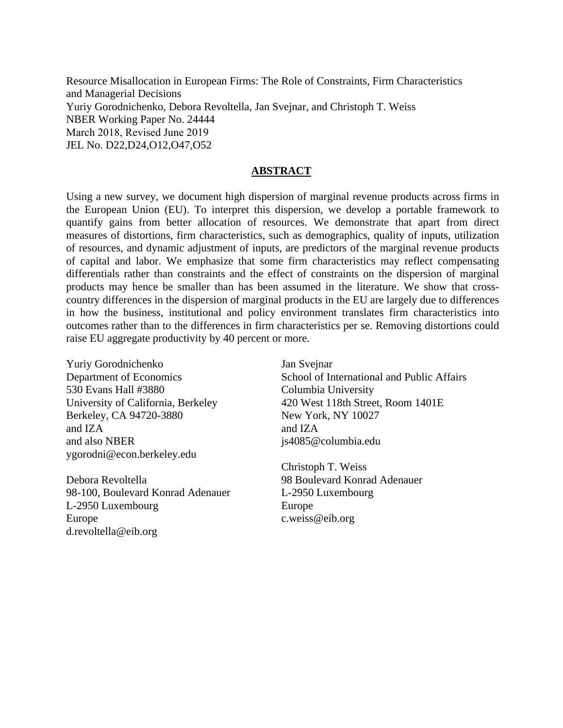Resource Misallocation in European Firms: The Role of Constraints, Firm Characteristics and Managerial Decisions
Yuriy Gorodnichenko, Debora Revoltella, Jan Svejnar, and Christoph T. Weiss
NBER Working Paper No. 24444
March 2018, Revised June 2019
JEL No. D22,D24,O12,O47,O52

## ABSTRACT

Using a new survey, we document high dispersion of marginal revenue products across firms in the European Union (EU). To interpret this dispersion, we develop a portable framework to quantify gains from better allocation of resources. We demonstrate that apart from direct measures of distortions, firm characteristics, such as demographics, quality of inputs, utilization of resources, and dynamic adjustment of inputs, are predictors of the marginal revenue products of capital and labor. We emphasize that some firm characteristics may reflect compensating differentials rather than constraints and the effect of constraints on the dispersion of marginal products may hence be smaller than has been assumed in the literature. We show that cross-country differences in the dispersion of marginal products in the EU are largely due to differences in how the business, institutional and policy environment translates firm characteristics into outcomes rather than to the differences in firm characteristics per se. Removing distortions could raise EU aggregate productivity by 40 percent or more.

Yuriy Gorodnichenko
Department of Economics
530 Evans Hall #3880
University of California, Berkeley
Berkeley, CA 94720-3880
and IZA
and also NBER
ygorodni@econ.berkeley.edu

Debora Revoltella
98-100, Boulevard Konrad Adenauer
L-2950 Luxembourg
Europe
d.revoltella@eib.org

Jan Svejnar
School of International and Public Affairs
Columbia University
420 West 118th Street, Room 1401E
New York, NY 10027
and IZA
js4085@columbia.edu

Christoph T. Weiss
98 Boulevard Konrad Adenauer
L-2950 Luxembourg
Europe
c.weiss@eib.org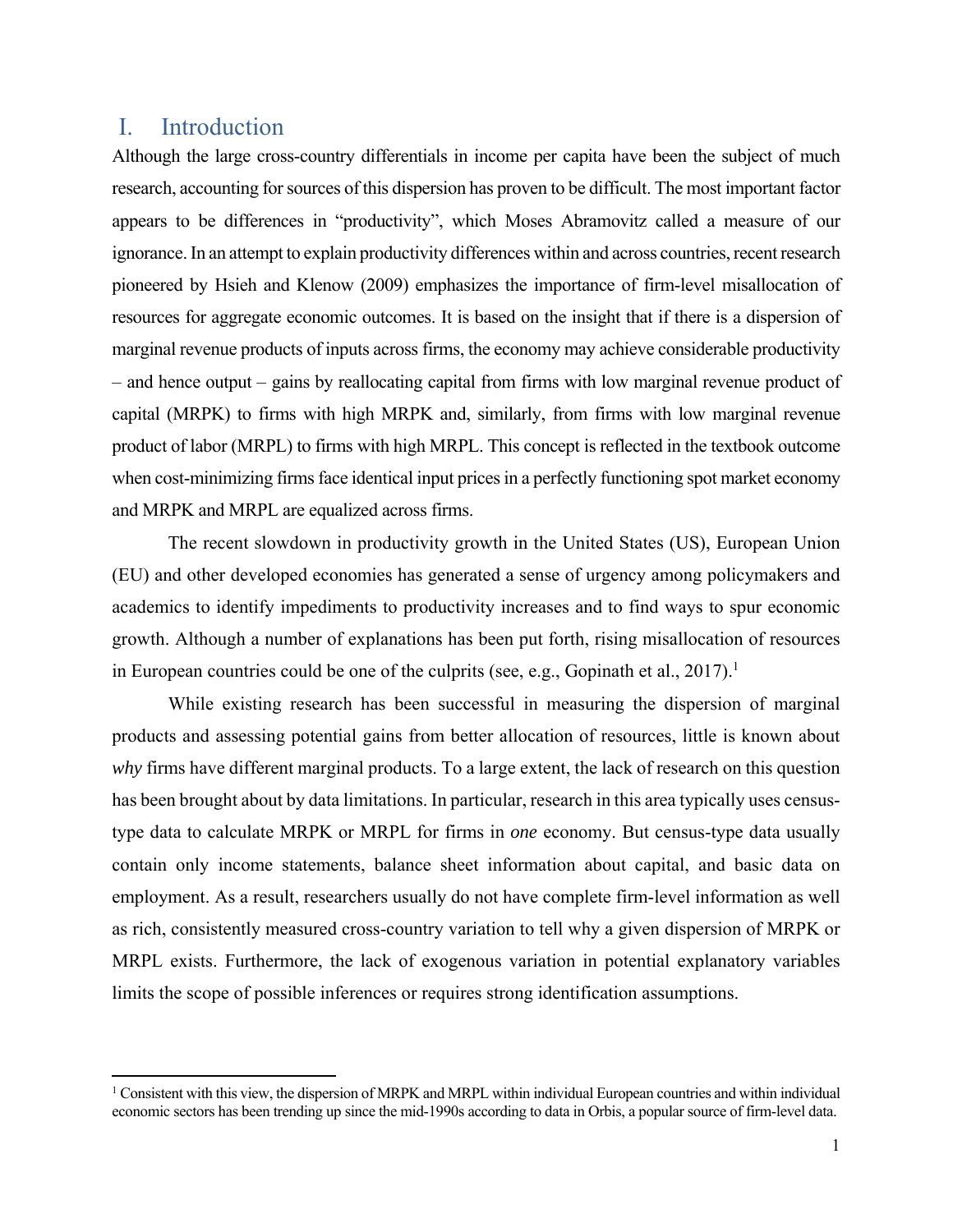# I. Introduction

Although the large cross-country differentials in income per capita have been the subject of much research, accounting for sources of this dispersion has proven to be difficult. The most important factor appears to be differences in "productivity", which Moses Abramovitz called a measure of our ignorance. In an attempt to explain productivity differences within and across countries, recent research pioneered by Hsieh and Klenow (2009) emphasizes the importance of firm-level misallocation of resources for aggregate economic outcomes. It is based on the insight that if there is a dispersion of marginal revenue products of inputs across firms, the economy may achieve considerable productivity – and hence output – gains by reallocating capital from firms with low marginal revenue product of capital (MRPK) to firms with high MRPK and, similarly, from firms with low marginal revenue product of labor (MRPL) to firms with high MRPL. This concept is reflected in the textbook outcome when cost-minimizing firms face identical input prices in a perfectly functioning spot market economy and MRPK and MRPL are equalized across firms.

The recent slowdown in productivity growth in the United States (US), European Union (EU) and other developed economies has generated a sense of urgency among policymakers and academics to identify impediments to productivity increases and to find ways to spur economic growth. Although a number of explanations has been put forth, rising misallocation of resources in European countries could be one of the culprits (see, e.g., Gopinath et al., 2017).[1]

While existing research has been successful in measuring the dispersion of marginal products and assessing potential gains from better allocation of resources, little is known about *why* firms have different marginal products. To a large extent, the lack of research on this question has been brought about by data limitations. In particular, research in this area typically uses census-type data to calculate MRPK or MRPL for firms in *one* economy. But census-type data usually contain only income statements, balance sheet information about capital, and basic data on employment. As a result, researchers usually do not have complete firm-level information as well as rich, consistently measured cross-country variation to tell why a given dispersion of MRPK or MRPL exists. Furthermore, the lack of exogenous variation in potential explanatory variables limits the scope of possible inferences or requires strong identification assumptions.

[1] Consistent with this view, the dispersion of MRPK and MRPL within individual European countries and within individual economic sectors has been trending up since the mid-1990s according to data in Orbis, a popular source of firm-level data.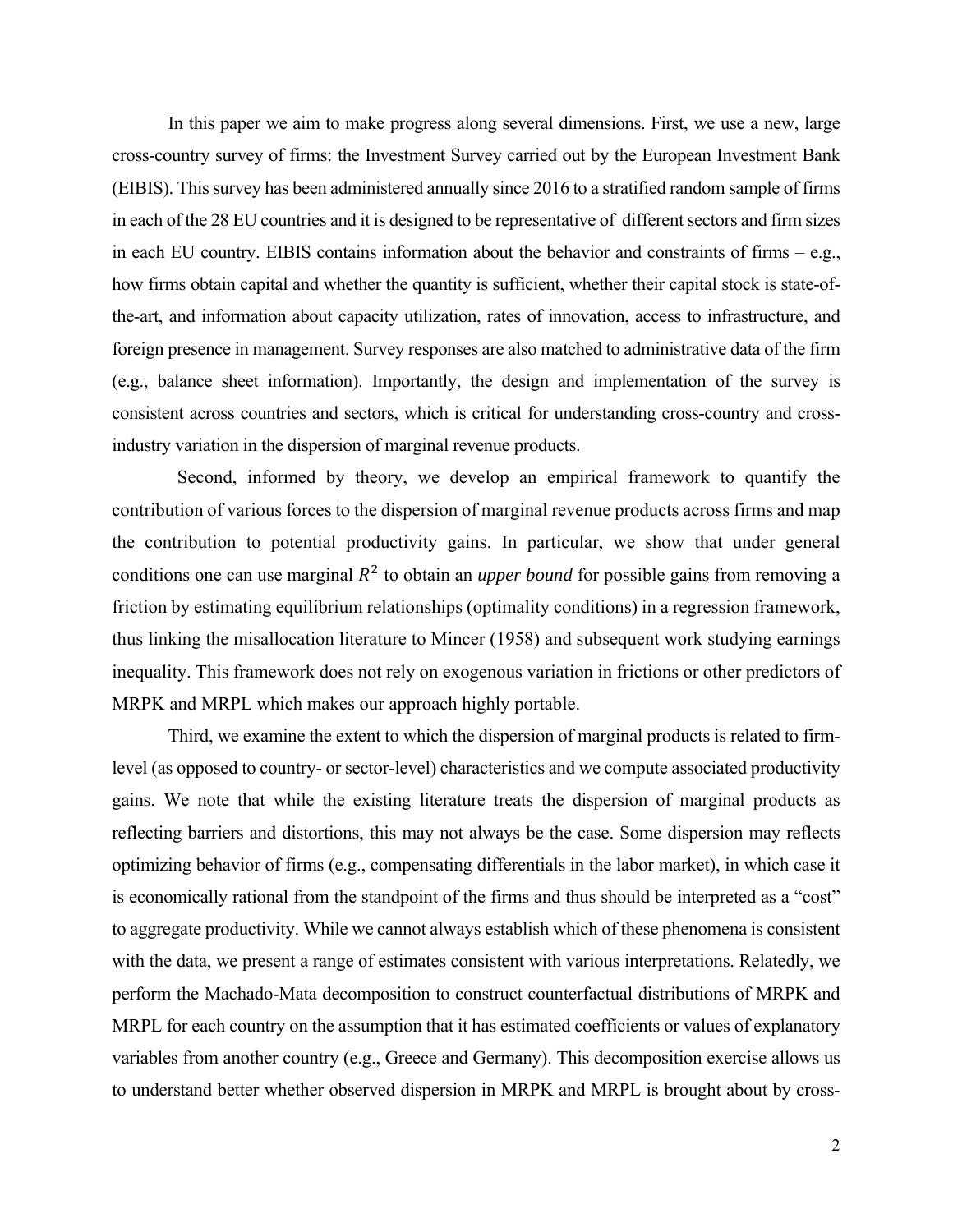In this paper we aim to make progress along several dimensions. First, we use a new, large cross-country survey of firms: the Investment Survey carried out by the European Investment Bank (EIBIS). This survey has been administered annually since 2016 to a stratified random sample of firms in each of the 28 EU countries and it is designed to be representative of different sectors and firm sizes in each EU country. EIBIS contains information about the behavior and constraints of firms – e.g., how firms obtain capital and whether the quantity is sufficient, whether their capital stock is state-of-the-art, and information about capacity utilization, rates of innovation, access to infrastructure, and foreign presence in management. Survey responses are also matched to administrative data of the firm (e.g., balance sheet information). Importantly, the design and implementation of the survey is consistent across countries and sectors, which is critical for understanding cross-country and cross-industry variation in the dispersion of marginal revenue products.

Second, informed by theory, we develop an empirical framework to quantify the contribution of various forces to the dispersion of marginal revenue products across firms and map the contribution to potential productivity gains. In particular, we show that under general conditions one can use marginal $R^2$ to obtain an *upper bound* for possible gains from removing a friction by estimating equilibrium relationships (optimality conditions) in a regression framework, thus linking the misallocation literature to Mincer (1958) and subsequent work studying earnings inequality. This framework does not rely on exogenous variation in frictions or other predictors of MRPK and MRPL which makes our approach highly portable.

Third, we examine the extent to which the dispersion of marginal products is related to firm-level (as opposed to country- or sector-level) characteristics and we compute associated productivity gains. We note that while the existing literature treats the dispersion of marginal products as reflecting barriers and distortions, this may not always be the case. Some dispersion may reflects optimizing behavior of firms (e.g., compensating differentials in the labor market), in which case it is economically rational from the standpoint of the firms and thus should be interpreted as a "cost" to aggregate productivity. While we cannot always establish which of these phenomena is consistent with the data, we present a range of estimates consistent with various interpretations. Relatedly, we perform the Machado-Mata decomposition to construct counterfactual distributions of MRPK and MRPL for each country on the assumption that it has estimated coefficients or values of explanatory variables from another country (e.g., Greece and Germany). This decomposition exercise allows us to understand better whether observed dispersion in MRPK and MRPL is brought about by cross-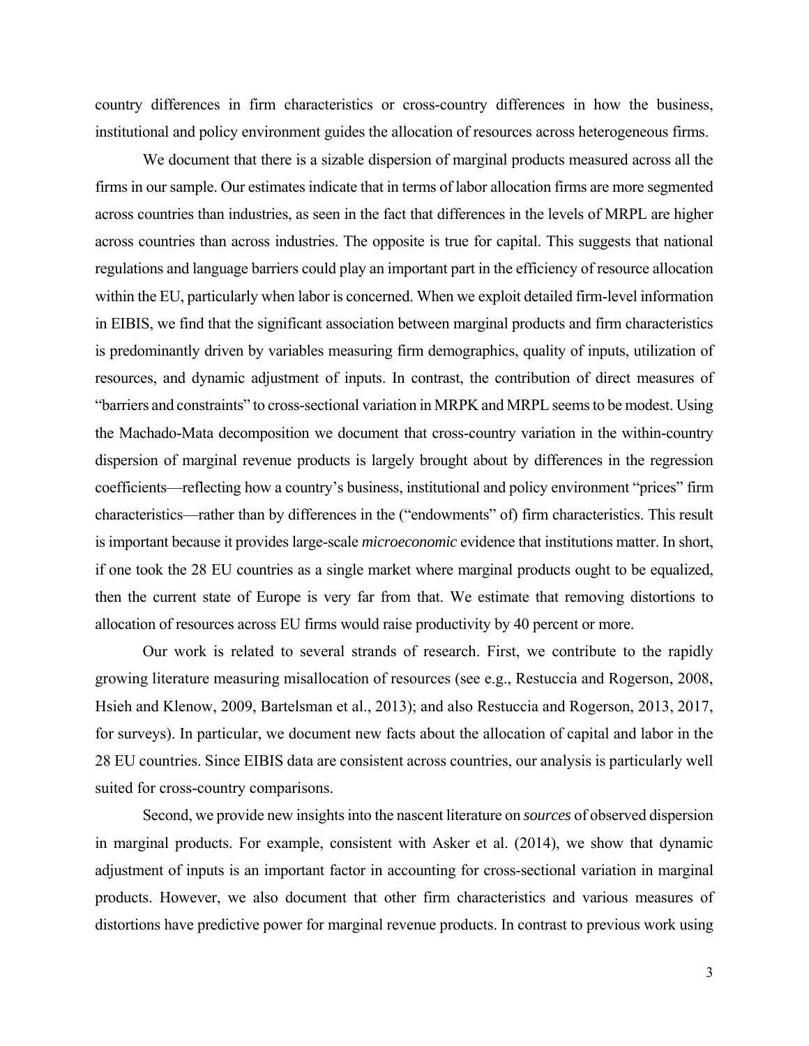country differences in firm characteristics or cross-country differences in how the business, institutional and policy environment guides the allocation of resources across heterogeneous firms.

We document that there is a sizable dispersion of marginal products measured across all the firms in our sample. Our estimates indicate that in terms of labor allocation firms are more segmented across countries than industries, as seen in the fact that differences in the levels of MRPL are higher across countries than across industries. The opposite is true for capital. This suggests that national regulations and language barriers could play an important part in the efficiency of resource allocation within the EU, particularly when labor is concerned. When we exploit detailed firm-level information in EIBIS, we find that the significant association between marginal products and firm characteristics is predominantly driven by variables measuring firm demographics, quality of inputs, utilization of resources, and dynamic adjustment of inputs. In contrast, the contribution of direct measures of "barriers and constraints" to cross-sectional variation in MRPK and MRPL seems to be modest. Using the Machado-Mata decomposition we document that cross-country variation in the within-country dispersion of marginal revenue products is largely brought about by differences in the regression coefficients—reflecting how a country's business, institutional and policy environment "prices" firm characteristics—rather than by differences in the ("endowments" of) firm characteristics. This result is important because it provides large-scale *microeconomic* evidence that institutions matter. In short, if one took the 28 EU countries as a single market where marginal products ought to be equalized, then the current state of Europe is very far from that. We estimate that removing distortions to allocation of resources across EU firms would raise productivity by 40 percent or more.

Our work is related to several strands of research. First, we contribute to the rapidly growing literature measuring misallocation of resources (see e.g., Restuccia and Rogerson, 2008, Hsieh and Klenow, 2009, Bartelsman et al., 2013); and also Restuccia and Rogerson, 2013, 2017, for surveys). In particular, we document new facts about the allocation of capital and labor in the 28 EU countries. Since EIBIS data are consistent across countries, our analysis is particularly well suited for cross-country comparisons.

Second, we provide new insights into the nascent literature on *sources* of observed dispersion in marginal products. For example, consistent with Asker et al. (2014), we show that dynamic adjustment of inputs is an important factor in accounting for cross-sectional variation in marginal products. However, we also document that other firm characteristics and various measures of distortions have predictive power for marginal revenue products. In contrast to previous work using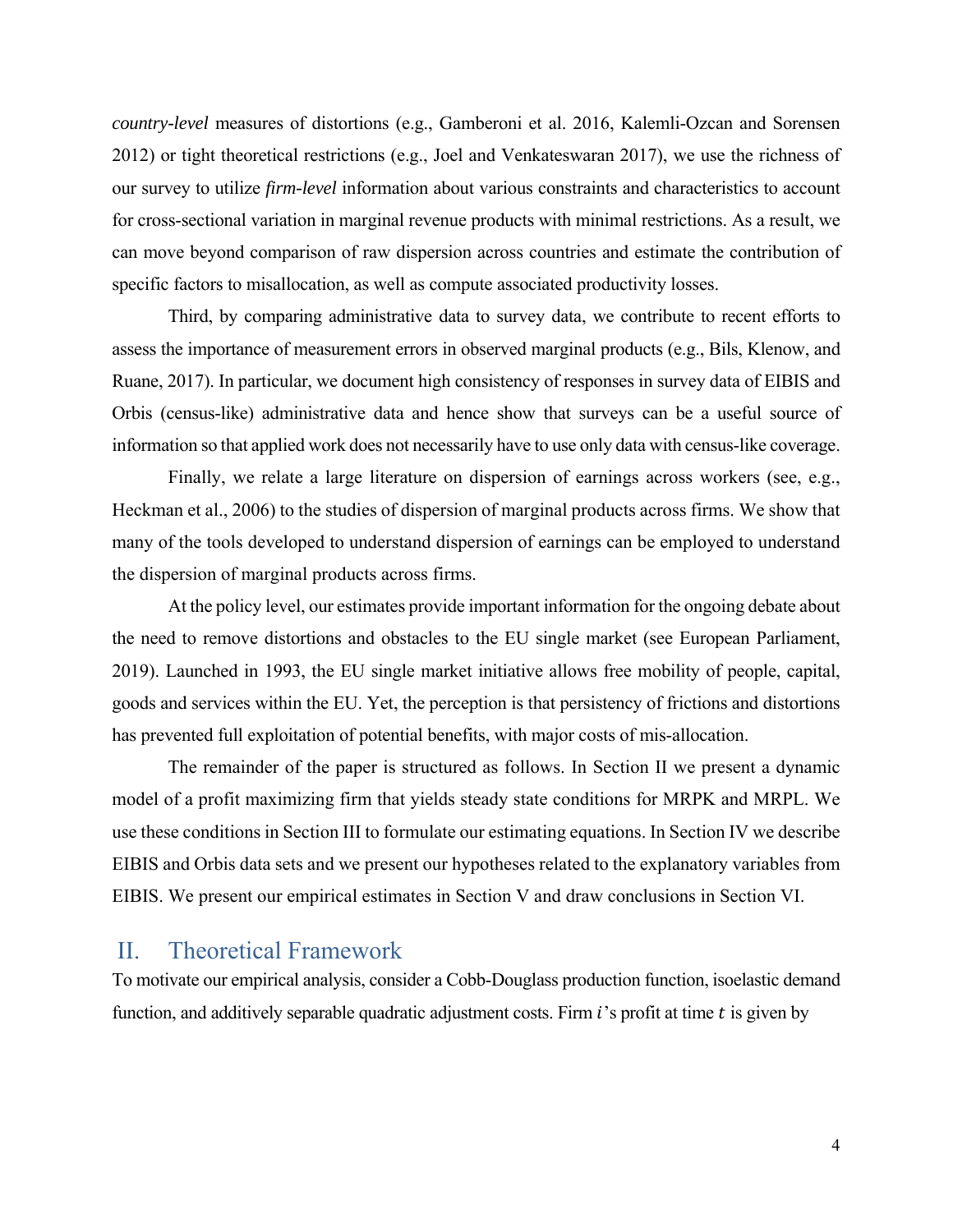*country-level* measures of distortions (e.g., Gamberoni et al. 2016, Kalemli-Ozcan and Sorensen 2012) or tight theoretical restrictions (e.g., Joel and Venkateswaran 2017), we use the richness of our survey to utilize *firm-level* information about various constraints and characteristics to account for cross-sectional variation in marginal revenue products with minimal restrictions. As a result, we can move beyond comparison of raw dispersion across countries and estimate the contribution of specific factors to misallocation, as well as compute associated productivity losses.

Third, by comparing administrative data to survey data, we contribute to recent efforts to assess the importance of measurement errors in observed marginal products (e.g., Bils, Klenow, and Ruane, 2017). In particular, we document high consistency of responses in survey data of EIBIS and Orbis (census-like) administrative data and hence show that surveys can be a useful source of information so that applied work does not necessarily have to use only data with census-like coverage.

Finally, we relate a large literature on dispersion of earnings across workers (see, e.g., Heckman et al., 2006) to the studies of dispersion of marginal products across firms. We show that many of the tools developed to understand dispersion of earnings can be employed to understand the dispersion of marginal products across firms.

At the policy level, our estimates provide important information for the ongoing debate about the need to remove distortions and obstacles to the EU single market (see European Parliament, 2019). Launched in 1993, the EU single market initiative allows free mobility of people, capital, goods and services within the EU. Yet, the perception is that persistency of frictions and distortions has prevented full exploitation of potential benefits, with major costs of mis-allocation.

The remainder of the paper is structured as follows. In Section II we present a dynamic model of a profit maximizing firm that yields steady state conditions for MRPK and MRPL. We use these conditions in Section III to formulate our estimating equations. In Section IV we describe EIBIS and Orbis data sets and we present our hypotheses related to the explanatory variables from EIBIS. We present our empirical estimates in Section V and draw conclusions in Section VI.

## II. Theoretical Framework

To motivate our empirical analysis, consider a Cobb-Douglass production function, isoelastic demand function, and additively separable quadratic adjustment costs. Firm $i$'s profit at time $t$ is given by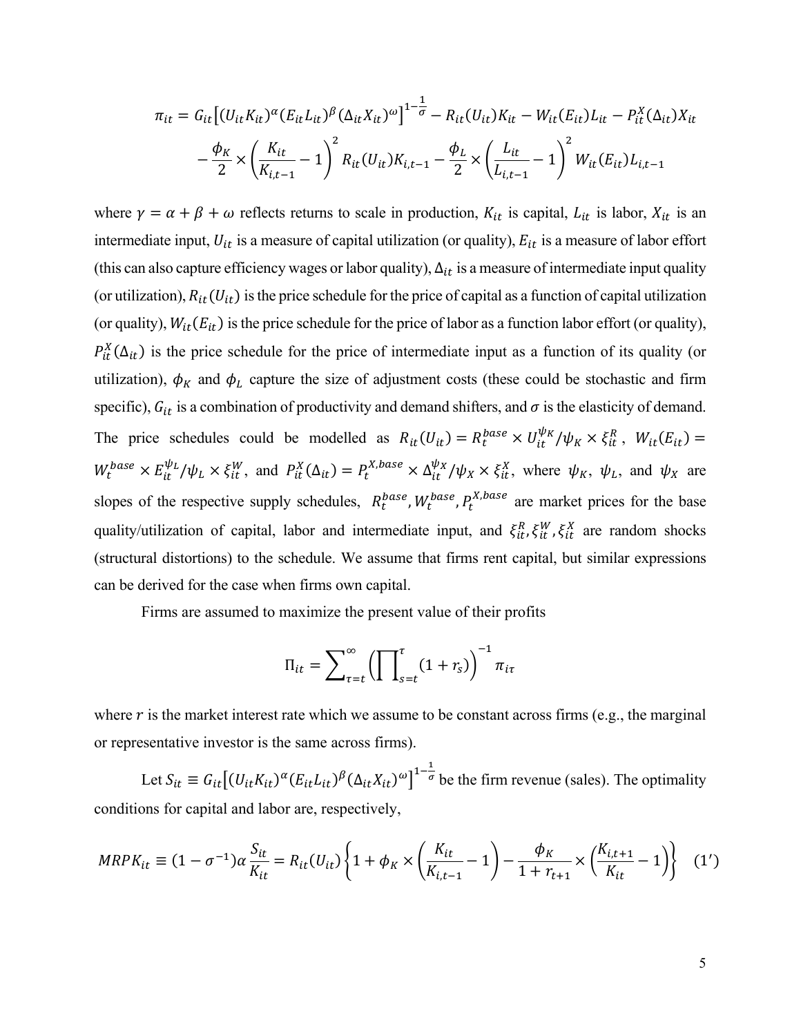$$\pi_{it} = G_{it}\left[(U_{it}K_{it})^{\alpha}(E_{it}L_{it})^{\beta}(\Delta_{it}X_{it})^{\omega}\right]^{1-\frac{1}{\sigma}} - R_{it}(U_{it})K_{it} - W_{it}(E_{it})L_{it} - P_{it}^{X}(\Delta_{it})X_{it}$$
$$- \frac{\phi_K}{2} \times \left(\frac{K_{it}}{K_{i,t-1}} - 1\right)^2 R_{it}(U_{it})K_{i,t-1} - \frac{\phi_L}{2} \times \left(\frac{L_{it}}{L_{i,t-1}} - 1\right)^2 W_{it}(E_{it})L_{i,t-1}$$

where $\gamma = \alpha + \beta + \omega$ reflects returns to scale in production, $K_{it}$ is capital, $L_{it}$ is labor, $X_{it}$ is an intermediate input, $U_{it}$ is a measure of capital utilization (or quality), $E_{it}$ is a measure of labor effort (this can also capture efficiency wages or labor quality), $\Delta_{it}$ is a measure of intermediate input quality (or utilization), $R_{it}(U_{it})$ is the price schedule for the price of capital as a function of capital utilization (or quality), $W_{it}(E_{it})$ is the price schedule for the price of labor as a function labor effort (or quality), $P_{it}^{X}(\Delta_{it})$ is the price schedule for the price of intermediate input as a function of its quality (or utilization), $\phi_K$ and $\phi_L$ capture the size of adjustment costs (these could be stochastic and firm specific), $G_{it}$ is a combination of productivity and demand shifters, and $\sigma$ is the elasticity of demand. The price schedules could be modelled as $R_{it}(U_{it}) = R_t^{base} \times U_{it}^{\psi_K}/\psi_K \times \xi_{it}^{R}$, $W_{it}(E_{it}) = W_t^{base} \times E_{it}^{\psi_L}/\psi_L \times \xi_{it}^{W}$, and $P_{it}^{X}(\Delta_{it}) = P_t^{X,base} \times \Delta_{it}^{\psi_X}/\psi_X \times \xi_{it}^{X}$, where $\psi_K$, $\psi_L$, and $\psi_X$ are slopes of the respective supply schedules, $R_t^{base}, W_t^{base}, P_t^{X,base}$ are market prices for the base quality/utilization of capital, labor and intermediate input, and $\xi_{it}^{R}, \xi_{it}^{W}, \xi_{it}^{X}$ are random shocks (structural distortions) to the schedule. We assume that firms rent capital, but similar expressions can be derived for the case when firms own capital.

Firms are assumed to maximize the present value of their profits

$$\Pi_{it} = \sum_{\tau=t}^{\infty} \left(\prod_{s=t}^{\tau} (1 + r_s)\right)^{-1} \pi_{i\tau}$$

where $r$ is the market interest rate which we assume to be constant across firms (e.g., the marginal or representative investor is the same across firms).

Let $S_{it} \equiv G_{it}\left[(U_{it}K_{it})^{\alpha}(E_{it}L_{it})^{\beta}(\Delta_{it}X_{it})^{\omega}\right]^{1-\frac{1}{\sigma}}$ be the firm revenue (sales). The optimality conditions for capital and labor are, respectively,

$$MRPK_{it} \equiv (1 - \sigma^{-1})\alpha \frac{S_{it}}{K_{it}} = R_{it}(U_{it}) \left\{1 + \phi_K \times \left(\frac{K_{it}}{K_{i,t-1}} - 1\right) - \frac{\phi_K}{1 + r_{t+1}} \times \left(\frac{K_{i,t+1}}{K_{it}} - 1\right)\right\} \quad (1')$$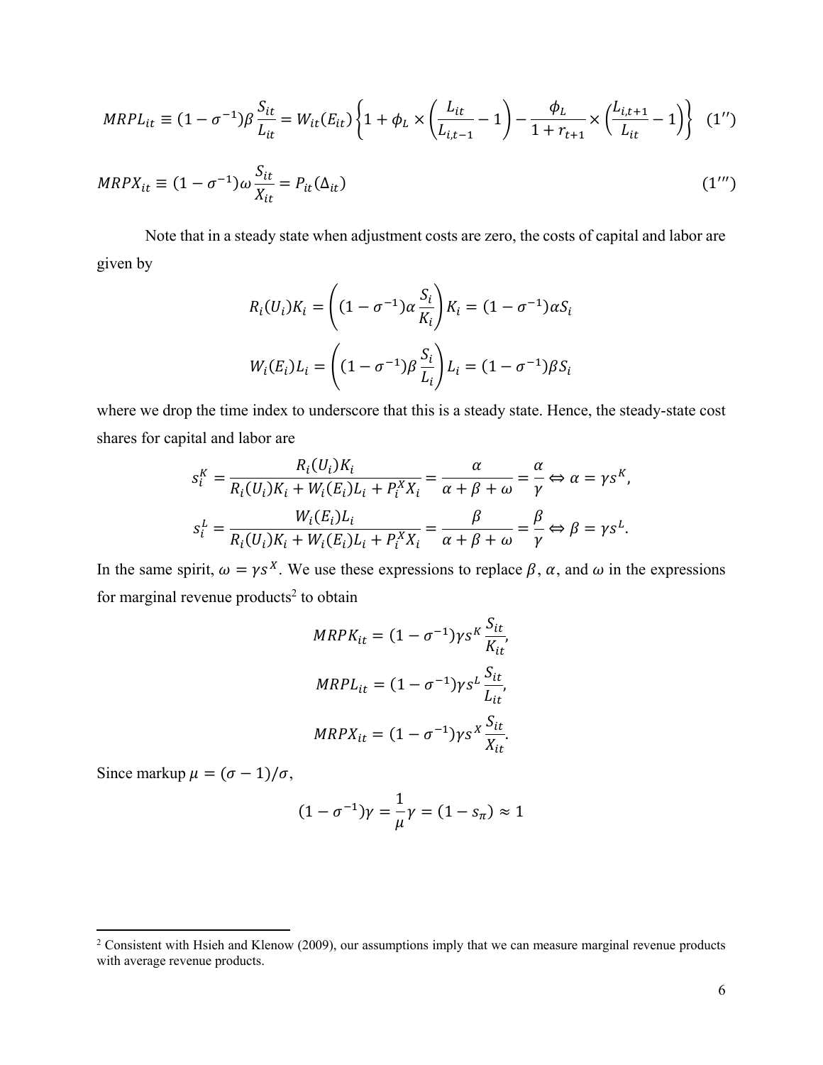$$MRPL_{it} \equiv (1-\sigma^{-1})\beta \frac{S_{it}}{L_{it}} = W_{it}(E_{it})\left\{1 + \phi_L \times \left(\frac{L_{it}}{L_{i,t-1}} - 1\right) - \frac{\phi_L}{1+r_{t+1}} \times \left(\frac{L_{i,t+1}}{L_{it}} - 1\right)\right\} \quad (1'')$$

$$MRPX_{it} \equiv (1-\sigma^{-1})\omega \frac{S_{it}}{X_{it}} = P_{it}(\Delta_{it}) \quad (1''')$$

Note that in a steady state when adjustment costs are zero, the costs of capital and labor are given by

$$R_i(U_i)K_i = \left((1-\sigma^{-1})\alpha \frac{S_i}{K_i}\right)K_i = (1-\sigma^{-1})\alpha S_i$$

$$W_i(E_i)L_i = \left((1-\sigma^{-1})\beta \frac{S_i}{L_i}\right)L_i = (1-\sigma^{-1})\beta S_i$$

where we drop the time index to underscore that this is a steady state. Hence, the steady-state cost shares for capital and labor are

$$s_i^K = \frac{R_i(U_i)K_i}{R_i(U_i)K_i + W_i(E_i)L_i + P_i^X X_i} = \frac{\alpha}{\alpha+\beta+\omega} = \frac{\alpha}{\gamma} \Leftrightarrow \alpha = \gamma s^K,$$

$$s_i^L = \frac{W_i(E_i)L_i}{R_i(U_i)K_i + W_i(E_i)L_i + P_i^X X_i} = \frac{\beta}{\alpha+\beta+\omega} = \frac{\beta}{\gamma} \Leftrightarrow \beta = \gamma s^L.$$

In the same spirit, $\omega = \gamma s^X$. We use these expressions to replace $\beta$, $\alpha$, and $\omega$ in the expressions for marginal revenue products[2] to obtain

$$MRPK_{it} = (1-\sigma^{-1})\gamma s^K \frac{S_{it}}{K_{it}},$$

$$MRPL_{it} = (1-\sigma^{-1})\gamma s^L \frac{S_{it}}{L_{it}},$$

$$MRPX_{it} = (1-\sigma^{-1})\gamma s^X \frac{S_{it}}{X_{it}}.$$

Since markup $\mu = (\sigma - 1)/\sigma$,

$$(1-\sigma^{-1})\gamma = \frac{1}{\mu}\gamma = (1 - s_\pi) \approx 1$$

[2] Consistent with Hsieh and Klenow (2009), our assumptions imply that we can measure marginal revenue products with average revenue products.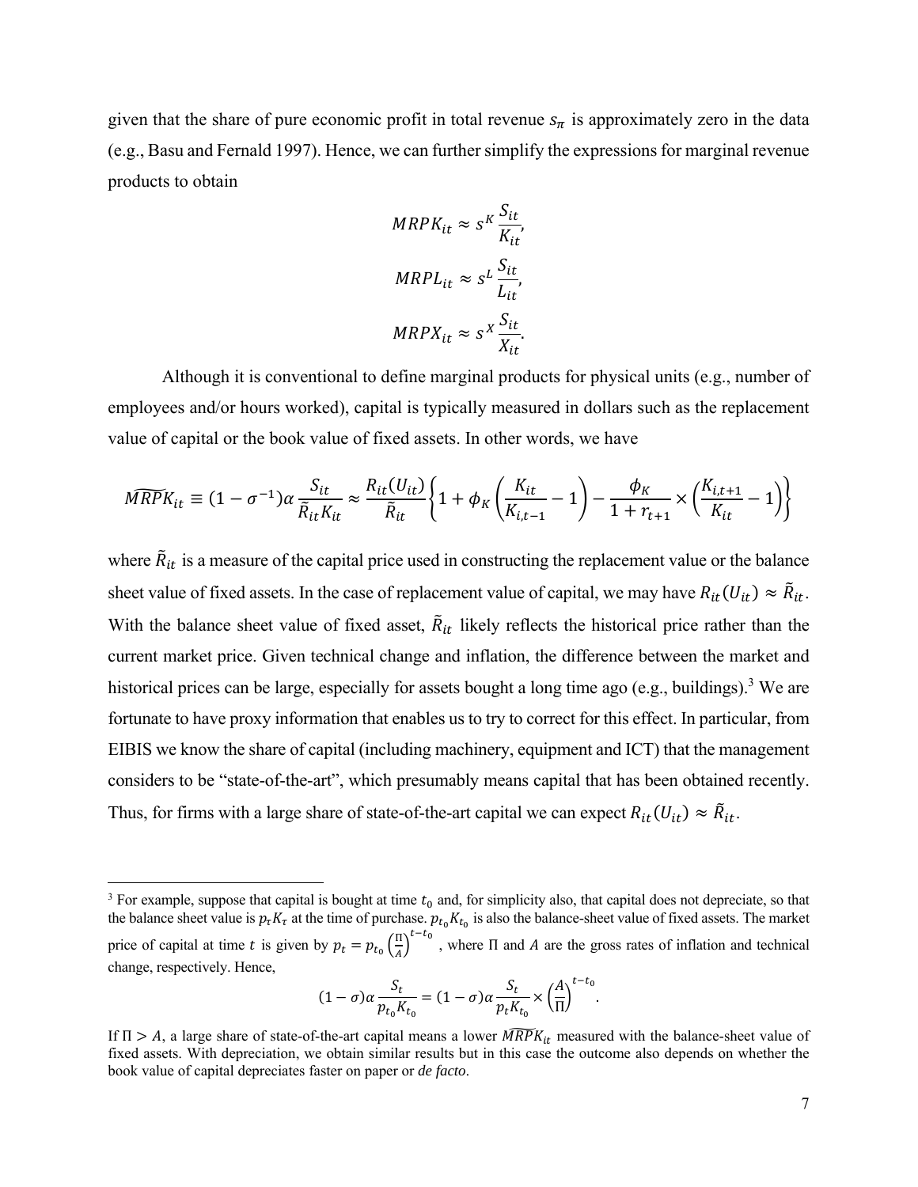given that the share of pure economic profit in total revenue $s_\pi$ is approximately zero in the data (e.g., Basu and Fernald 1997). Hence, we can further simplify the expressions for marginal revenue products to obtain

$$MRPK_{it} \approx s^K \frac{S_{it}}{K_{it}},$$

$$MRPL_{it} \approx s^L \frac{S_{it}}{L_{it}},$$

$$MRPX_{it} \approx s^X \frac{S_{it}}{X_{it}}.$$

Although it is conventional to define marginal products for physical units (e.g., number of employees and/or hours worked), capital is typically measured in dollars such as the replacement value of capital or the book value of fixed assets. In other words, we have

$$\widehat{MRPK}_{it} \equiv (1-\sigma^{-1})\alpha \frac{S_{it}}{\tilde{R}_{it} K_{it}} \approx \frac{R_{it}(U_{it})}{\tilde{R}_{it}} \left\{ 1 + \phi_K \left( \frac{K_{it}}{K_{i,t-1}} - 1 \right) - \frac{\phi_K}{1+r_{t+1}} \times \left( \frac{K_{i,t+1}}{K_{it}} - 1 \right) \right\}$$

where $\tilde{R}_{it}$ is a measure of the capital price used in constructing the replacement value or the balance sheet value of fixed assets. In the case of replacement value of capital, we may have $R_{it}(U_{it}) \approx \tilde{R}_{it}$. With the balance sheet value of fixed asset, $\tilde{R}_{it}$ likely reflects the historical price rather than the current market price. Given technical change and inflation, the difference between the market and historical prices can be large, especially for assets bought a long time ago (e.g., buildings).[3] We are fortunate to have proxy information that enables us to try to correct for this effect. In particular, from EIBIS we know the share of capital (including machinery, equipment and ICT) that the management considers to be "state-of-the-art", which presumably means capital that has been obtained recently. Thus, for firms with a large share of state-of-the-art capital we can expect $R_{it}(U_{it}) \approx \tilde{R}_{it}$.

---

[3] For example, suppose that capital is bought at time $t_0$ and, for simplicity also, that capital does not depreciate, so that the balance sheet value is $p_\tau K_\tau$ at the time of purchase. $p_{t_0} K_{t_0}$ is also the balance-sheet value of fixed assets. The market price of capital at time $t$ is given by $p_t = p_{t_0} \left(\frac{\Pi}{A}\right)^{t-t_0}$, where $\Pi$ and $A$ are the gross rates of inflation and technical change, respectively. Hence,

$$(1-\sigma)\alpha \frac{S_t}{p_{t_0} K_{t_0}} = (1-\sigma)\alpha \frac{S_t}{p_t K_{t_0}} \times \left(\frac{A}{\Pi}\right)^{t-t_0}.$$

If $\Pi > A$, a large share of state-of-the-art capital means a lower $\widehat{MRPK}_{it}$ measured with the balance-sheet value of fixed assets. With depreciation, we obtain similar results but in this case the outcome also depends on whether the book value of capital depreciates faster on paper or *de facto*.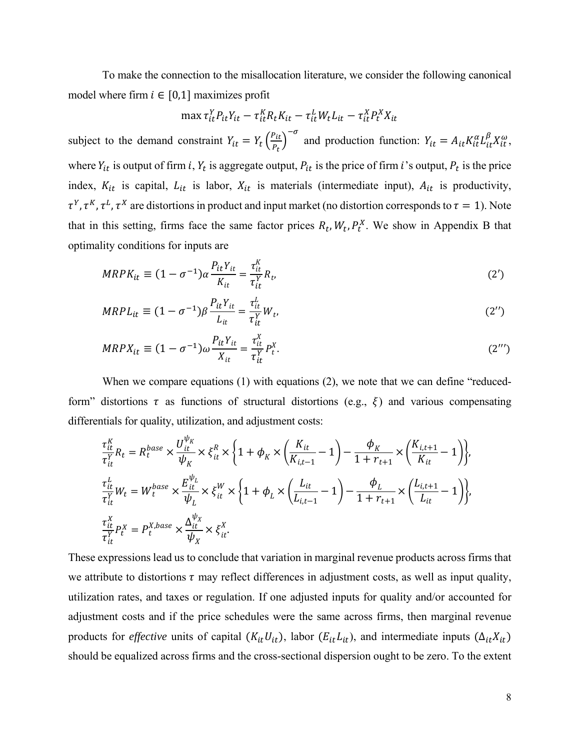To make the connection to the misallocation literature, we consider the following canonical model where firm $i \in [0,1]$ maximizes profit

$$\max \tau_{it}^{Y} P_{it} Y_{it} - \tau_{it}^{K} R_t K_{it} - \tau_{it}^{L} W_t L_{it} - \tau_{it}^{X} P_t^X X_{it}$$

subject to the demand constraint $Y_{it} = Y_t \left(\frac{P_{it}}{P_t}\right)^{-\sigma}$ and production function: $Y_{it} = A_{it} K_{it}^{\alpha} L_{it}^{\beta} X_{it}^{\omega}$, where $Y_{it}$ is output of firm $i$, $Y_t$ is aggregate output, $P_{it}$ is the price of firm $i$'s output, $P_t$ is the price index, $K_{it}$ is capital, $L_{it}$ is labor, $X_{it}$ is materials (intermediate input), $A_{it}$ is productivity, $\tau^Y, \tau^K, \tau^L, \tau^X$ are distortions in product and input market (no distortion corresponds to $\tau = 1$). Note that in this setting, firms face the same factor prices $R_t, W_t, P_t^X$. We show in Appendix B that optimality conditions for inputs are

$$MRPK_{it} \equiv (1 - \sigma^{-1}) \alpha \frac{P_{it} Y_{it}}{K_{it}} = \frac{\tau_{it}^{K}}{\tau_{it}^{Y}} R_t, \tag{2'}$$

$$MRPL_{it} \equiv (1 - \sigma^{-1}) \beta \frac{P_{it} Y_{it}}{L_{it}} = \frac{\tau_{it}^{L}}{\tau_{it}^{Y}} W_t, \tag{2''}$$

$$MRPX_{it} \equiv (1 - \sigma^{-1}) \omega \frac{P_{it} Y_{it}}{X_{it}} = \frac{\tau_{it}^{X}}{\tau_{it}^{Y}} P_t^X. \tag{2'''}$$

When we compare equations (1) with equations (2), we note that we can define "reduced-form" distortions $\tau$ as functions of structural distortions (e.g., $\xi$) and various compensating differentials for quality, utilization, and adjustment costs:

$$\frac{\tau_{it}^{K}}{\tau_{it}^{Y}} R_t = R_t^{base} \times \frac{U_{it}^{\psi_K}}{\psi_K} \times \xi_{it}^{R} \times \left\{1 + \phi_K \times \left(\frac{K_{it}}{K_{i,t-1}} - 1\right) - \frac{\phi_K}{1 + r_{t+1}} \times \left(\frac{K_{i,t+1}}{K_{it}} - 1\right)\right\},$$

$$\frac{\tau_{it}^{L}}{\tau_{it}^{Y}} W_t = W_t^{base} \times \frac{E_{it}^{\psi_L}}{\psi_L} \times \xi_{it}^{W} \times \left\{1 + \phi_L \times \left(\frac{L_{it}}{L_{i,t-1}} - 1\right) - \frac{\phi_L}{1 + r_{t+1}} \times \left(\frac{L_{i,t+1}}{L_{it}} - 1\right)\right\},$$

$$\frac{\tau_{it}^{X}}{\tau_{it}^{Y}} P_t^X = P_t^{X,base} \times \frac{\Delta_{it}^{\psi_X}}{\psi_X} \times \xi_{it}^{X}.$$

These expressions lead us to conclude that variation in marginal revenue products across firms that we attribute to distortions $\tau$ may reflect differences in adjustment costs, as well as input quality, utilization rates, and taxes or regulation. If one adjusted inputs for quality and/or accounted for adjustment costs and if the price schedules were the same across firms, then marginal revenue products for *effective* units of capital ($K_{it} U_{it}$), labor ($E_{it} L_{it}$), and intermediate inputs ($\Delta_{it} X_{it}$) should be equalized across firms and the cross-sectional dispersion ought to be zero. To the extent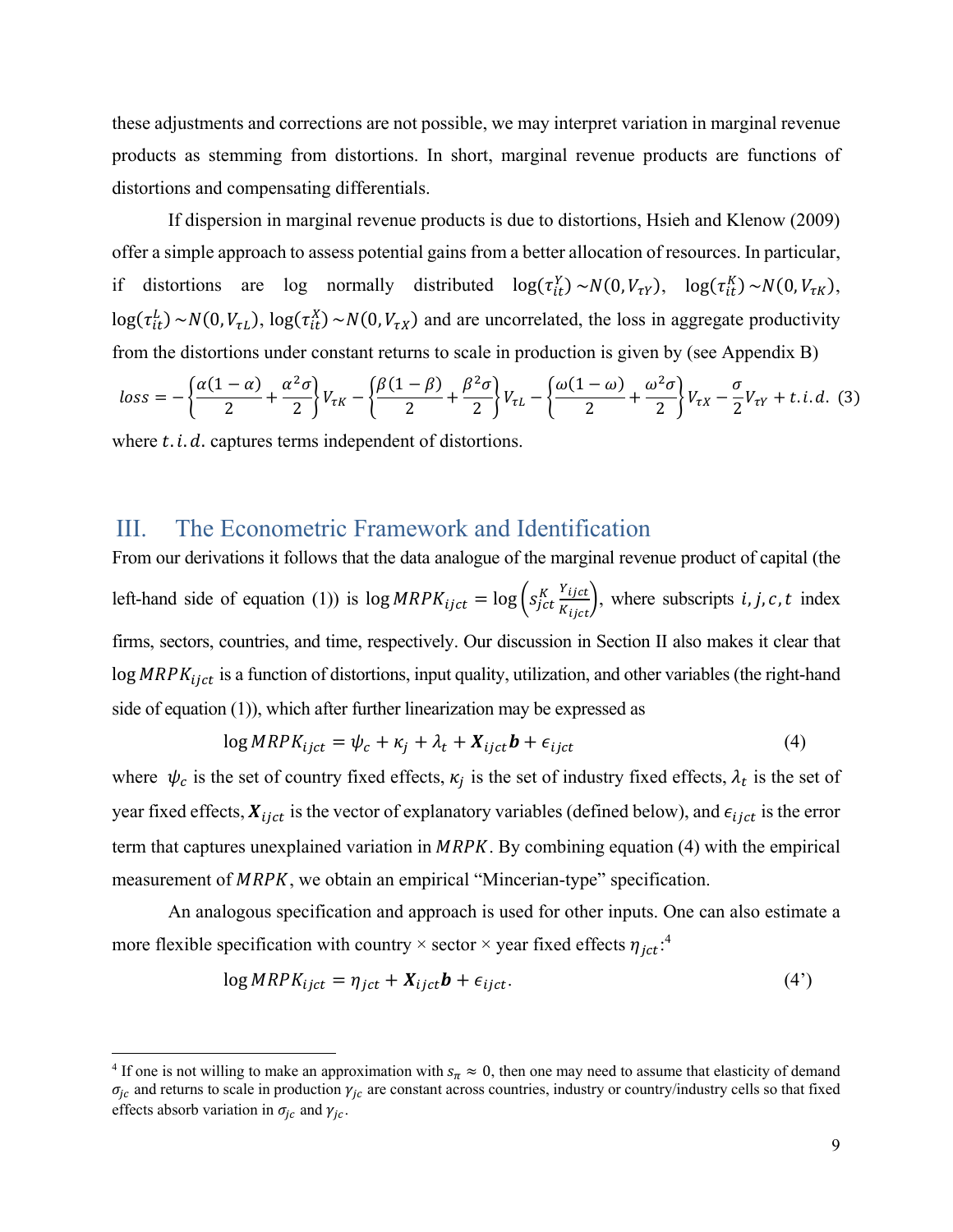these adjustments and corrections are not possible, we may interpret variation in marginal revenue products as stemming from distortions. In short, marginal revenue products are functions of distortions and compensating differentials.

If dispersion in marginal revenue products is due to distortions, Hsieh and Klenow (2009) offer a simple approach to assess potential gains from a better allocation of resources. In particular, if distortions are log normally distributed $\log(\tau_{it}^{Y}) \sim N(0, V_{\tau Y})$, $\log(\tau_{it}^{K}) \sim N(0, V_{\tau K})$, $\log(\tau_{it}^{L}) \sim N(0, V_{\tau L})$, $\log(\tau_{it}^{X}) \sim N(0, V_{\tau X})$ and are uncorrelated, the loss in aggregate productivity from the distortions under constant returns to scale in production is given by (see Appendix B)

$$loss = -\left\{\frac{\alpha(1-\alpha)}{2} + \frac{\alpha^2\sigma}{2}\right\}V_{\tau K} - \left\{\frac{\beta(1-\beta)}{2} + \frac{\beta^2\sigma}{2}\right\}V_{\tau L} - \left\{\frac{\omega(1-\omega)}{2} + \frac{\omega^2\sigma}{2}\right\}V_{\tau X} - \frac{\sigma}{2}V_{\tau Y} + t.i.d. \quad (3)$$

where $t.i.d.$ captures terms independent of distortions.

## III. The Econometric Framework and Identification

From our derivations it follows that the data analogue of the marginal revenue product of capital (the left-hand side of equation (1)) is $\log MRPK_{ijct} = \log\left(s_{jct}^{K}\frac{Y_{ijct}}{K_{ijct}}\right)$, where subscripts $i, j, c, t$ index firms, sectors, countries, and time, respectively. Our discussion in Section II also makes it clear that $\log MRPK_{ijct}$ is a function of distortions, input quality, utilization, and other variables (the right-hand side of equation (1)), which after further linearization may be expressed as

$$\log MRPK_{ijct} = \psi_c + \kappa_j + \lambda_t + \boldsymbol{X}_{ijct}\boldsymbol{b} + \epsilon_{ijct} \quad (4)$$

where $\psi_c$ is the set of country fixed effects, $\kappa_j$ is the set of industry fixed effects, $\lambda_t$ is the set of year fixed effects, $\boldsymbol{X}_{ijct}$ is the vector of explanatory variables (defined below), and $\epsilon_{ijct}$ is the error term that captures unexplained variation in $MRPK$. By combining equation (4) with the empirical measurement of $MRPK$, we obtain an empirical "Mincerian-type" specification.

An analogous specification and approach is used for other inputs. One can also estimate a more flexible specification with country × sector × year fixed effects $\eta_{jct}$:[4]

$$\log MRPK_{ijct} = \eta_{jct} + \boldsymbol{X}_{ijct}\boldsymbol{b} + \epsilon_{ijct}. \quad (4')$$

[4] If one is not willing to make an approximation with $s_{\pi} \approx 0$, then one may need to assume that elasticity of demand $\sigma_{jc}$ and returns to scale in production $\gamma_{jc}$ are constant across countries, industry or country/industry cells so that fixed effects absorb variation in $\sigma_{jc}$ and $\gamma_{jc}$.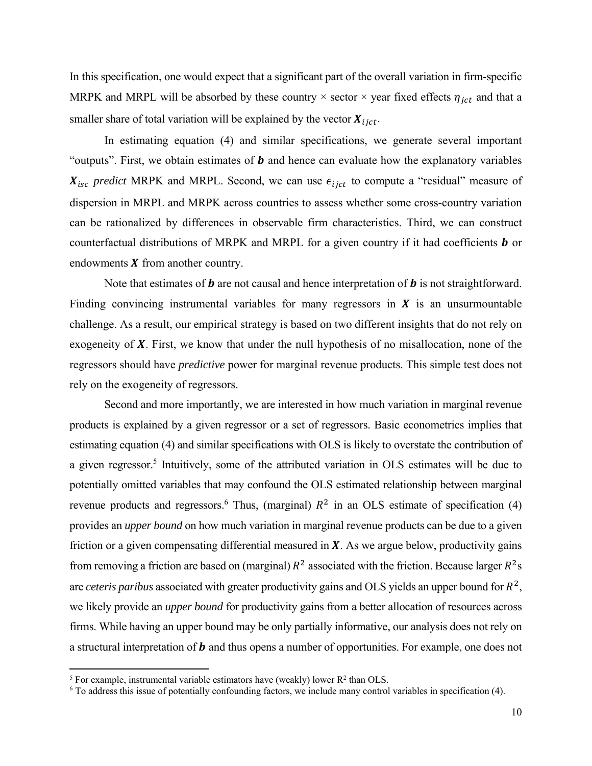In this specification, one would expect that a significant part of the overall variation in firm-specific MRPK and MRPL will be absorbed by these country × sector × year fixed effects $\eta_{jct}$ and that a smaller share of total variation will be explained by the vector $\boldsymbol{X}_{ijct}$.

In estimating equation (4) and similar specifications, we generate several important "outputs". First, we obtain estimates of $\boldsymbol{b}$ and hence can evaluate how the explanatory variables $\boldsymbol{X}_{isc}$ *predict* MRPK and MRPL. Second, we can use $\epsilon_{ijct}$ to compute a "residual" measure of dispersion in MRPL and MRPK across countries to assess whether some cross-country variation can be rationalized by differences in observable firm characteristics. Third, we can construct counterfactual distributions of MRPK and MRPL for a given country if it had coefficients $\boldsymbol{b}$ or endowments $\boldsymbol{X}$ from another country.

Note that estimates of $\boldsymbol{b}$ are not causal and hence interpretation of $\boldsymbol{b}$ is not straightforward. Finding convincing instrumental variables for many regressors in $\boldsymbol{X}$ is an unsurmountable challenge. As a result, our empirical strategy is based on two different insights that do not rely on exogeneity of $\boldsymbol{X}$. First, we know that under the null hypothesis of no misallocation, none of the regressors should have *predictive* power for marginal revenue products. This simple test does not rely on the exogeneity of regressors.

Second and more importantly, we are interested in how much variation in marginal revenue products is explained by a given regressor or a set of regressors. Basic econometrics implies that estimating equation (4) and similar specifications with OLS is likely to overstate the contribution of a given regressor.[5] Intuitively, some of the attributed variation in OLS estimates will be due to potentially omitted variables that may confound the OLS estimated relationship between marginal revenue products and regressors.[6] Thus, (marginal) $R^2$ in an OLS estimate of specification (4) provides an *upper bound* on how much variation in marginal revenue products can be due to a given friction or a given compensating differential measured in $\boldsymbol{X}$. As we argue below, productivity gains from removing a friction are based on (marginal) $R^2$ associated with the friction. Because larger $R^2$s are *ceteris paribus* associated with greater productivity gains and OLS yields an upper bound for $R^2$, we likely provide an *upper bound* for productivity gains from a better allocation of resources across firms. While having an upper bound may be only partially informative, our analysis does not rely on a structural interpretation of $\boldsymbol{b}$ and thus opens a number of opportunities. For example, one does not

[5] For example, instrumental variable estimators have (weakly) lower $R^2$ than OLS.

[6] To address this issue of potentially confounding factors, we include many control variables in specification (4).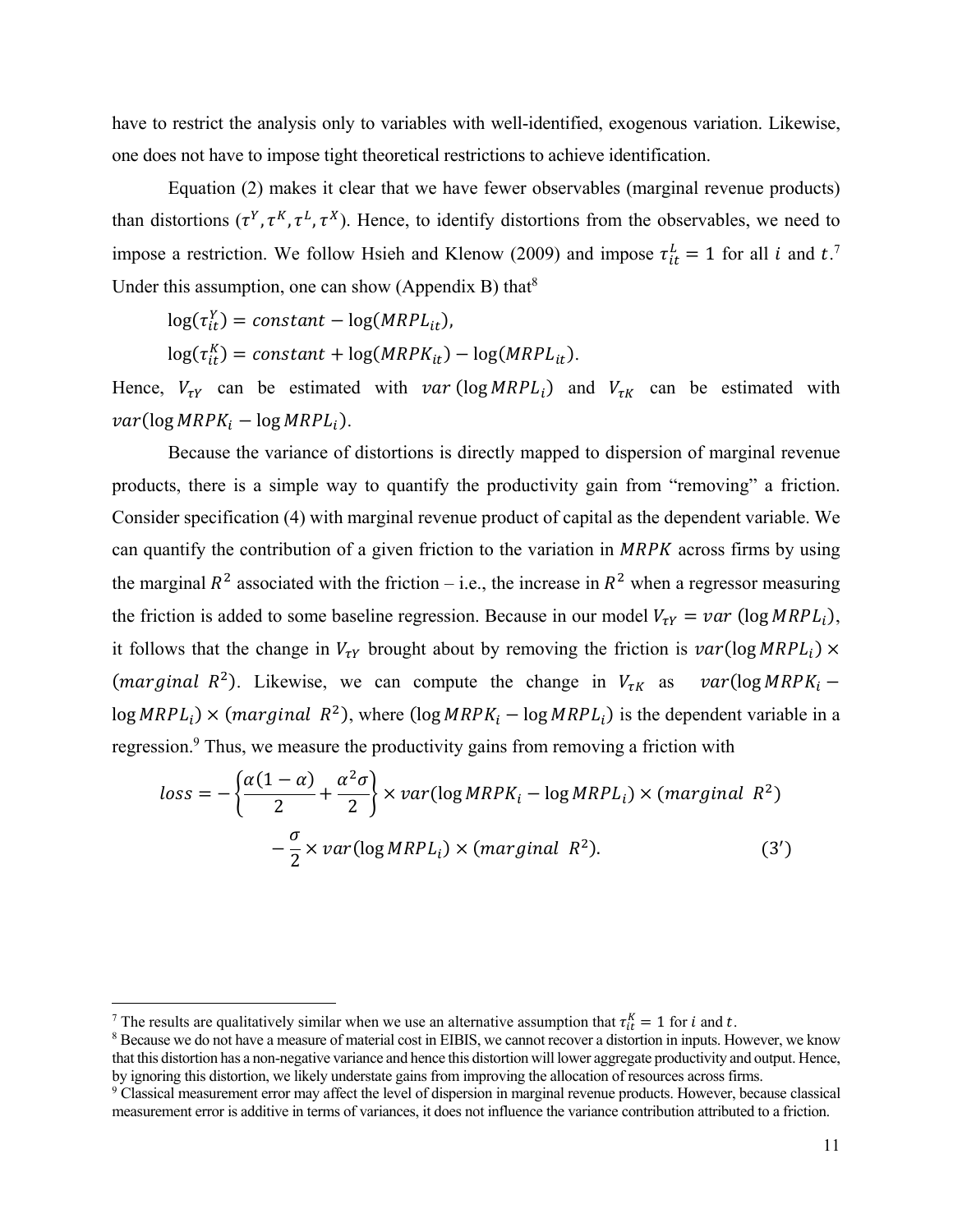have to restrict the analysis only to variables with well-identified, exogenous variation. Likewise, one does not have to impose tight theoretical restrictions to achieve identification.

Equation (2) makes it clear that we have fewer observables (marginal revenue products) than distortions ($\tau^Y, \tau^K, \tau^L, \tau^X$). Hence, to identify distortions from the observables, we need to impose a restriction. We follow Hsieh and Klenow (2009) and impose $\tau_{it}^L = 1$ for all $i$ and $t$.[7] Under this assumption, one can show (Appendix B) that[8]

$$\log(\tau_{it}^Y) = constant - \log(MRPL_{it}),$$

$$\log(\tau_{it}^K) = constant + \log(MRPK_{it}) - \log(MRPL_{it}).$$

Hence, $V_{\tau Y}$ can be estimated with $var(\log MRPL_i)$ and $V_{\tau K}$ can be estimated with $var(\log MRPK_i - \log MRPL_i)$.

Because the variance of distortions is directly mapped to dispersion of marginal revenue products, there is a simple way to quantify the productivity gain from "removing" a friction. Consider specification (4) with marginal revenue product of capital as the dependent variable. We can quantify the contribution of a given friction to the variation in $MRPK$ across firms by using the marginal $R^2$ associated with the friction – i.e., the increase in $R^2$ when a regressor measuring the friction is added to some baseline regression. Because in our model $V_{\tau Y} = var(\log MRPL_i)$, it follows that the change in $V_{\tau Y}$ brought about by removing the friction is $var(\log MRPL_i) \times (marginal\ R^2)$. Likewise, we can compute the change in $V_{\tau K}$ as $var(\log MRPK_i - \log MRPL_i) \times (marginal\ R^2)$, where $(\log MRPK_i - \log MRPL_i)$ is the dependent variable in a regression.[9] Thus, we measure the productivity gains from removing a friction with

$$loss = -\left\{\frac{\alpha(1-\alpha)}{2} + \frac{\alpha^2 \sigma}{2}\right\} \times var(\log MRPK_i - \log MRPL_i) \times (marginal\ R^2)$$
$$- \frac{\sigma}{2} \times var(\log MRPL_i) \times (marginal\ R^2). \qquad (3')$$

---

[7] The results are qualitatively similar when we use an alternative assumption that $\tau_{it}^K = 1$ for $i$ and $t$.

[8] Because we do not have a measure of material cost in EIBIS, we cannot recover a distortion in inputs. However, we know that this distortion has a non-negative variance and hence this distortion will lower aggregate productivity and output. Hence, by ignoring this distortion, we likely understate gains from improving the allocation of resources across firms.

[9] Classical measurement error may affect the level of dispersion in marginal revenue products. However, because classical measurement error is additive in terms of variances, it does not influence the variance contribution attributed to a friction.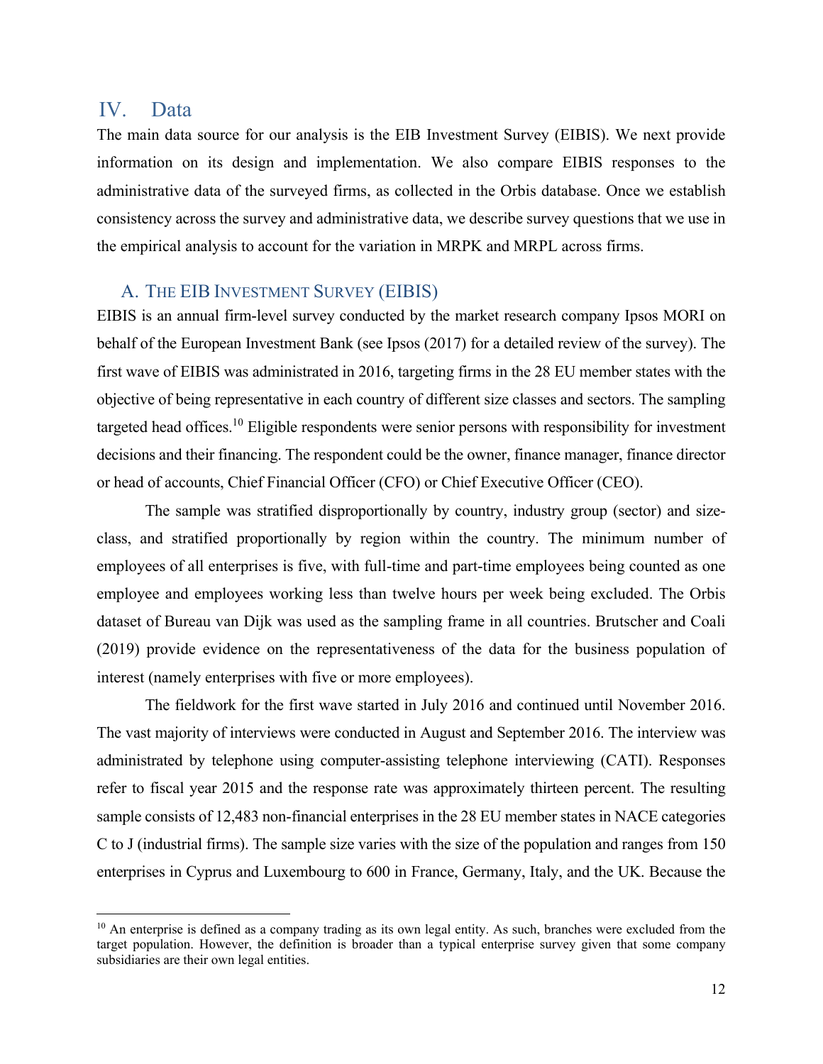## IV. Data

The main data source for our analysis is the EIB Investment Survey (EIBIS). We next provide information on its design and implementation. We also compare EIBIS responses to the administrative data of the surveyed firms, as collected in the Orbis database. Once we establish consistency across the survey and administrative data, we describe survey questions that we use in the empirical analysis to account for the variation in MRPK and MRPL across firms.

### A. The EIB Investment Survey (EIBIS)

EIBIS is an annual firm-level survey conducted by the market research company Ipsos MORI on behalf of the European Investment Bank (see Ipsos (2017) for a detailed review of the survey). The first wave of EIBIS was administrated in 2016, targeting firms in the 28 EU member states with the objective of being representative in each country of different size classes and sectors. The sampling targeted head offices.[10] Eligible respondents were senior persons with responsibility for investment decisions and their financing. The respondent could be the owner, finance manager, finance director or head of accounts, Chief Financial Officer (CFO) or Chief Executive Officer (CEO).

The sample was stratified disproportionally by country, industry group (sector) and size-class, and stratified proportionally by region within the country. The minimum number of employees of all enterprises is five, with full-time and part-time employees being counted as one employee and employees working less than twelve hours per week being excluded. The Orbis dataset of Bureau van Dijk was used as the sampling frame in all countries. Brutscher and Coali (2019) provide evidence on the representativeness of the data for the business population of interest (namely enterprises with five or more employees).

The fieldwork for the first wave started in July 2016 and continued until November 2016. The vast majority of interviews were conducted in August and September 2016. The interview was administrated by telephone using computer-assisting telephone interviewing (CATI). Responses refer to fiscal year 2015 and the response rate was approximately thirteen percent. The resulting sample consists of 12,483 non-financial enterprises in the 28 EU member states in NACE categories C to J (industrial firms). The sample size varies with the size of the population and ranges from 150 enterprises in Cyprus and Luxembourg to 600 in France, Germany, Italy, and the UK. Because the

[10] An enterprise is defined as a company trading as its own legal entity. As such, branches were excluded from the target population. However, the definition is broader than a typical enterprise survey given that some company subsidiaries are their own legal entities.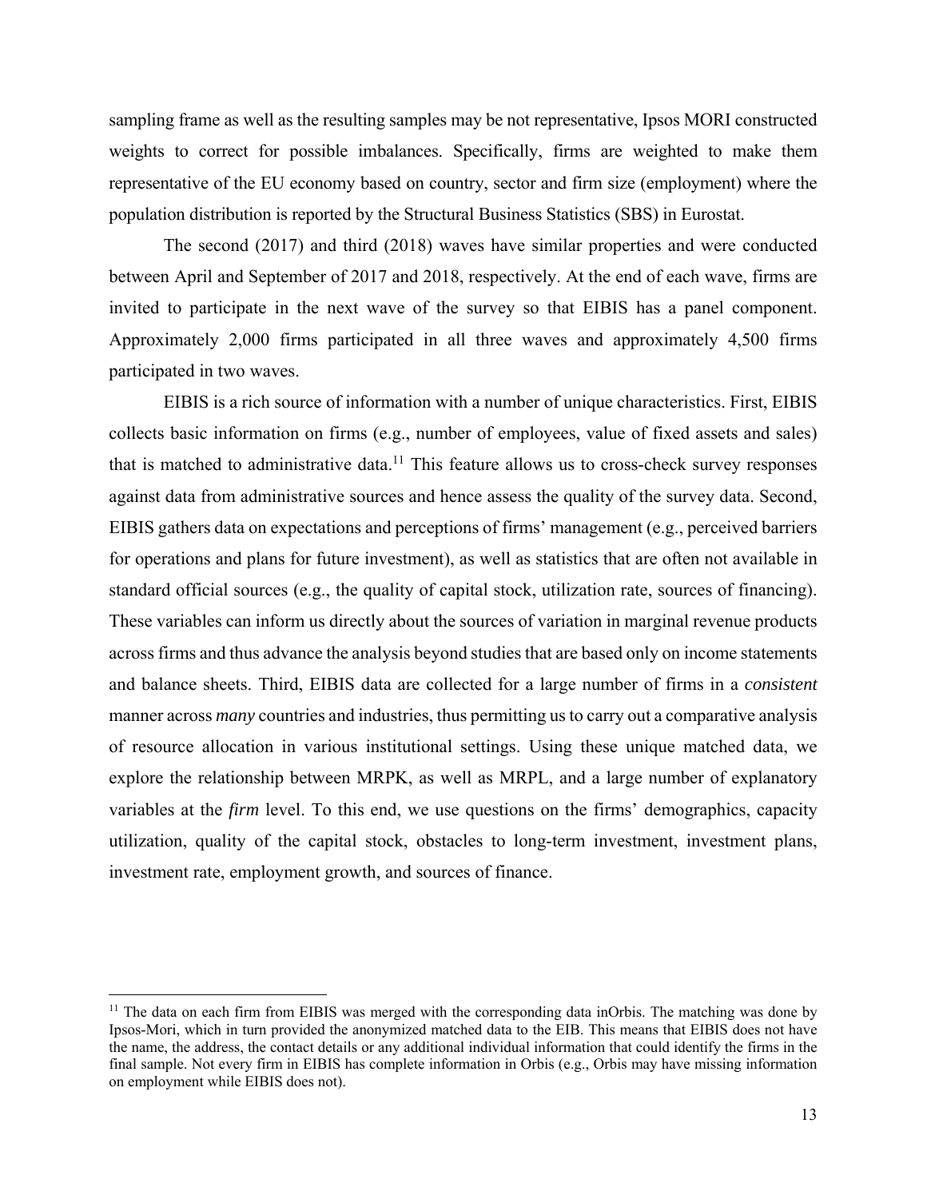sampling frame as well as the resulting samples may be not representative, Ipsos MORI constructed weights to correct for possible imbalances. Specifically, firms are weighted to make them representative of the EU economy based on country, sector and firm size (employment) where the population distribution is reported by the Structural Business Statistics (SBS) in Eurostat.

The second (2017) and third (2018) waves have similar properties and were conducted between April and September of 2017 and 2018, respectively. At the end of each wave, firms are invited to participate in the next wave of the survey so that EIBIS has a panel component. Approximately 2,000 firms participated in all three waves and approximately 4,500 firms participated in two waves.

EIBIS is a rich source of information with a number of unique characteristics. First, EIBIS collects basic information on firms (e.g., number of employees, value of fixed assets and sales) that is matched to administrative data.[11] This feature allows us to cross-check survey responses against data from administrative sources and hence assess the quality of the survey data. Second, EIBIS gathers data on expectations and perceptions of firms' management (e.g., perceived barriers for operations and plans for future investment), as well as statistics that are often not available in standard official sources (e.g., the quality of capital stock, utilization rate, sources of financing). These variables can inform us directly about the sources of variation in marginal revenue products across firms and thus advance the analysis beyond studies that are based only on income statements and balance sheets. Third, EIBIS data are collected for a large number of firms in a *consistent* manner across *many* countries and industries, thus permitting us to carry out a comparative analysis of resource allocation in various institutional settings. Using these unique matched data, we explore the relationship between MRPK, as well as MRPL, and a large number of explanatory variables at the *firm* level. To this end, we use questions on the firms' demographics, capacity utilization, quality of the capital stock, obstacles to long-term investment, investment plans, investment rate, employment growth, and sources of finance.

[11] The data on each firm from EIBIS was merged with the corresponding data inOrbis. The matching was done by Ipsos-Mori, which in turn provided the anonymized matched data to the EIB. This means that EIBIS does not have the name, the address, the contact details or any additional individual information that could identify the firms in the final sample. Not every firm in EIBIS has complete information in Orbis (e.g., Orbis may have missing information on employment while EIBIS does not).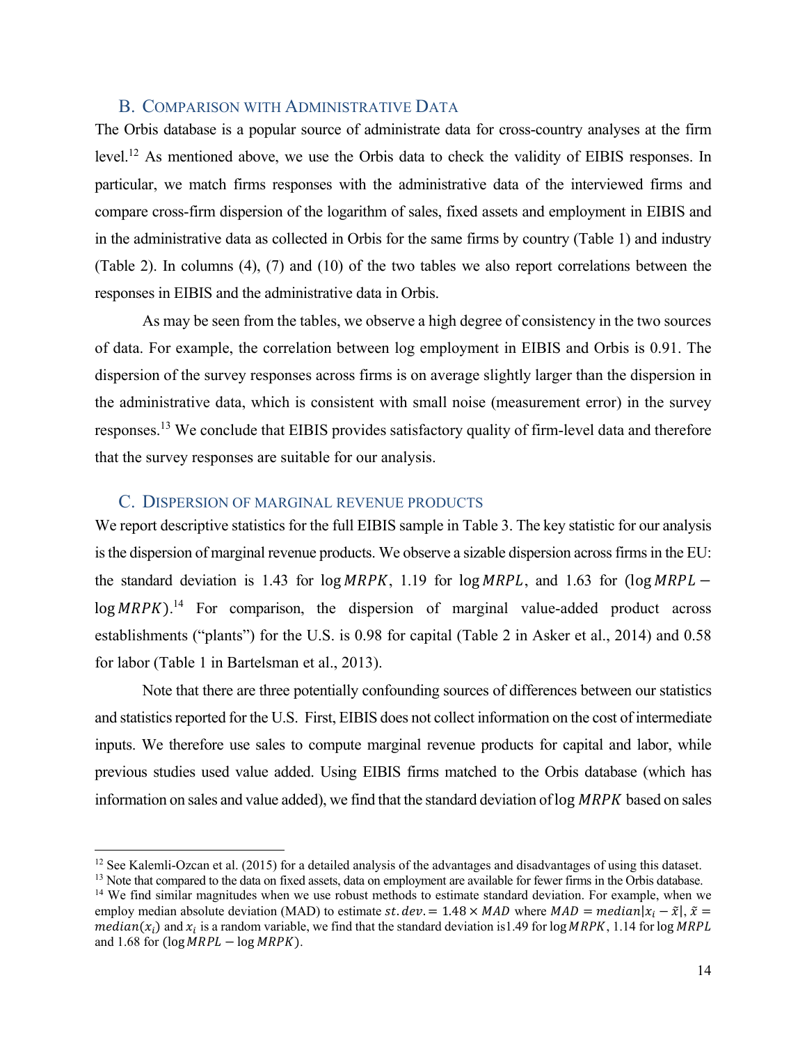### B. Comparison with Administrative Data

The Orbis database is a popular source of administrate data for cross-country analyses at the firm level.[12] As mentioned above, we use the Orbis data to check the validity of EIBIS responses. In particular, we match firms responses with the administrative data of the interviewed firms and compare cross-firm dispersion of the logarithm of sales, fixed assets and employment in EIBIS and in the administrative data as collected in Orbis for the same firms by country (Table 1) and industry (Table 2). In columns (4), (7) and (10) of the two tables we also report correlations between the responses in EIBIS and the administrative data in Orbis.

As may be seen from the tables, we observe a high degree of consistency in the two sources of data. For example, the correlation between log employment in EIBIS and Orbis is 0.91. The dispersion of the survey responses across firms is on average slightly larger than the dispersion in the administrative data, which is consistent with small noise (measurement error) in the survey responses.[13] We conclude that EIBIS provides satisfactory quality of firm-level data and therefore that the survey responses are suitable for our analysis.

### C. Dispersion of marginal revenue products

We report descriptive statistics for the full EIBIS sample in Table 3. The key statistic for our analysis is the dispersion of marginal revenue products. We observe a sizable dispersion across firms in the EU: the standard deviation is 1.43 for $\log MRPK$, 1.19 for $\log MRPL$, and 1.63 for ($\log MRPL - \log MRPK$).[14] For comparison, the dispersion of marginal value-added product across establishments ("plants") for the U.S. is 0.98 for capital (Table 2 in Asker et al., 2014) and 0.58 for labor (Table 1 in Bartelsman et al., 2013).

Note that there are three potentially confounding sources of differences between our statistics and statistics reported for the U.S. First, EIBIS does not collect information on the cost of intermediate inputs. We therefore use sales to compute marginal revenue products for capital and labor, while previous studies used value added. Using EIBIS firms matched to the Orbis database (which has information on sales and value added), we find that the standard deviation of $\log MRPK$ based on sales

---

[12] See Kalemli-Ozcan et al. (2015) for a detailed analysis of the advantages and disadvantages of using this dataset.

[13] Note that compared to the data on fixed assets, data on employment are available for fewer firms in the Orbis database.

[14] We find similar magnitudes when we use robust methods to estimate standard deviation. For example, when we employ median absolute deviation (MAD) to estimate $st.dev. = 1.48 \times MAD$ where $MAD = median|x_i - \tilde{x}|$, $\tilde{x} = median(x_i)$ and $x_i$ is a random variable, we find that the standard deviation is1.49 for $\log MRPK$, 1.14 for $\log MRPL$ and 1.68 for ($\log MRPL - \log MRPK$).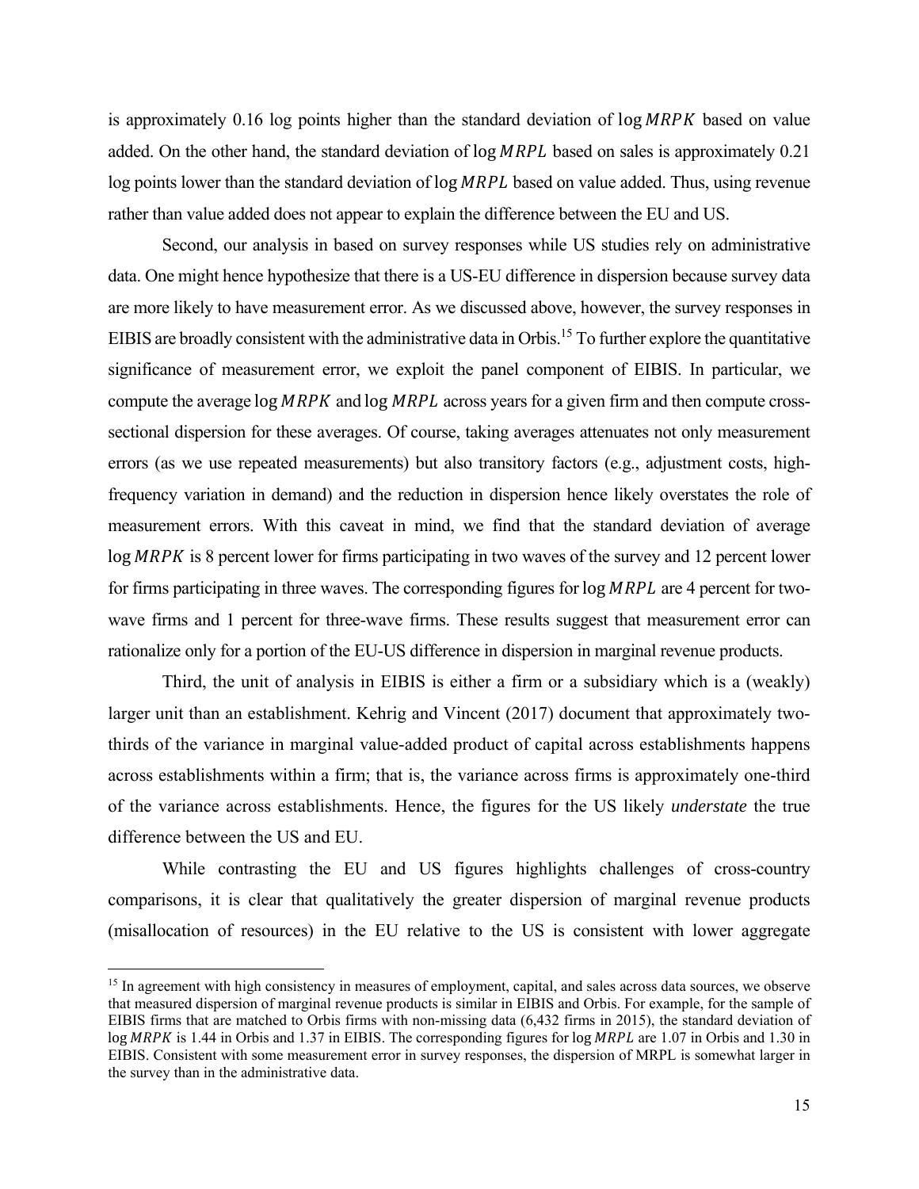is approximately 0.16 log points higher than the standard deviation of $\log MRPK$ based on value added. On the other hand, the standard deviation of $\log MRPL$ based on sales is approximately 0.21 log points lower than the standard deviation of $\log MRPL$ based on value added. Thus, using revenue rather than value added does not appear to explain the difference between the EU and US.

Second, our analysis in based on survey responses while US studies rely on administrative data. One might hence hypothesize that there is a US-EU difference in dispersion because survey data are more likely to have measurement error. As we discussed above, however, the survey responses in EIBIS are broadly consistent with the administrative data in Orbis.[15] To further explore the quantitative significance of measurement error, we exploit the panel component of EIBIS. In particular, we compute the average $\log MRPK$ and $\log MRPL$ across years for a given firm and then compute cross-sectional dispersion for these averages. Of course, taking averages attenuates not only measurement errors (as we use repeated measurements) but also transitory factors (e.g., adjustment costs, high-frequency variation in demand) and the reduction in dispersion hence likely overstates the role of measurement errors. With this caveat in mind, we find that the standard deviation of average $\log MRPK$ is 8 percent lower for firms participating in two waves of the survey and 12 percent lower for firms participating in three waves. The corresponding figures for $\log MRPL$ are 4 percent for two-wave firms and 1 percent for three-wave firms. These results suggest that measurement error can rationalize only for a portion of the EU-US difference in dispersion in marginal revenue products.

Third, the unit of analysis in EIBIS is either a firm or a subsidiary which is a (weakly) larger unit than an establishment. Kehrig and Vincent (2017) document that approximately two-thirds of the variance in marginal value-added product of capital across establishments happens across establishments within a firm; that is, the variance across firms is approximately one-third of the variance across establishments. Hence, the figures for the US likely *understate* the true difference between the US and EU.

While contrasting the EU and US figures highlights challenges of cross-country comparisons, it is clear that qualitatively the greater dispersion of marginal revenue products (misallocation of resources) in the EU relative to the US is consistent with lower aggregate

[15] In agreement with high consistency in measures of employment, capital, and sales across data sources, we observe that measured dispersion of marginal revenue products is similar in EIBIS and Orbis. For example, for the sample of EIBIS firms that are matched to Orbis firms with non-missing data (6,432 firms in 2015), the standard deviation of $\log MRPK$ is 1.44 in Orbis and 1.37 in EIBIS. The corresponding figures for $\log MRPL$ are 1.07 in Orbis and 1.30 in EIBIS. Consistent with some measurement error in survey responses, the dispersion of MRPL is somewhat larger in the survey than in the administrative data.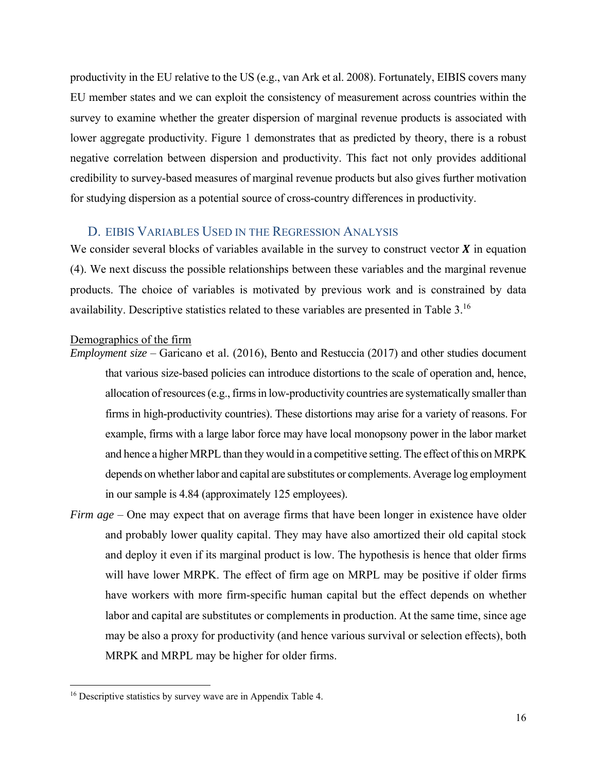productivity in the EU relative to the US (e.g., van Ark et al. 2008). Fortunately, EIBIS covers many EU member states and we can exploit the consistency of measurement across countries within the survey to examine whether the greater dispersion of marginal revenue products is associated with lower aggregate productivity. Figure 1 demonstrates that as predicted by theory, there is a robust negative correlation between dispersion and productivity. This fact not only provides additional credibility to survey-based measures of marginal revenue products but also gives further motivation for studying dispersion as a potential source of cross-country differences in productivity.

### D. EIBIS Variables Used in the Regression Analysis

We consider several blocks of variables available in the survey to construct vector $\boldsymbol{X}$ in equation (4). We next discuss the possible relationships between these variables and the marginal revenue products. The choice of variables is motivated by previous work and is constrained by data availability. Descriptive statistics related to these variables are presented in Table 3.[16]

Demographics of the firm

*Employment size* – Garicano et al. (2016), Bento and Restuccia (2017) and other studies document that various size-based policies can introduce distortions to the scale of operation and, hence, allocation of resources (e.g., firms in low-productivity countries are systematically smaller than firms in high-productivity countries). These distortions may arise for a variety of reasons. For example, firms with a large labor force may have local monopsony power in the labor market and hence a higher MRPL than they would in a competitive setting. The effect of this on MRPK depends on whether labor and capital are substitutes or complements. Average log employment in our sample is 4.84 (approximately 125 employees).

*Firm age* – One may expect that on average firms that have been longer in existence have older and probably lower quality capital. They may have also amortized their old capital stock and deploy it even if its marginal product is low. The hypothesis is hence that older firms will have lower MRPK. The effect of firm age on MRPL may be positive if older firms have workers with more firm-specific human capital but the effect depends on whether labor and capital are substitutes or complements in production. At the same time, since age may be also a proxy for productivity (and hence various survival or selection effects), both MRPK and MRPL may be higher for older firms.

[16] Descriptive statistics by survey wave are in Appendix Table 4.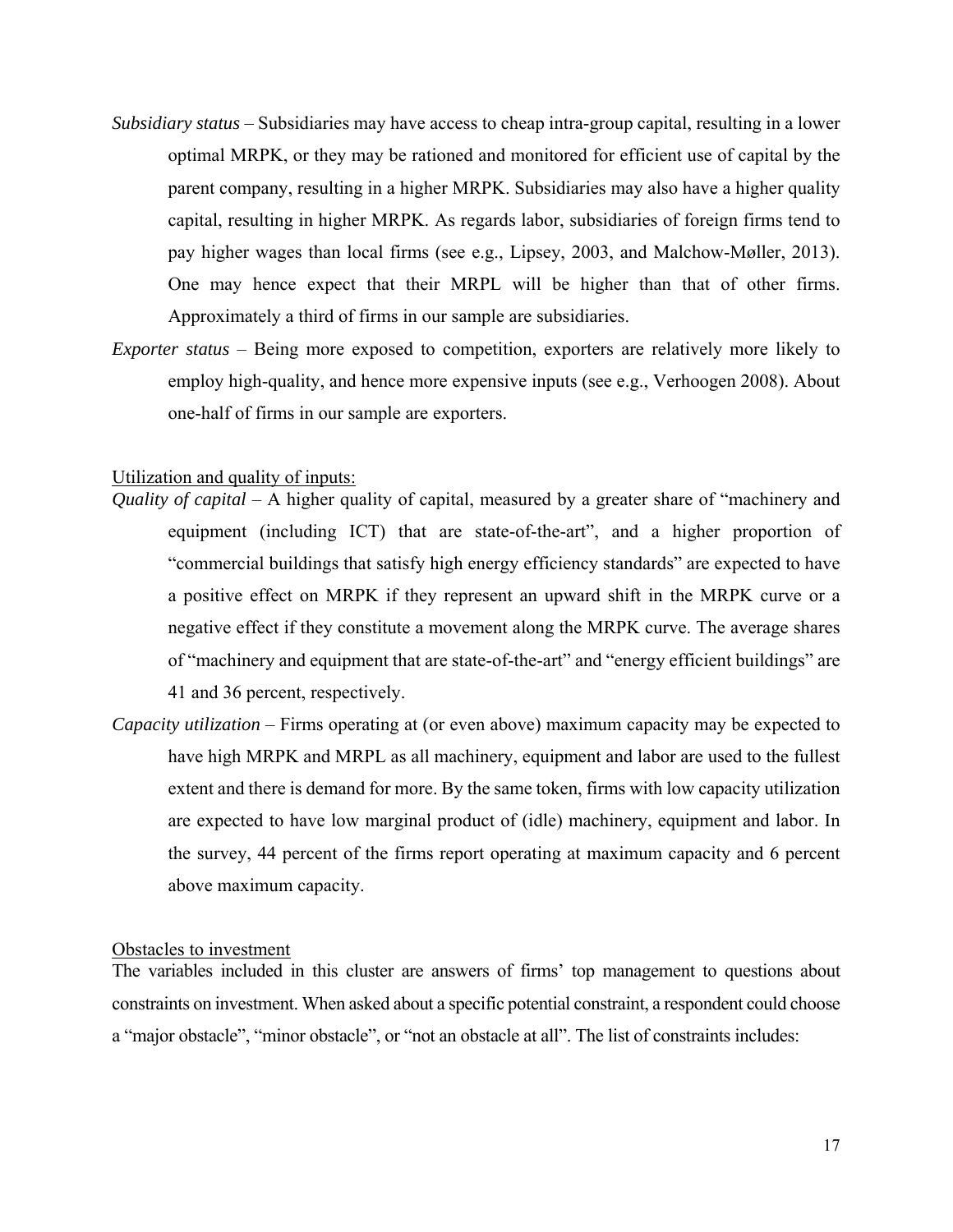*Subsidiary status* – Subsidiaries may have access to cheap intra-group capital, resulting in a lower optimal MRPK, or they may be rationed and monitored for efficient use of capital by the parent company, resulting in a higher MRPK. Subsidiaries may also have a higher quality capital, resulting in higher MRPK. As regards labor, subsidiaries of foreign firms tend to pay higher wages than local firms (see e.g., Lipsey, 2003, and Malchow-Møller, 2013). One may hence expect that their MRPL will be higher than that of other firms. Approximately a third of firms in our sample are subsidiaries.

*Exporter status* – Being more exposed to competition, exporters are relatively more likely to employ high-quality, and hence more expensive inputs (see e.g., Verhoogen 2008). About one-half of firms in our sample are exporters.

Utilization and quality of inputs:

*Quality of capital* – A higher quality of capital, measured by a greater share of "machinery and equipment (including ICT) that are state-of-the-art", and a higher proportion of "commercial buildings that satisfy high energy efficiency standards" are expected to have a positive effect on MRPK if they represent an upward shift in the MRPK curve or a negative effect if they constitute a movement along the MRPK curve. The average shares of "machinery and equipment that are state-of-the-art" and "energy efficient buildings" are 41 and 36 percent, respectively.

*Capacity utilization* – Firms operating at (or even above) maximum capacity may be expected to have high MRPK and MRPL as all machinery, equipment and labor are used to the fullest extent and there is demand for more. By the same token, firms with low capacity utilization are expected to have low marginal product of (idle) machinery, equipment and labor. In the survey, 44 percent of the firms report operating at maximum capacity and 6 percent above maximum capacity.

Obstacles to investment

The variables included in this cluster are answers of firms' top management to questions about constraints on investment. When asked about a specific potential constraint, a respondent could choose a "major obstacle", "minor obstacle", or "not an obstacle at all". The list of constraints includes: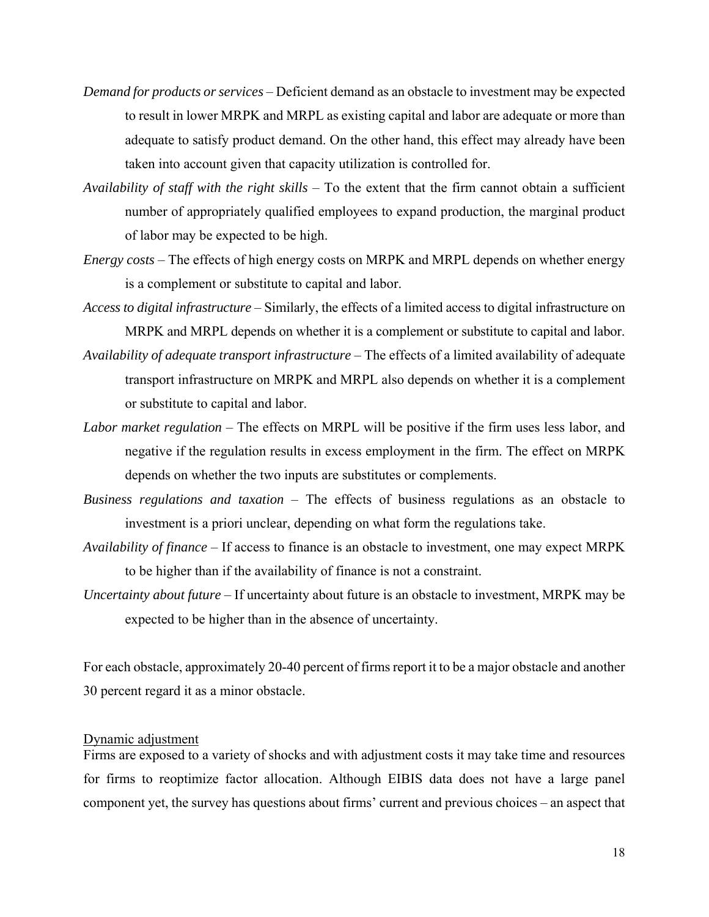*Demand for products or services* – Deficient demand as an obstacle to investment may be expected to result in lower MRPK and MRPL as existing capital and labor are adequate or more than adequate to satisfy product demand. On the other hand, this effect may already have been taken into account given that capacity utilization is controlled for.

*Availability of staff with the right skills* – To the extent that the firm cannot obtain a sufficient number of appropriately qualified employees to expand production, the marginal product of labor may be expected to be high.

*Energy costs* – The effects of high energy costs on MRPK and MRPL depends on whether energy is a complement or substitute to capital and labor.

*Access to digital infrastructure* – Similarly, the effects of a limited access to digital infrastructure on MRPK and MRPL depends on whether it is a complement or substitute to capital and labor.

*Availability of adequate transport infrastructure* – The effects of a limited availability of adequate transport infrastructure on MRPK and MRPL also depends on whether it is a complement or substitute to capital and labor.

*Labor market regulation* – The effects on MRPL will be positive if the firm uses less labor, and negative if the regulation results in excess employment in the firm. The effect on MRPK depends on whether the two inputs are substitutes or complements.

*Business regulations and taxation* – The effects of business regulations as an obstacle to investment is a priori unclear, depending on what form the regulations take.

*Availability of finance* – If access to finance is an obstacle to investment, one may expect MRPK to be higher than if the availability of finance is not a constraint.

*Uncertainty about future* – If uncertainty about future is an obstacle to investment, MRPK may be expected to be higher than in the absence of uncertainty.

For each obstacle, approximately 20-40 percent of firms report it to be a major obstacle and another 30 percent regard it as a minor obstacle.

Dynamic adjustment

Firms are exposed to a variety of shocks and with adjustment costs it may take time and resources for firms to reoptimize factor allocation. Although EIBIS data does not have a large panel component yet, the survey has questions about firms' current and previous choices – an aspect that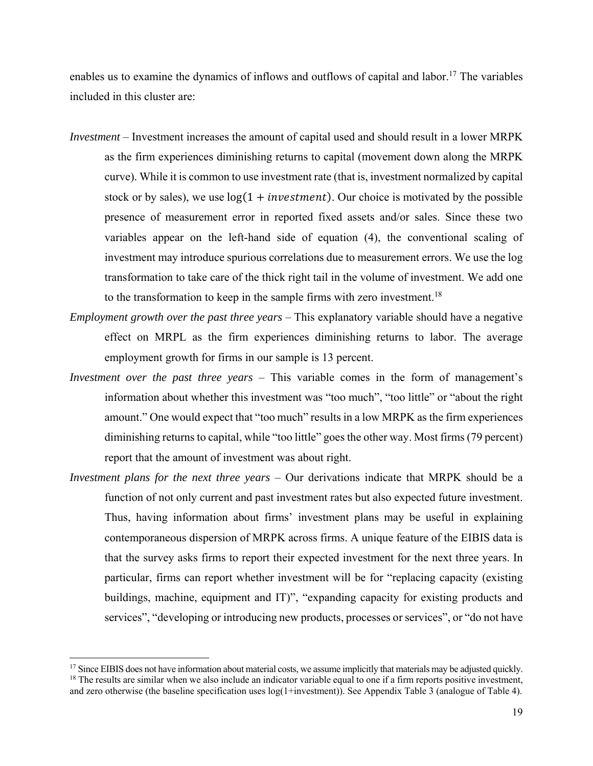enables us to examine the dynamics of inflows and outflows of capital and labor.[17] The variables included in this cluster are:

*Investment* – Investment increases the amount of capital used and should result in a lower MRPK as the firm experiences diminishing returns to capital (movement down along the MRPK curve). While it is common to use investment rate (that is, investment normalized by capital stock or by sales), we use $\log(1 + investment)$. Our choice is motivated by the possible presence of measurement error in reported fixed assets and/or sales. Since these two variables appear on the left-hand side of equation (4), the conventional scaling of investment may introduce spurious correlations due to measurement errors. We use the log transformation to take care of the thick right tail in the volume of investment. We add one to the transformation to keep in the sample firms with zero investment.[18]

*Employment growth over the past three years* – This explanatory variable should have a negative effect on MRPL as the firm experiences diminishing returns to labor. The average employment growth for firms in our sample is 13 percent.

*Investment over the past three years* – This variable comes in the form of management's information about whether this investment was "too much", "too little" or "about the right amount." One would expect that "too much" results in a low MRPK as the firm experiences diminishing returns to capital, while "too little" goes the other way. Most firms (79 percent) report that the amount of investment was about right.

*Investment plans for the next three years* – Our derivations indicate that MRPK should be a function of not only current and past investment rates but also expected future investment. Thus, having information about firms' investment plans may be useful in explaining contemporaneous dispersion of MRPK across firms. A unique feature of the EIBIS data is that the survey asks firms to report their expected investment for the next three years. In particular, firms can report whether investment will be for "replacing capacity (existing buildings, machine, equipment and IT)", "expanding capacity for existing products and services", "developing or introducing new products, processes or services", or "do not have

[17] Since EIBIS does not have information about material costs, we assume implicitly that materials may be adjusted quickly.

[18] The results are similar when we also include an indicator variable equal to one if a firm reports positive investment, and zero otherwise (the baseline specification uses log(1+investment)). See Appendix Table 3 (analogue of Table 4).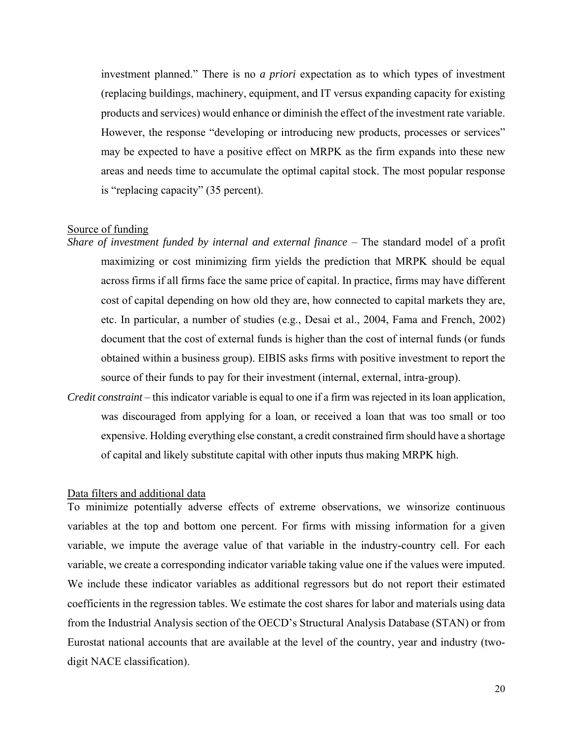investment planned." There is no *a priori* expectation as to which types of investment (replacing buildings, machinery, equipment, and IT versus expanding capacity for existing products and services) would enhance or diminish the effect of the investment rate variable. However, the response "developing or introducing new products, processes or services" may be expected to have a positive effect on MRPK as the firm expands into these new areas and needs time to accumulate the optimal capital stock. The most popular response is "replacing capacity" (35 percent).

Source of funding

*Share of investment funded by internal and external finance* – The standard model of a profit maximizing or cost minimizing firm yields the prediction that MRPK should be equal across firms if all firms face the same price of capital. In practice, firms may have different cost of capital depending on how old they are, how connected to capital markets they are, etc. In particular, a number of studies (e.g., Desai et al., 2004, Fama and French, 2002) document that the cost of external funds is higher than the cost of internal funds (or funds obtained within a business group). EIBIS asks firms with positive investment to report the source of their funds to pay for their investment (internal, external, intra-group).

*Credit constraint* – this indicator variable is equal to one if a firm was rejected in its loan application, was discouraged from applying for a loan, or received a loan that was too small or too expensive. Holding everything else constant, a credit constrained firm should have a shortage of capital and likely substitute capital with other inputs thus making MRPK high.

Data filters and additional data

To minimize potentially adverse effects of extreme observations, we winsorize continuous variables at the top and bottom one percent. For firms with missing information for a given variable, we impute the average value of that variable in the industry-country cell. For each variable, we create a corresponding indicator variable taking value one if the values were imputed. We include these indicator variables as additional regressors but do not report their estimated coefficients in the regression tables. We estimate the cost shares for labor and materials using data from the Industrial Analysis section of the OECD's Structural Analysis Database (STAN) or from Eurostat national accounts that are available at the level of the country, year and industry (two-digit NACE classification).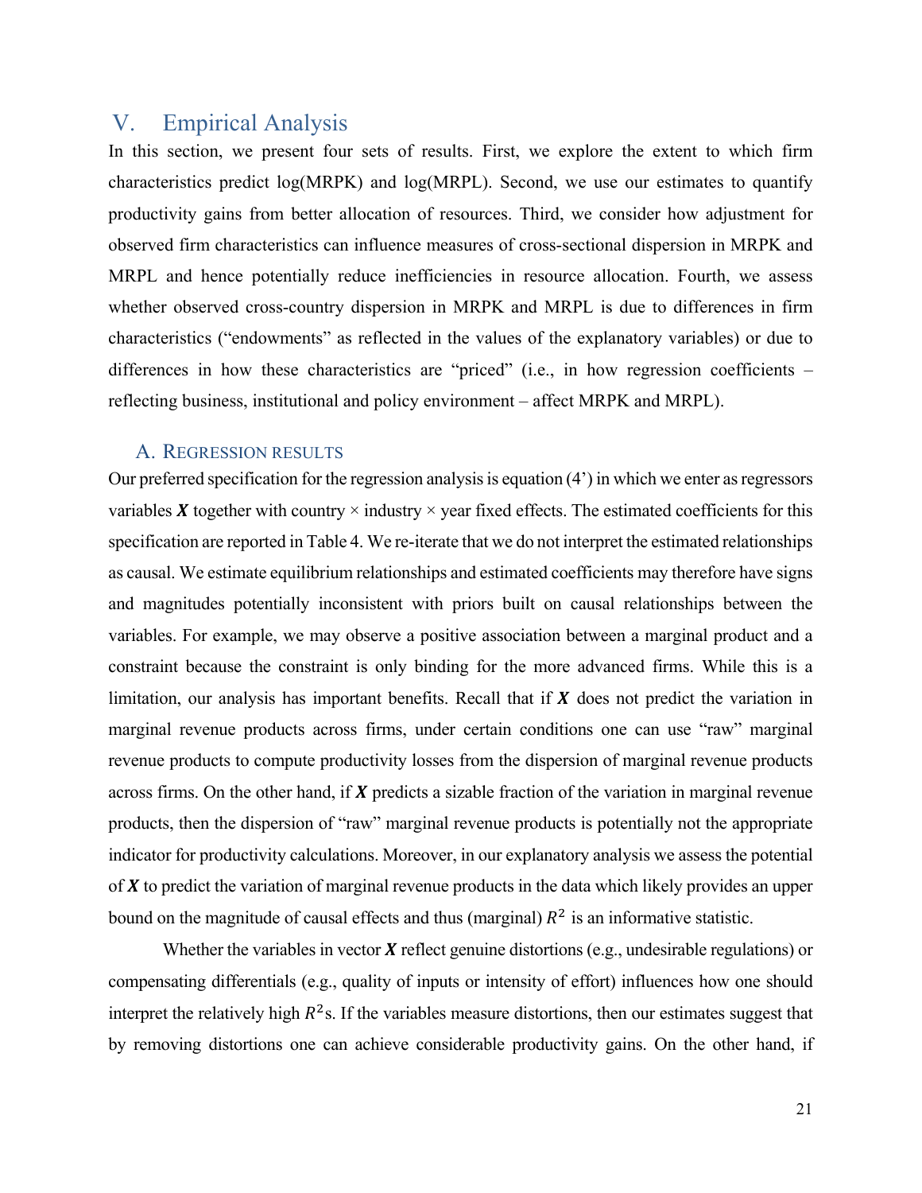## V. Empirical Analysis

In this section, we present four sets of results. First, we explore the extent to which firm characteristics predict log(MRPK) and log(MRPL). Second, we use our estimates to quantify productivity gains from better allocation of resources. Third, we consider how adjustment for observed firm characteristics can influence measures of cross-sectional dispersion in MRPK and MRPL and hence potentially reduce inefficiencies in resource allocation. Fourth, we assess whether observed cross-country dispersion in MRPK and MRPL is due to differences in firm characteristics ("endowments" as reflected in the values of the explanatory variables) or due to differences in how these characteristics are "priced" (i.e., in how regression coefficients – reflecting business, institutional and policy environment – affect MRPK and MRPL).

### A. Regression results

Our preferred specification for the regression analysis is equation (4') in which we enter as regressors variables $\boldsymbol{X}$ together with country × industry × year fixed effects. The estimated coefficients for this specification are reported in Table 4. We re-iterate that we do not interpret the estimated relationships as causal. We estimate equilibrium relationships and estimated coefficients may therefore have signs and magnitudes potentially inconsistent with priors built on causal relationships between the variables. For example, we may observe a positive association between a marginal product and a constraint because the constraint is only binding for the more advanced firms. While this is a limitation, our analysis has important benefits. Recall that if $\boldsymbol{X}$ does not predict the variation in marginal revenue products across firms, under certain conditions one can use "raw" marginal revenue products to compute productivity losses from the dispersion of marginal revenue products across firms. On the other hand, if $\boldsymbol{X}$ predicts a sizable fraction of the variation in marginal revenue products, then the dispersion of "raw" marginal revenue products is potentially not the appropriate indicator for productivity calculations. Moreover, in our explanatory analysis we assess the potential of $\boldsymbol{X}$ to predict the variation of marginal revenue products in the data which likely provides an upper bound on the magnitude of causal effects and thus (marginal) $R^2$ is an informative statistic.

Whether the variables in vector $\boldsymbol{X}$ reflect genuine distortions (e.g., undesirable regulations) or compensating differentials (e.g., quality of inputs or intensity of effort) influences how one should interpret the relatively high $R^2$s. If the variables measure distortions, then our estimates suggest that by removing distortions one can achieve considerable productivity gains. On the other hand, if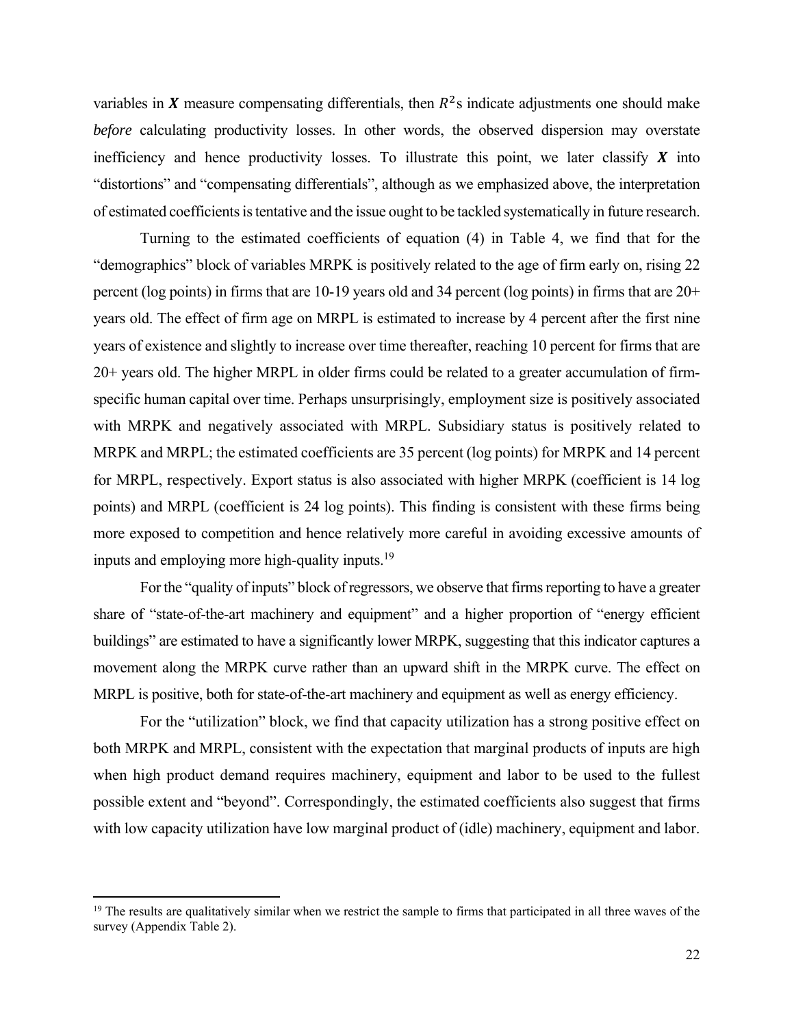variables in $\boldsymbol{X}$ measure compensating differentials, then $R^2$s indicate adjustments one should make *before* calculating productivity losses. In other words, the observed dispersion may overstate inefficiency and hence productivity losses. To illustrate this point, we later classify $\boldsymbol{X}$ into "distortions" and "compensating differentials", although as we emphasized above, the interpretation of estimated coefficients is tentative and the issue ought to be tackled systematically in future research.

Turning to the estimated coefficients of equation (4) in Table 4, we find that for the "demographics" block of variables MRPK is positively related to the age of firm early on, rising 22 percent (log points) in firms that are 10-19 years old and 34 percent (log points) in firms that are 20+ years old. The effect of firm age on MRPL is estimated to increase by 4 percent after the first nine years of existence and slightly to increase over time thereafter, reaching 10 percent for firms that are 20+ years old. The higher MRPL in older firms could be related to a greater accumulation of firm-specific human capital over time. Perhaps unsurprisingly, employment size is positively associated with MRPK and negatively associated with MRPL. Subsidiary status is positively related to MRPK and MRPL; the estimated coefficients are 35 percent (log points) for MRPK and 14 percent for MRPL, respectively. Export status is also associated with higher MRPK (coefficient is 14 log points) and MRPL (coefficient is 24 log points). This finding is consistent with these firms being more exposed to competition and hence relatively more careful in avoiding excessive amounts of inputs and employing more high-quality inputs.[19]

For the "quality of inputs" block of regressors, we observe that firms reporting to have a greater share of "state-of-the-art machinery and equipment" and a higher proportion of "energy efficient buildings" are estimated to have a significantly lower MRPK, suggesting that this indicator captures a movement along the MRPK curve rather than an upward shift in the MRPK curve. The effect on MRPL is positive, both for state-of-the-art machinery and equipment as well as energy efficiency.

For the "utilization" block, we find that capacity utilization has a strong positive effect on both MRPK and MRPL, consistent with the expectation that marginal products of inputs are high when high product demand requires machinery, equipment and labor to be used to the fullest possible extent and "beyond". Correspondingly, the estimated coefficients also suggest that firms with low capacity utilization have low marginal product of (idle) machinery, equipment and labor.

[19] The results are qualitatively similar when we restrict the sample to firms that participated in all three waves of the survey (Appendix Table 2).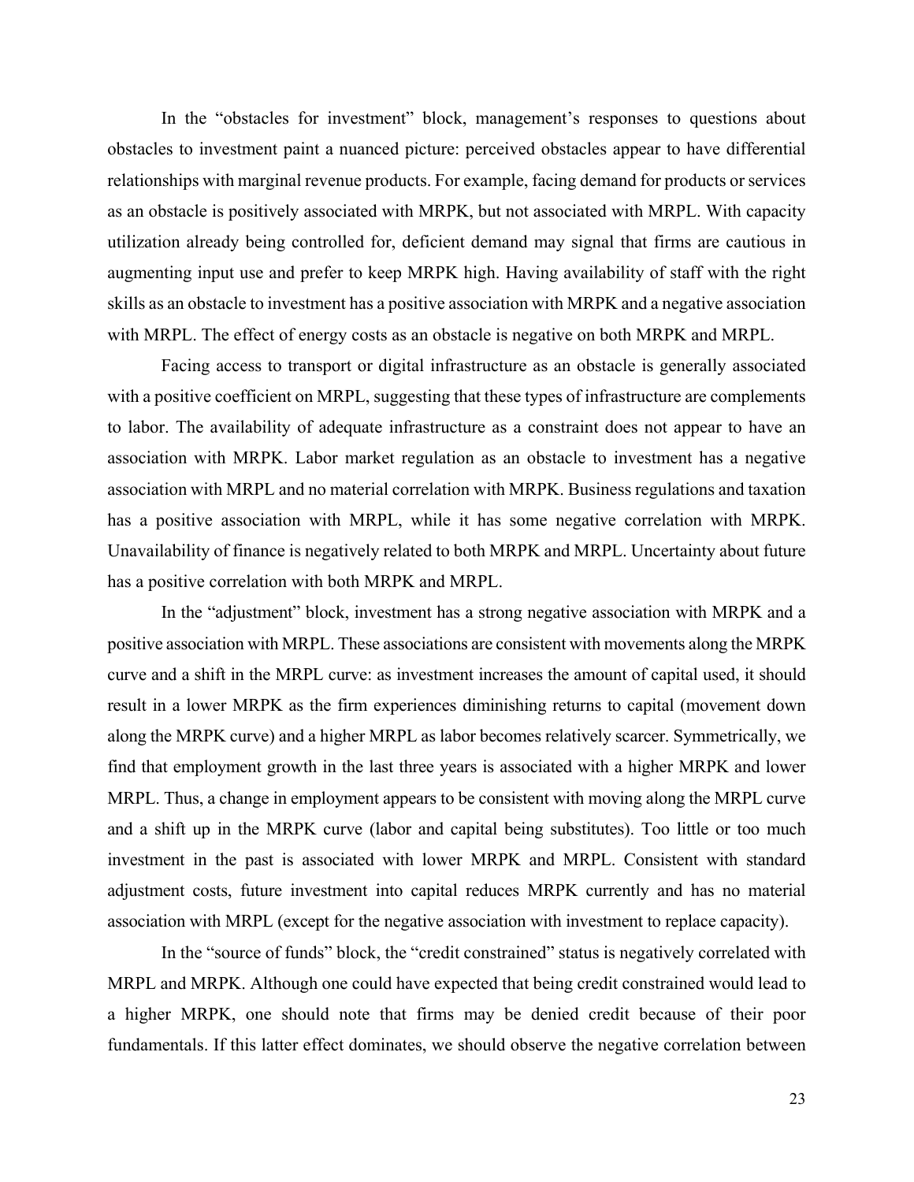In the "obstacles for investment" block, management's responses to questions about obstacles to investment paint a nuanced picture: perceived obstacles appear to have differential relationships with marginal revenue products. For example, facing demand for products or services as an obstacle is positively associated with MRPK, but not associated with MRPL. With capacity utilization already being controlled for, deficient demand may signal that firms are cautious in augmenting input use and prefer to keep MRPK high. Having availability of staff with the right skills as an obstacle to investment has a positive association with MRPK and a negative association with MRPL. The effect of energy costs as an obstacle is negative on both MRPK and MRPL.

Facing access to transport or digital infrastructure as an obstacle is generally associated with a positive coefficient on MRPL, suggesting that these types of infrastructure are complements to labor. The availability of adequate infrastructure as a constraint does not appear to have an association with MRPK. Labor market regulation as an obstacle to investment has a negative association with MRPL and no material correlation with MRPK. Business regulations and taxation has a positive association with MRPL, while it has some negative correlation with MRPK. Unavailability of finance is negatively related to both MRPK and MRPL. Uncertainty about future has a positive correlation with both MRPK and MRPL.

In the "adjustment" block, investment has a strong negative association with MRPK and a positive association with MRPL. These associations are consistent with movements along the MRPK curve and a shift in the MRPL curve: as investment increases the amount of capital used, it should result in a lower MRPK as the firm experiences diminishing returns to capital (movement down along the MRPK curve) and a higher MRPL as labor becomes relatively scarcer. Symmetrically, we find that employment growth in the last three years is associated with a higher MRPK and lower MRPL. Thus, a change in employment appears to be consistent with moving along the MRPL curve and a shift up in the MRPK curve (labor and capital being substitutes). Too little or too much investment in the past is associated with lower MRPK and MRPL. Consistent with standard adjustment costs, future investment into capital reduces MRPK currently and has no material association with MRPL (except for the negative association with investment to replace capacity).

In the "source of funds" block, the "credit constrained" status is negatively correlated with MRPL and MRPK. Although one could have expected that being credit constrained would lead to a higher MRPK, one should note that firms may be denied credit because of their poor fundamentals. If this latter effect dominates, we should observe the negative correlation between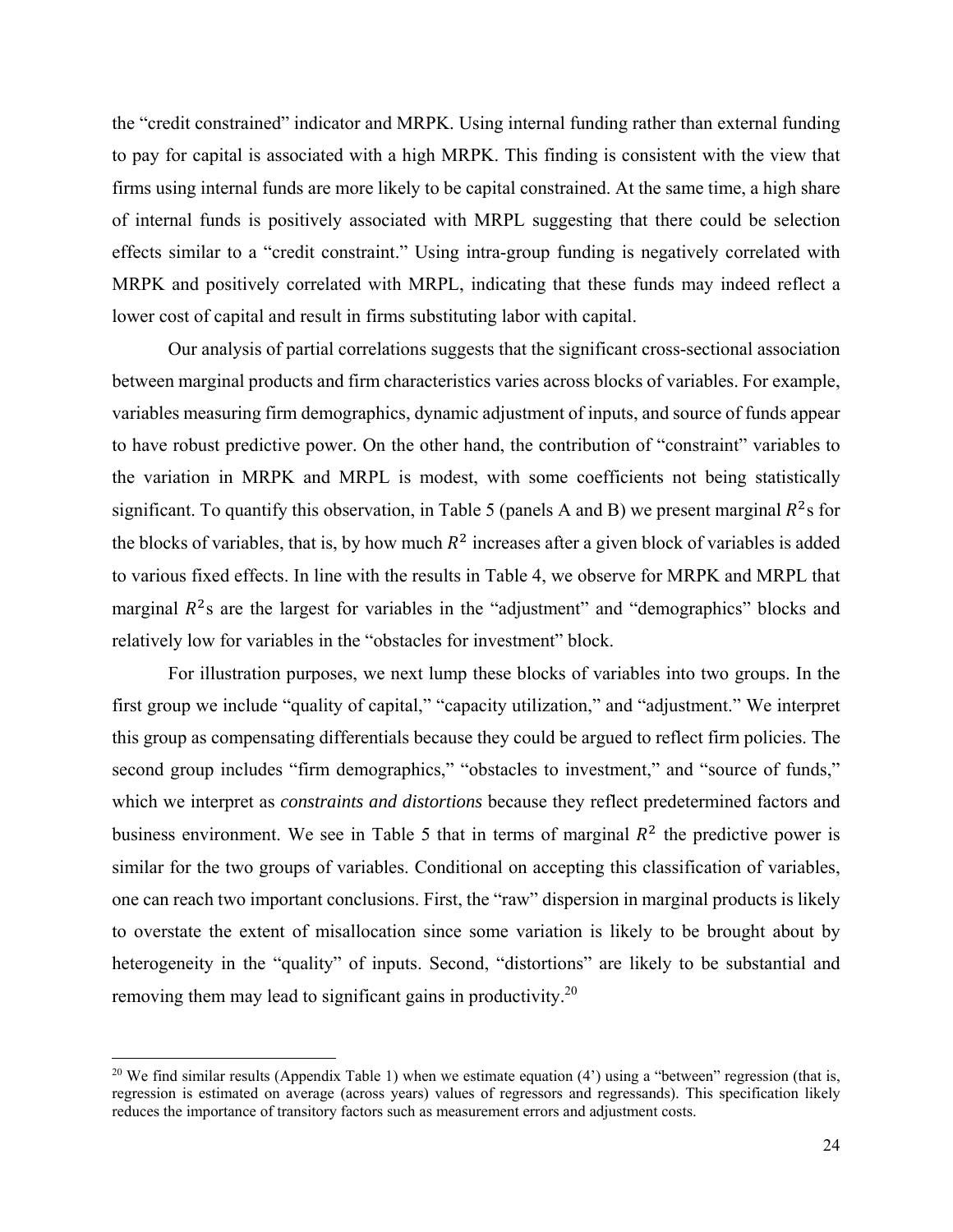the "credit constrained" indicator and MRPK. Using internal funding rather than external funding to pay for capital is associated with a high MRPK. This finding is consistent with the view that firms using internal funds are more likely to be capital constrained. At the same time, a high share of internal funds is positively associated with MRPL suggesting that there could be selection effects similar to a "credit constraint." Using intra-group funding is negatively correlated with MRPK and positively correlated with MRPL, indicating that these funds may indeed reflect a lower cost of capital and result in firms substituting labor with capital.

Our analysis of partial correlations suggests that the significant cross-sectional association between marginal products and firm characteristics varies across blocks of variables. For example, variables measuring firm demographics, dynamic adjustment of inputs, and source of funds appear to have robust predictive power. On the other hand, the contribution of "constraint" variables to the variation in MRPK and MRPL is modest, with some coefficients not being statistically significant. To quantify this observation, in Table 5 (panels A and B) we present marginal $R^2$s for the blocks of variables, that is, by how much $R^2$ increases after a given block of variables is added to various fixed effects. In line with the results in Table 4, we observe for MRPK and MRPL that marginal $R^2$s are the largest for variables in the "adjustment" and "demographics" blocks and relatively low for variables in the "obstacles for investment" block.

For illustration purposes, we next lump these blocks of variables into two groups. In the first group we include "quality of capital," "capacity utilization," and "adjustment." We interpret this group as compensating differentials because they could be argued to reflect firm policies. The second group includes "firm demographics," "obstacles to investment," and "source of funds," which we interpret as *constraints and distortions* because they reflect predetermined factors and business environment. We see in Table 5 that in terms of marginal $R^2$ the predictive power is similar for the two groups of variables. Conditional on accepting this classification of variables, one can reach two important conclusions. First, the "raw" dispersion in marginal products is likely to overstate the extent of misallocation since some variation is likely to be brought about by heterogeneity in the "quality" of inputs. Second, "distortions" are likely to be substantial and removing them may lead to significant gains in productivity.[20]

[20] We find similar results (Appendix Table 1) when we estimate equation (4') using a "between" regression (that is, regression is estimated on average (across years) values of regressors and regressands). This specification likely reduces the importance of transitory factors such as measurement errors and adjustment costs.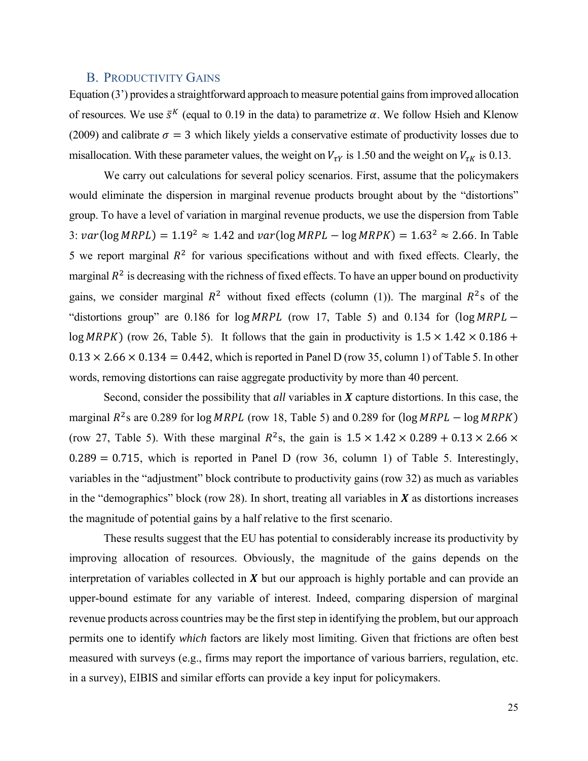## B. Productivity Gains

Equation (3') provides a straightforward approach to measure potential gains from improved allocation of resources. We use $\bar{s}^K$ (equal to 0.19 in the data) to parametrize $\alpha$. We follow Hsieh and Klenow (2009) and calibrate $\sigma = 3$ which likely yields a conservative estimate of productivity losses due to misallocation. With these parameter values, the weight on $V_{\tau Y}$ is 1.50 and the weight on $V_{\tau K}$ is 0.13.

We carry out calculations for several policy scenarios. First, assume that the policymakers would eliminate the dispersion in marginal revenue products brought about by the "distortions" group. To have a level of variation in marginal revenue products, we use the dispersion from Table 3: $var(\log MRPL) = 1.19^2 \approx 1.42$ and $var(\log MRPL - \log MRPK) = 1.63^2 \approx 2.66$. In Table 5 we report marginal $R^2$ for various specifications without and with fixed effects. Clearly, the marginal $R^2$ is decreasing with the richness of fixed effects. To have an upper bound on productivity gains, we consider marginal $R^2$ without fixed effects (column (1)). The marginal $R^2$s of the "distortions group" are 0.186 for $\log MRPL$ (row 17, Table 5) and 0.134 for $(\log MRPL - \log MRPK)$ (row 26, Table 5). It follows that the gain in productivity is $1.5 \times 1.42 \times 0.186 + 0.13 \times 2.66 \times 0.134 = 0.442$, which is reported in Panel D (row 35, column 1) of Table 5. In other words, removing distortions can raise aggregate productivity by more than 40 percent.

Second, consider the possibility that *all* variables in $\boldsymbol{X}$ capture distortions. In this case, the marginal $R^2$s are 0.289 for $\log MRPL$ (row 18, Table 5) and 0.289 for $(\log MRPL - \log MRPK)$ (row 27, Table 5). With these marginal $R^2$s, the gain is $1.5 \times 1.42 \times 0.289 + 0.13 \times 2.66 \times 0.289 = 0.715$, which is reported in Panel D (row 36, column 1) of Table 5. Interestingly, variables in the "adjustment" block contribute to productivity gains (row 32) as much as variables in the "demographics" block (row 28). In short, treating all variables in $\boldsymbol{X}$ as distortions increases the magnitude of potential gains by a half relative to the first scenario.

These results suggest that the EU has potential to considerably increase its productivity by improving allocation of resources. Obviously, the magnitude of the gains depends on the interpretation of variables collected in $\boldsymbol{X}$ but our approach is highly portable and can provide an upper-bound estimate for any variable of interest. Indeed, comparing dispersion of marginal revenue products across countries may be the first step in identifying the problem, but our approach permits one to identify *which* factors are likely most limiting. Given that frictions are often best measured with surveys (e.g., firms may report the importance of various barriers, regulation, etc. in a survey), EIBIS and similar efforts can provide a key input for policymakers.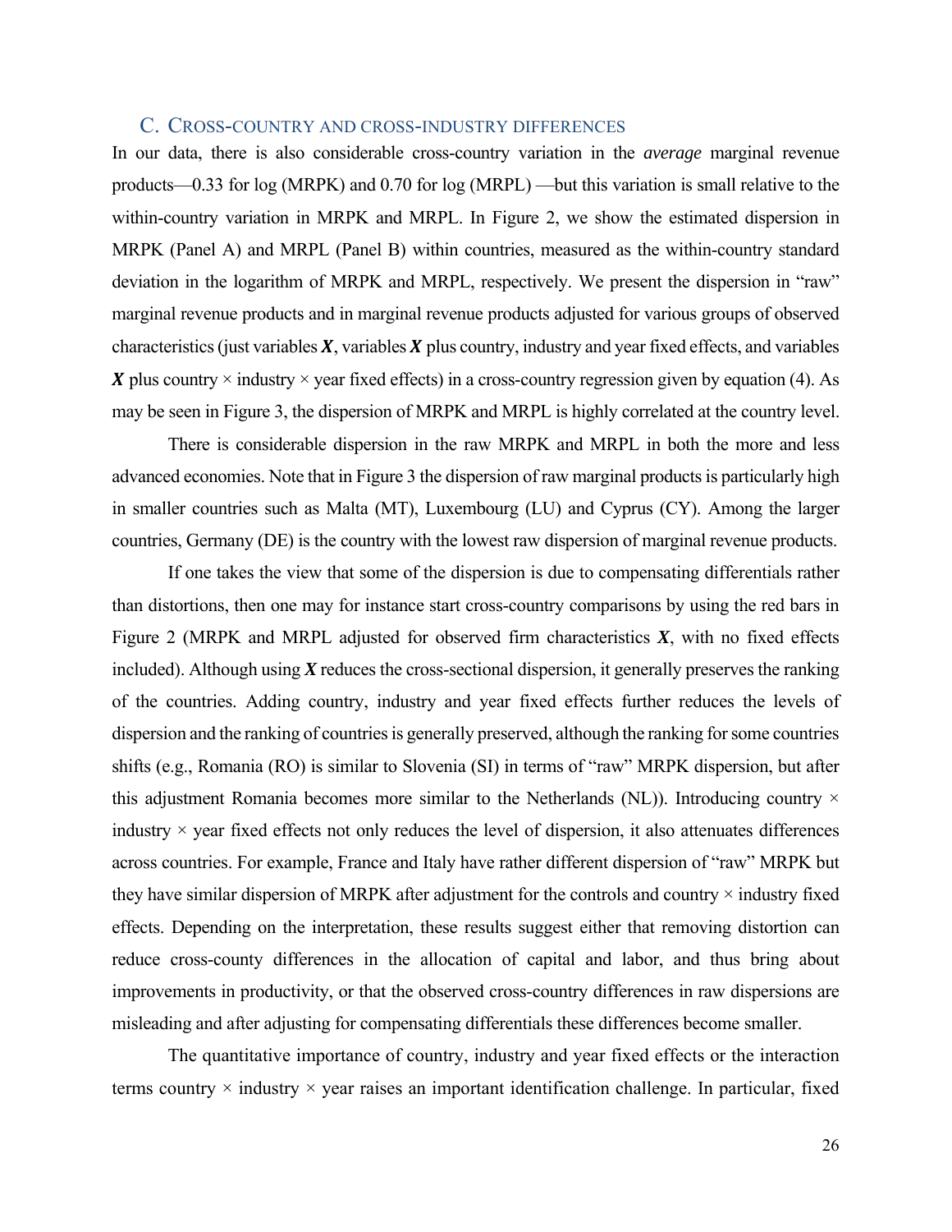### C. Cross-country and cross-industry differences

In our data, there is also considerable cross-country variation in the *average* marginal revenue products—0.33 for log (MRPK) and 0.70 for log (MRPL) —but this variation is small relative to the within-country variation in MRPK and MRPL. In Figure 2, we show the estimated dispersion in MRPK (Panel A) and MRPL (Panel B) within countries, measured as the within-country standard deviation in the logarithm of MRPK and MRPL, respectively. We present the dispersion in "raw" marginal revenue products and in marginal revenue products adjusted for various groups of observed characteristics (just variables $\boldsymbol{X}$, variables $\boldsymbol{X}$ plus country, industry and year fixed effects, and variables $\boldsymbol{X}$ plus country × industry × year fixed effects) in a cross-country regression given by equation (4). As may be seen in Figure 3, the dispersion of MRPK and MRPL is highly correlated at the country level.

There is considerable dispersion in the raw MRPK and MRPL in both the more and less advanced economies. Note that in Figure 3 the dispersion of raw marginal products is particularly high in smaller countries such as Malta (MT), Luxembourg (LU) and Cyprus (CY). Among the larger countries, Germany (DE) is the country with the lowest raw dispersion of marginal revenue products.

If one takes the view that some of the dispersion is due to compensating differentials rather than distortions, then one may for instance start cross-country comparisons by using the red bars in Figure 2 (MRPK and MRPL adjusted for observed firm characteristics $\boldsymbol{X}$, with no fixed effects included). Although using $\boldsymbol{X}$ reduces the cross-sectional dispersion, it generally preserves the ranking of the countries. Adding country, industry and year fixed effects further reduces the levels of dispersion and the ranking of countries is generally preserved, although the ranking for some countries shifts (e.g., Romania (RO) is similar to Slovenia (SI) in terms of "raw" MRPK dispersion, but after this adjustment Romania becomes more similar to the Netherlands (NL)). Introducing country × industry × year fixed effects not only reduces the level of dispersion, it also attenuates differences across countries. For example, France and Italy have rather different dispersion of "raw" MRPK but they have similar dispersion of MRPK after adjustment for the controls and country × industry fixed effects. Depending on the interpretation, these results suggest either that removing distortion can reduce cross-county differences in the allocation of capital and labor, and thus bring about improvements in productivity, or that the observed cross-country differences in raw dispersions are misleading and after adjusting for compensating differentials these differences become smaller.

The quantitative importance of country, industry and year fixed effects or the interaction terms country × industry × year raises an important identification challenge. In particular, fixed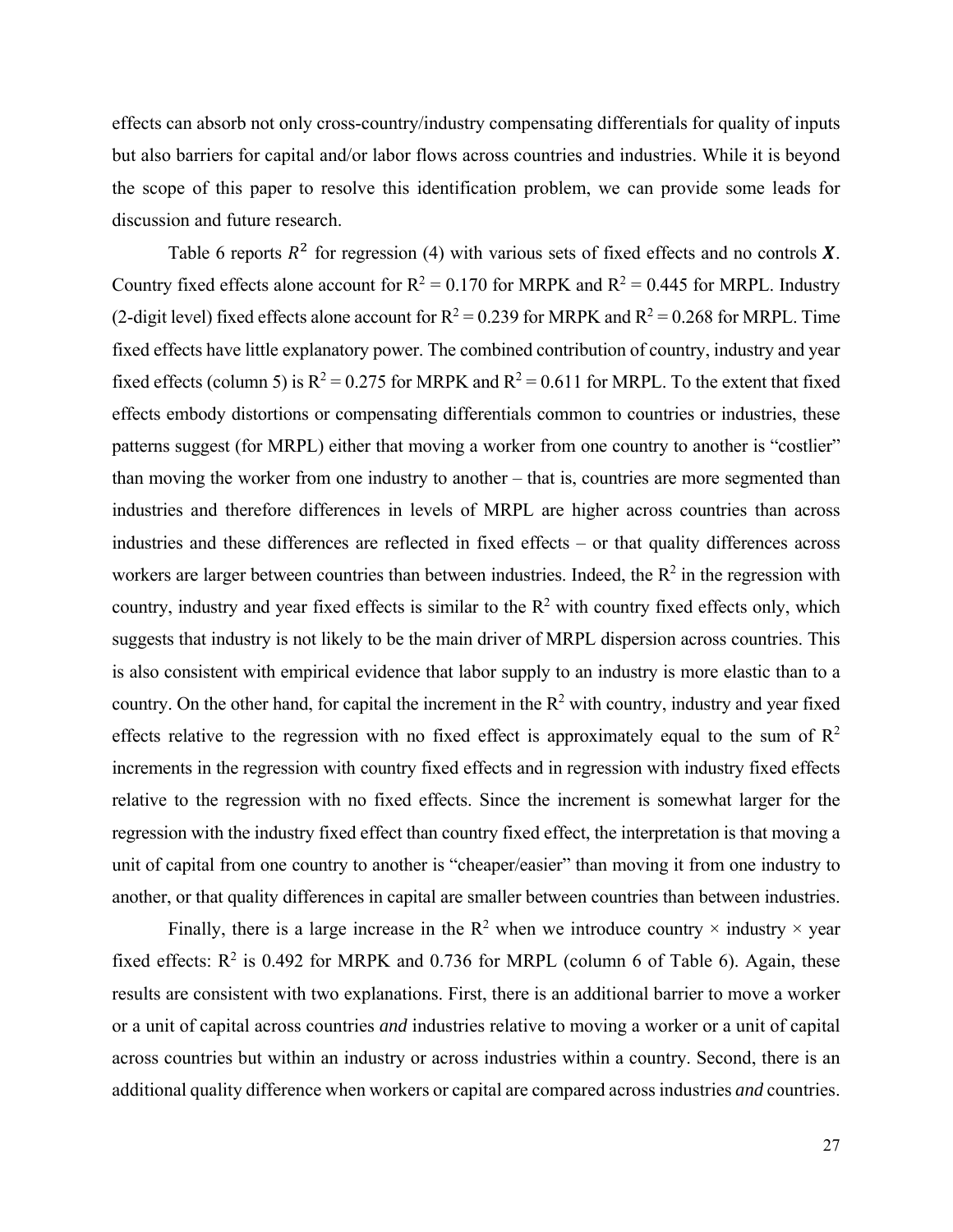effects can absorb not only cross-country/industry compensating differentials for quality of inputs but also barriers for capital and/or labor flows across countries and industries. While it is beyond the scope of this paper to resolve this identification problem, we can provide some leads for discussion and future research.

Table 6 reports $R^2$ for regression (4) with various sets of fixed effects and no controls $\boldsymbol{X}$. Country fixed effects alone account for $R^2 = 0.170$ for MRPK and $R^2 = 0.445$ for MRPL. Industry (2-digit level) fixed effects alone account for $R^2 = 0.239$ for MRPK and $R^2 = 0.268$ for MRPL. Time fixed effects have little explanatory power. The combined contribution of country, industry and year fixed effects (column 5) is $R^2 = 0.275$ for MRPK and $R^2 = 0.611$ for MRPL. To the extent that fixed effects embody distortions or compensating differentials common to countries or industries, these patterns suggest (for MRPL) either that moving a worker from one country to another is "costlier" than moving the worker from one industry to another – that is, countries are more segmented than industries and therefore differences in levels of MRPL are higher across countries than across industries and these differences are reflected in fixed effects – or that quality differences across workers are larger between countries than between industries. Indeed, the $R^2$ in the regression with country, industry and year fixed effects is similar to the $R^2$ with country fixed effects only, which suggests that industry is not likely to be the main driver of MRPL dispersion across countries. This is also consistent with empirical evidence that labor supply to an industry is more elastic than to a country. On the other hand, for capital the increment in the $R^2$ with country, industry and year fixed effects relative to the regression with no fixed effect is approximately equal to the sum of $R^2$ increments in the regression with country fixed effects and in regression with industry fixed effects relative to the regression with no fixed effects. Since the increment is somewhat larger for the regression with the industry fixed effect than country fixed effect, the interpretation is that moving a unit of capital from one country to another is "cheaper/easier" than moving it from one industry to another, or that quality differences in capital are smaller between countries than between industries.

Finally, there is a large increase in the $R^2$ when we introduce country × industry × year fixed effects: $R^2$ is 0.492 for MRPK and 0.736 for MRPL (column 6 of Table 6). Again, these results are consistent with two explanations. First, there is an additional barrier to move a worker or a unit of capital across countries *and* industries relative to moving a worker or a unit of capital across countries but within an industry or across industries within a country. Second, there is an additional quality difference when workers or capital are compared across industries *and* countries.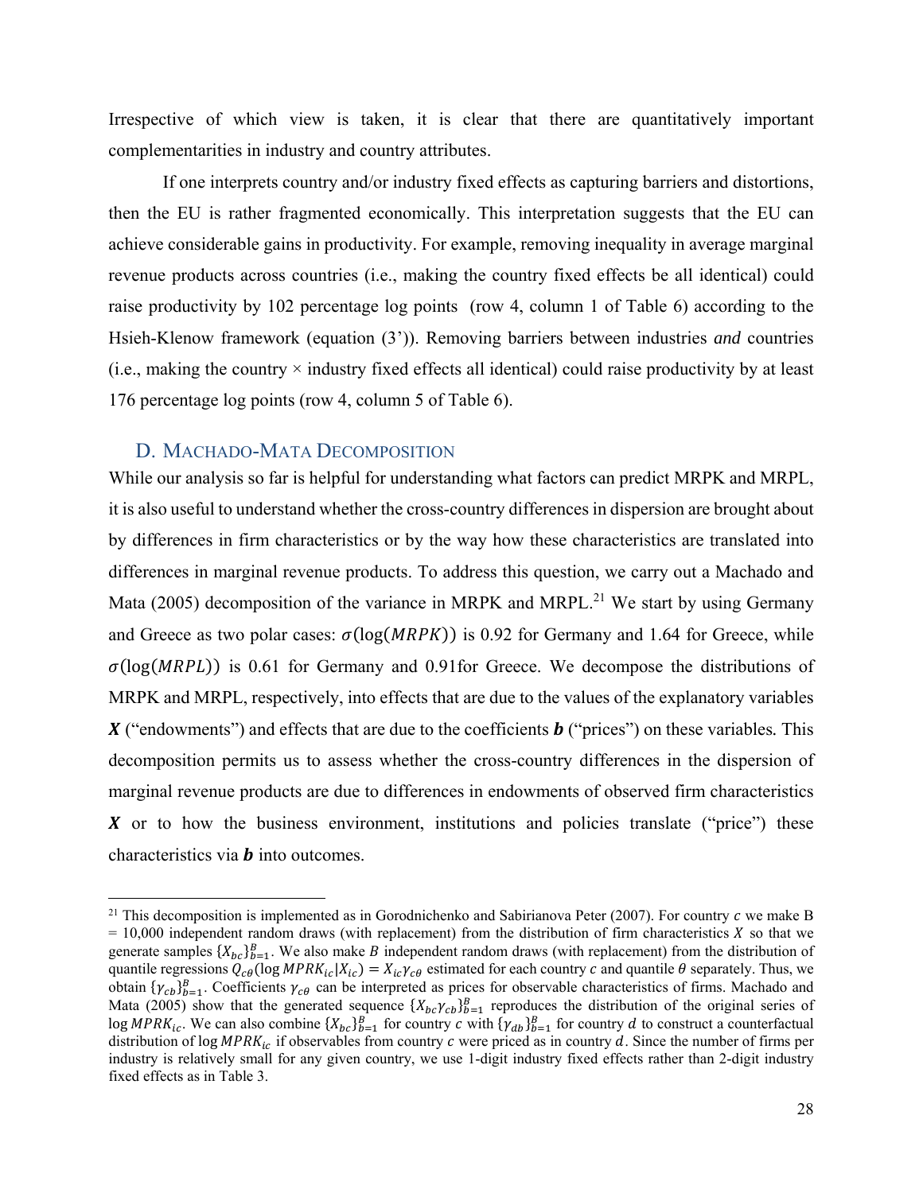Irrespective of which view is taken, it is clear that there are quantitatively important complementarities in industry and country attributes.

If one interprets country and/or industry fixed effects as capturing barriers and distortions, then the EU is rather fragmented economically. This interpretation suggests that the EU can achieve considerable gains in productivity. For example, removing inequality in average marginal revenue products across countries (i.e., making the country fixed effects be all identical) could raise productivity by 102 percentage log points (row 4, column 1 of Table 6) according to the Hsieh-Klenow framework (equation (3')). Removing barriers between industries *and* countries (i.e., making the country × industry fixed effects all identical) could raise productivity by at least 176 percentage log points (row 4, column 5 of Table 6).

### D. Machado-Mata Decomposition

While our analysis so far is helpful for understanding what factors can predict MRPK and MRPL, it is also useful to understand whether the cross-country differences in dispersion are brought about by differences in firm characteristics or by the way how these characteristics are translated into differences in marginal revenue products. To address this question, we carry out a Machado and Mata (2005) decomposition of the variance in MRPK and MRPL.[21] We start by using Germany and Greece as two polar cases: $\sigma(\log(MRPK))$ is 0.92 for Germany and 1.64 for Greece, while $\sigma(\log(MRPL))$ is 0.61 for Germany and 0.91for Greece. We decompose the distributions of MRPK and MRPL, respectively, into effects that are due to the values of the explanatory variables $\boldsymbol{X}$ ("endowments") and effects that are due to the coefficients $\boldsymbol{b}$ ("prices") on these variables. This decomposition permits us to assess whether the cross-country differences in the dispersion of marginal revenue products are due to differences in endowments of observed firm characteristics $\boldsymbol{X}$ or to how the business environment, institutions and policies translate ("price") these characteristics via $\boldsymbol{b}$ into outcomes.

---

[21] This decomposition is implemented as in Gorodnichenko and Sabirianova Peter (2007). For country $c$ we make B = 10,000 independent random draws (with replacement) from the distribution of firm characteristics $X$ so that we generate samples $\{X_{bc}\}_{b=1}^{B}$. We also make $B$ independent random draws (with replacement) from the distribution of quantile regressions $Q_{c\theta}(\log MPRK_{ic}|X_{ic}) = X_{ic}\gamma_{c\theta}$ estimated for each country $c$ and quantile $\theta$ separately. Thus, we obtain $\{\gamma_{cb}\}_{b=1}^{B}$. Coefficients $\gamma_{c\theta}$ can be interpreted as prices for observable characteristics of firms. Machado and Mata (2005) show that the generated sequence $\{X_{bc}\gamma_{cb}\}_{b=1}^{B}$ reproduces the distribution of the original series of $\log MPRK_{ic}$. We can also combine $\{X_{bc}\}_{b=1}^{B}$ for country $c$ with $\{\gamma_{db}\}_{b=1}^{B}$ for country $d$ to construct a counterfactual distribution of $\log MPRK_{ic}$ if observables from country $c$ were priced as in country $d$. Since the number of firms per industry is relatively small for any given country, we use 1-digit industry fixed effects rather than 2-digit industry fixed effects as in Table 3.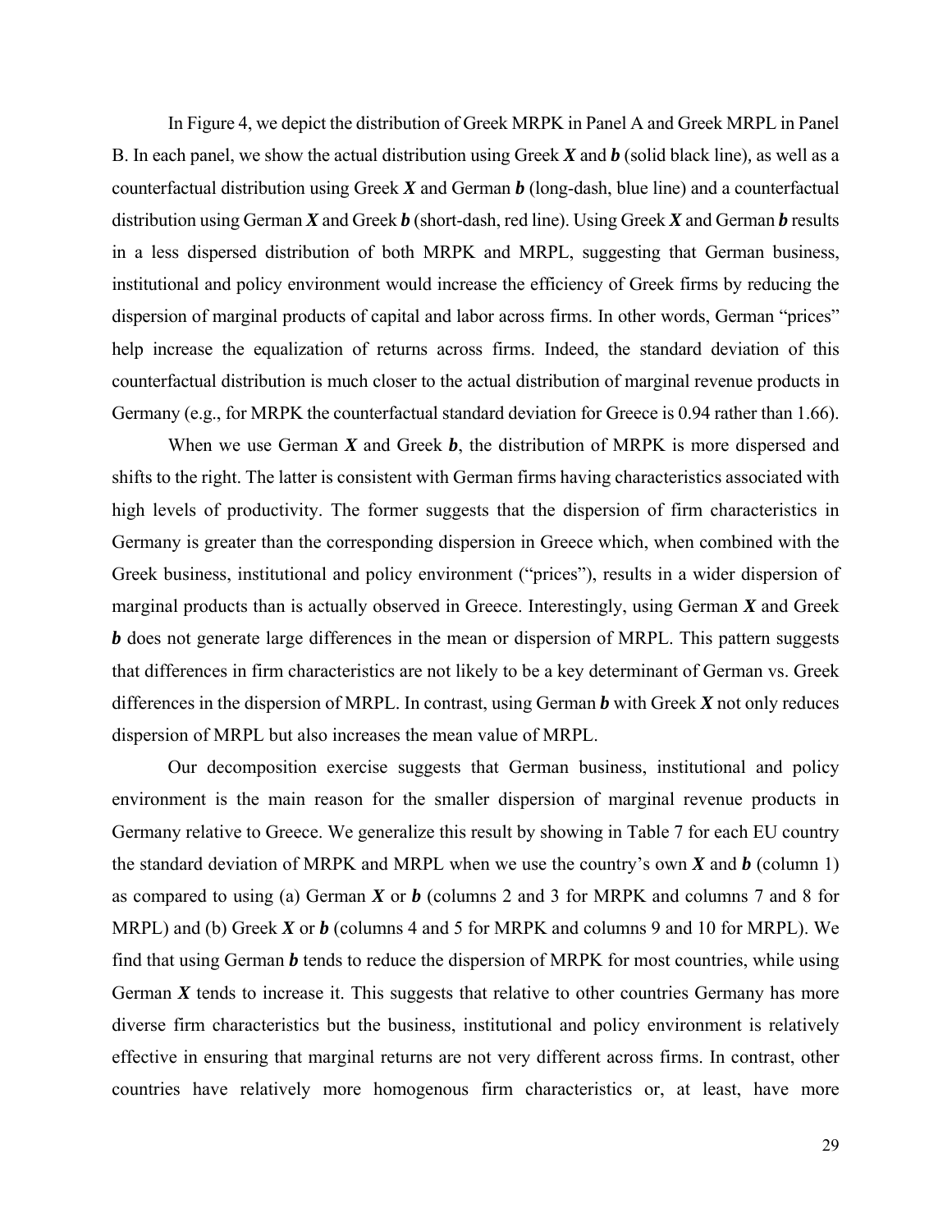In Figure 4, we depict the distribution of Greek MRPK in Panel A and Greek MRPL in Panel B. In each panel, we show the actual distribution using Greek ***X*** and ***b*** (solid black line), as well as a counterfactual distribution using Greek ***X*** and German ***b*** (long-dash, blue line) and a counterfactual distribution using German ***X*** and Greek ***b*** (short-dash, red line). Using Greek ***X*** and German ***b*** results in a less dispersed distribution of both MRPK and MRPL, suggesting that German business, institutional and policy environment would increase the efficiency of Greek firms by reducing the dispersion of marginal products of capital and labor across firms. In other words, German "prices" help increase the equalization of returns across firms. Indeed, the standard deviation of this counterfactual distribution is much closer to the actual distribution of marginal revenue products in Germany (e.g., for MRPK the counterfactual standard deviation for Greece is 0.94 rather than 1.66).

When we use German ***X*** and Greek ***b***, the distribution of MRPK is more dispersed and shifts to the right. The latter is consistent with German firms having characteristics associated with high levels of productivity. The former suggests that the dispersion of firm characteristics in Germany is greater than the corresponding dispersion in Greece which, when combined with the Greek business, institutional and policy environment ("prices"), results in a wider dispersion of marginal products than is actually observed in Greece. Interestingly, using German ***X*** and Greek ***b*** does not generate large differences in the mean or dispersion of MRPL. This pattern suggests that differences in firm characteristics are not likely to be a key determinant of German vs. Greek differences in the dispersion of MRPL. In contrast, using German ***b*** with Greek ***X*** not only reduces dispersion of MRPL but also increases the mean value of MRPL.

Our decomposition exercise suggests that German business, institutional and policy environment is the main reason for the smaller dispersion of marginal revenue products in Germany relative to Greece. We generalize this result by showing in Table 7 for each EU country the standard deviation of MRPK and MRPL when we use the country's own ***X*** and ***b*** (column 1) as compared to using (a) German ***X*** or ***b*** (columns 2 and 3 for MRPK and columns 7 and 8 for MRPL) and (b) Greek ***X*** or ***b*** (columns 4 and 5 for MRPK and columns 9 and 10 for MRPL). We find that using German ***b*** tends to reduce the dispersion of MRPK for most countries, while using German ***X*** tends to increase it. This suggests that relative to other countries Germany has more diverse firm characteristics but the business, institutional and policy environment is relatively effective in ensuring that marginal returns are not very different across firms. In contrast, other countries have relatively more homogenous firm characteristics or, at least, have more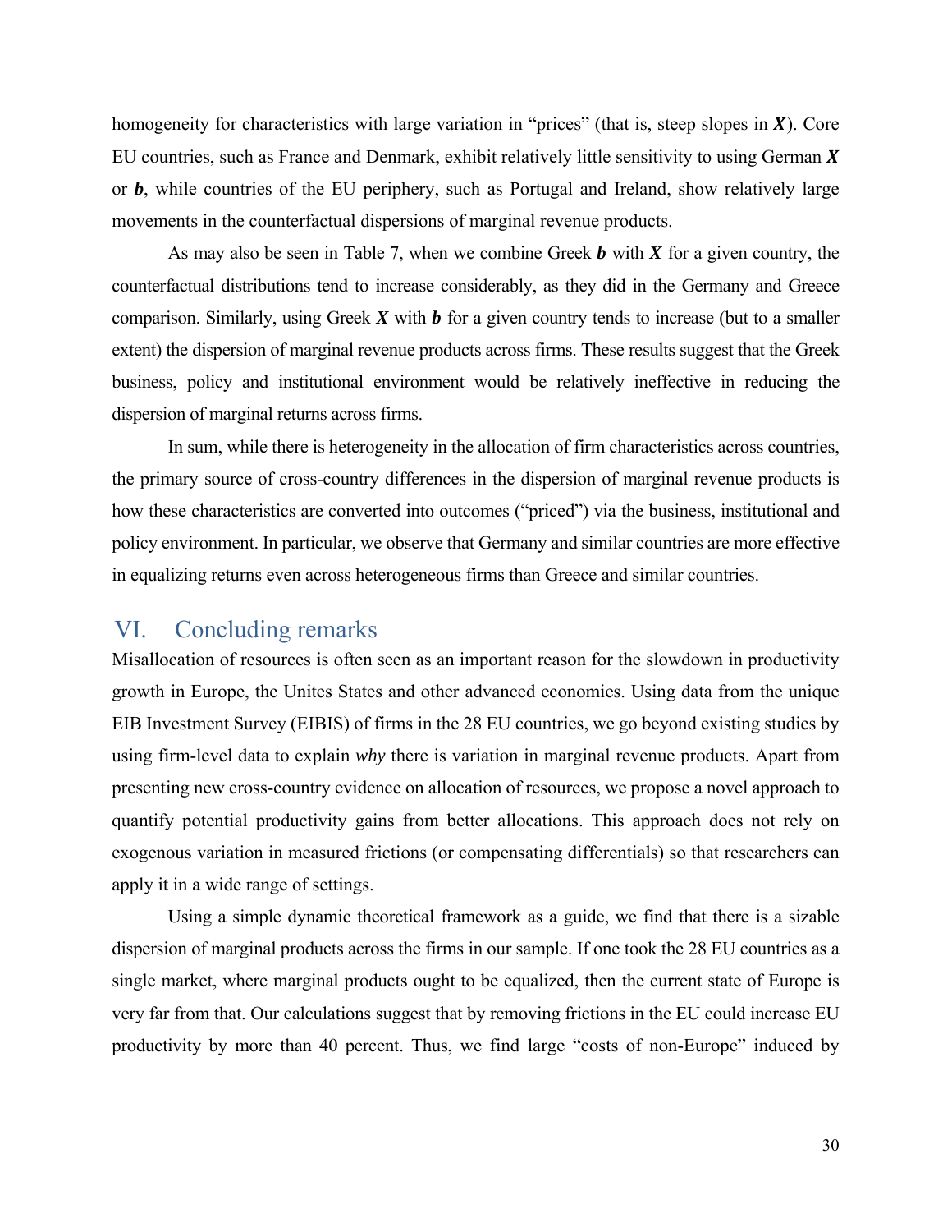homogeneity for characteristics with large variation in "prices" (that is, steep slopes in $\boldsymbol{X}$). Core EU countries, such as France and Denmark, exhibit relatively little sensitivity to using German $\boldsymbol{X}$ or $\boldsymbol{b}$, while countries of the EU periphery, such as Portugal and Ireland, show relatively large movements in the counterfactual dispersions of marginal revenue products.

As may also be seen in Table 7, when we combine Greek $\boldsymbol{b}$ with $\boldsymbol{X}$ for a given country, the counterfactual distributions tend to increase considerably, as they did in the Germany and Greece comparison. Similarly, using Greek $\boldsymbol{X}$ with $\boldsymbol{b}$ for a given country tends to increase (but to a smaller extent) the dispersion of marginal revenue products across firms. These results suggest that the Greek business, policy and institutional environment would be relatively ineffective in reducing the dispersion of marginal returns across firms.

In sum, while there is heterogeneity in the allocation of firm characteristics across countries, the primary source of cross-country differences in the dispersion of marginal revenue products is how these characteristics are converted into outcomes ("priced") via the business, institutional and policy environment. In particular, we observe that Germany and similar countries are more effective in equalizing returns even across heterogeneous firms than Greece and similar countries.

## VI. Concluding remarks

Misallocation of resources is often seen as an important reason for the slowdown in productivity growth in Europe, the Unites States and other advanced economies. Using data from the unique EIB Investment Survey (EIBIS) of firms in the 28 EU countries, we go beyond existing studies by using firm-level data to explain *why* there is variation in marginal revenue products. Apart from presenting new cross-country evidence on allocation of resources, we propose a novel approach to quantify potential productivity gains from better allocations. This approach does not rely on exogenous variation in measured frictions (or compensating differentials) so that researchers can apply it in a wide range of settings.

Using a simple dynamic theoretical framework as a guide, we find that there is a sizable dispersion of marginal products across the firms in our sample. If one took the 28 EU countries as a single market, where marginal products ought to be equalized, then the current state of Europe is very far from that. Our calculations suggest that by removing frictions in the EU could increase EU productivity by more than 40 percent. Thus, we find large "costs of non-Europe" induced by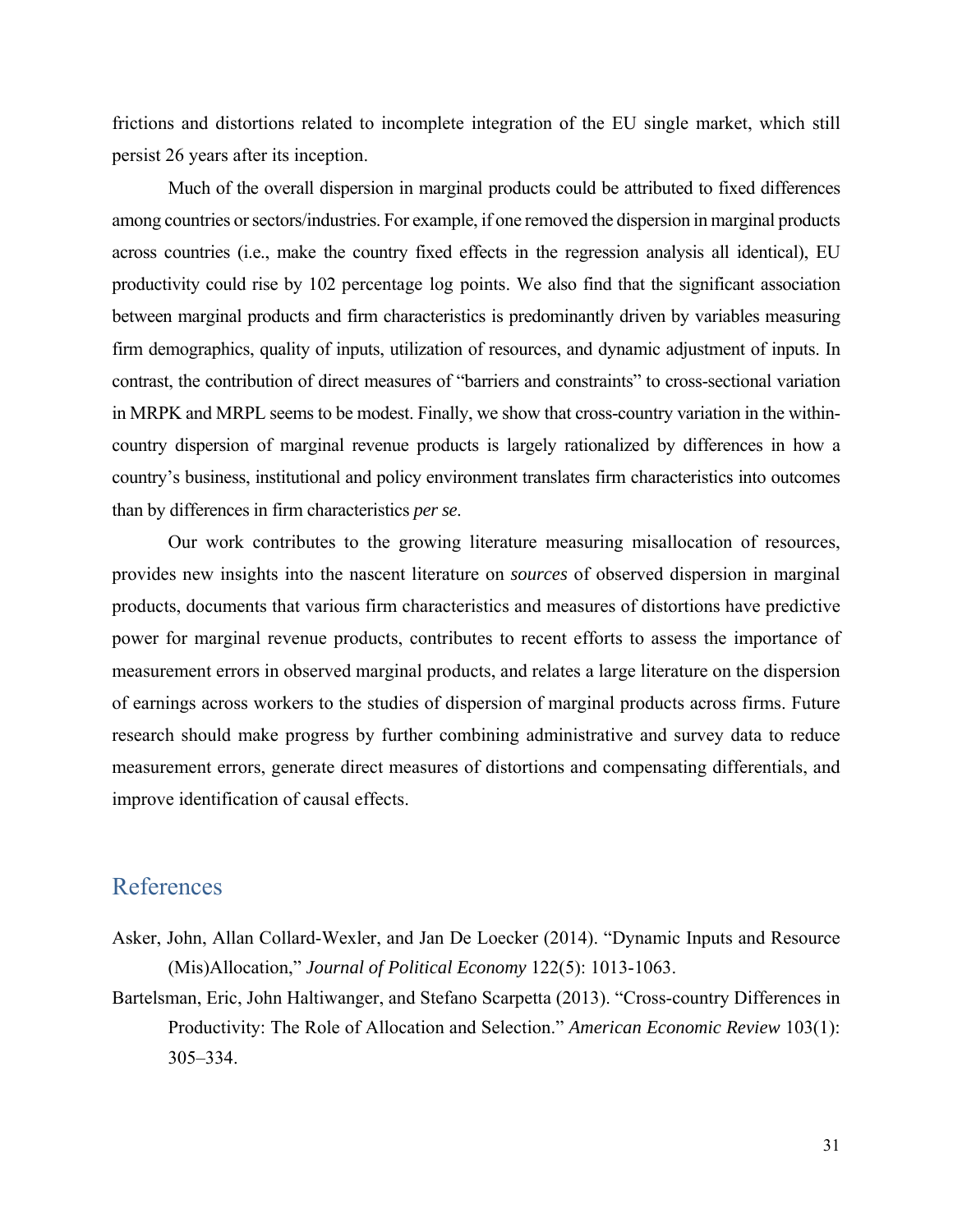frictions and distortions related to incomplete integration of the EU single market, which still persist 26 years after its inception.

Much of the overall dispersion in marginal products could be attributed to fixed differences among countries or sectors/industries. For example, if one removed the dispersion in marginal products across countries (i.e., make the country fixed effects in the regression analysis all identical), EU productivity could rise by 102 percentage log points. We also find that the significant association between marginal products and firm characteristics is predominantly driven by variables measuring firm demographics, quality of inputs, utilization of resources, and dynamic adjustment of inputs. In contrast, the contribution of direct measures of "barriers and constraints" to cross-sectional variation in MRPK and MRPL seems to be modest. Finally, we show that cross-country variation in the within-country dispersion of marginal revenue products is largely rationalized by differences in how a country's business, institutional and policy environment translates firm characteristics into outcomes than by differences in firm characteristics *per se.*

Our work contributes to the growing literature measuring misallocation of resources, provides new insights into the nascent literature on *sources* of observed dispersion in marginal products, documents that various firm characteristics and measures of distortions have predictive power for marginal revenue products, contributes to recent efforts to assess the importance of measurement errors in observed marginal products, and relates a large literature on the dispersion of earnings across workers to the studies of dispersion of marginal products across firms. Future research should make progress by further combining administrative and survey data to reduce measurement errors, generate direct measures of distortions and compensating differentials, and improve identification of causal effects.

## References

Asker, John, Allan Collard-Wexler, and Jan De Loecker (2014). "Dynamic Inputs and Resource (Mis)Allocation," *Journal of Political Economy* 122(5): 1013-1063.

Bartelsman, Eric, John Haltiwanger, and Stefano Scarpetta (2013). "Cross-country Differences in Productivity: The Role of Allocation and Selection." *American Economic Review* 103(1): 305–334.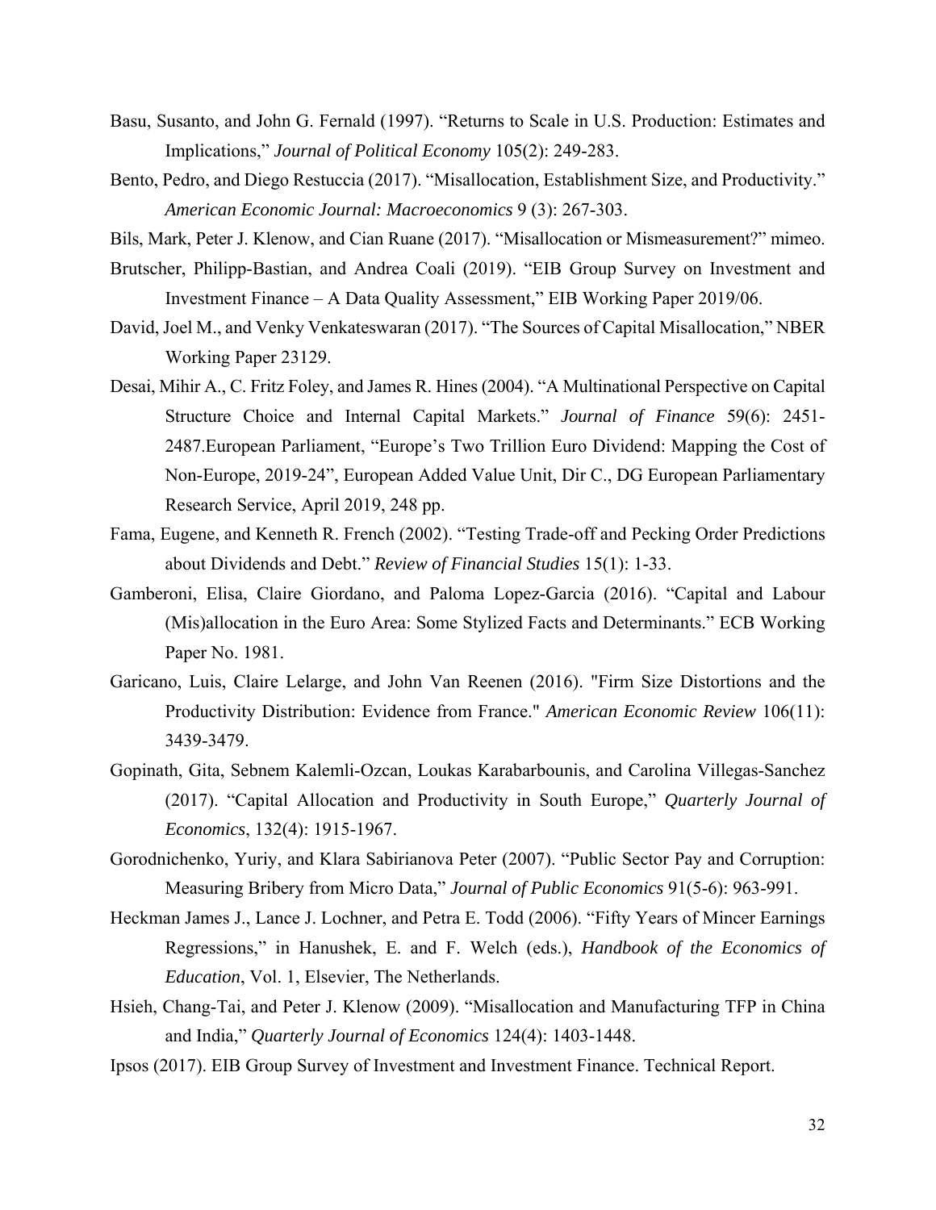Basu, Susanto, and John G. Fernald (1997). "Returns to Scale in U.S. Production: Estimates and Implications," *Journal of Political Economy* 105(2): 249-283.

Bento, Pedro, and Diego Restuccia (2017). "Misallocation, Establishment Size, and Productivity." *American Economic Journal: Macroeconomics* 9 (3): 267-303.

Bils, Mark, Peter J. Klenow, and Cian Ruane (2017). "Misallocation or Mismeasurement?" mimeo.

Brutscher, Philipp-Bastian, and Andrea Coali (2019). "EIB Group Survey on Investment and Investment Finance – A Data Quality Assessment," EIB Working Paper 2019/06.

David, Joel M., and Venky Venkateswaran (2017). "The Sources of Capital Misallocation," NBER Working Paper 23129.

Desai, Mihir A., C. Fritz Foley, and James R. Hines (2004). "A Multinational Perspective on Capital Structure Choice and Internal Capital Markets." *Journal of Finance* 59(6): 2451-2487.European Parliament, "Europe's Two Trillion Euro Dividend: Mapping the Cost of Non-Europe, 2019-24", European Added Value Unit, Dir C., DG European Parliamentary Research Service, April 2019, 248 pp.

Fama, Eugene, and Kenneth R. French (2002). "Testing Trade-off and Pecking Order Predictions about Dividends and Debt." *Review of Financial Studies* 15(1): 1-33.

Gamberoni, Elisa, Claire Giordano, and Paloma Lopez-Garcia (2016). "Capital and Labour (Mis)allocation in the Euro Area: Some Stylized Facts and Determinants." ECB Working Paper No. 1981.

Garicano, Luis, Claire Lelarge, and John Van Reenen (2016). "Firm Size Distortions and the Productivity Distribution: Evidence from France." *American Economic Review* 106(11): 3439-3479.

Gopinath, Gita, Sebnem Kalemli-Ozcan, Loukas Karabarbounis, and Carolina Villegas-Sanchez (2017). "Capital Allocation and Productivity in South Europe," *Quarterly Journal of Economics*, 132(4): 1915-1967.

Gorodnichenko, Yuriy, and Klara Sabirianova Peter (2007). "Public Sector Pay and Corruption: Measuring Bribery from Micro Data," *Journal of Public Economics* 91(5-6): 963-991.

Heckman James J., Lance J. Lochner, and Petra E. Todd (2006). "Fifty Years of Mincer Earnings Regressions," in Hanushek, E. and F. Welch (eds.), *Handbook of the Economics of Education*, Vol. 1, Elsevier, The Netherlands.

Hsieh, Chang-Tai, and Peter J. Klenow (2009). "Misallocation and Manufacturing TFP in China and India," *Quarterly Journal of Economics* 124(4): 1403-1448.

Ipsos (2017). EIB Group Survey of Investment and Investment Finance. Technical Report.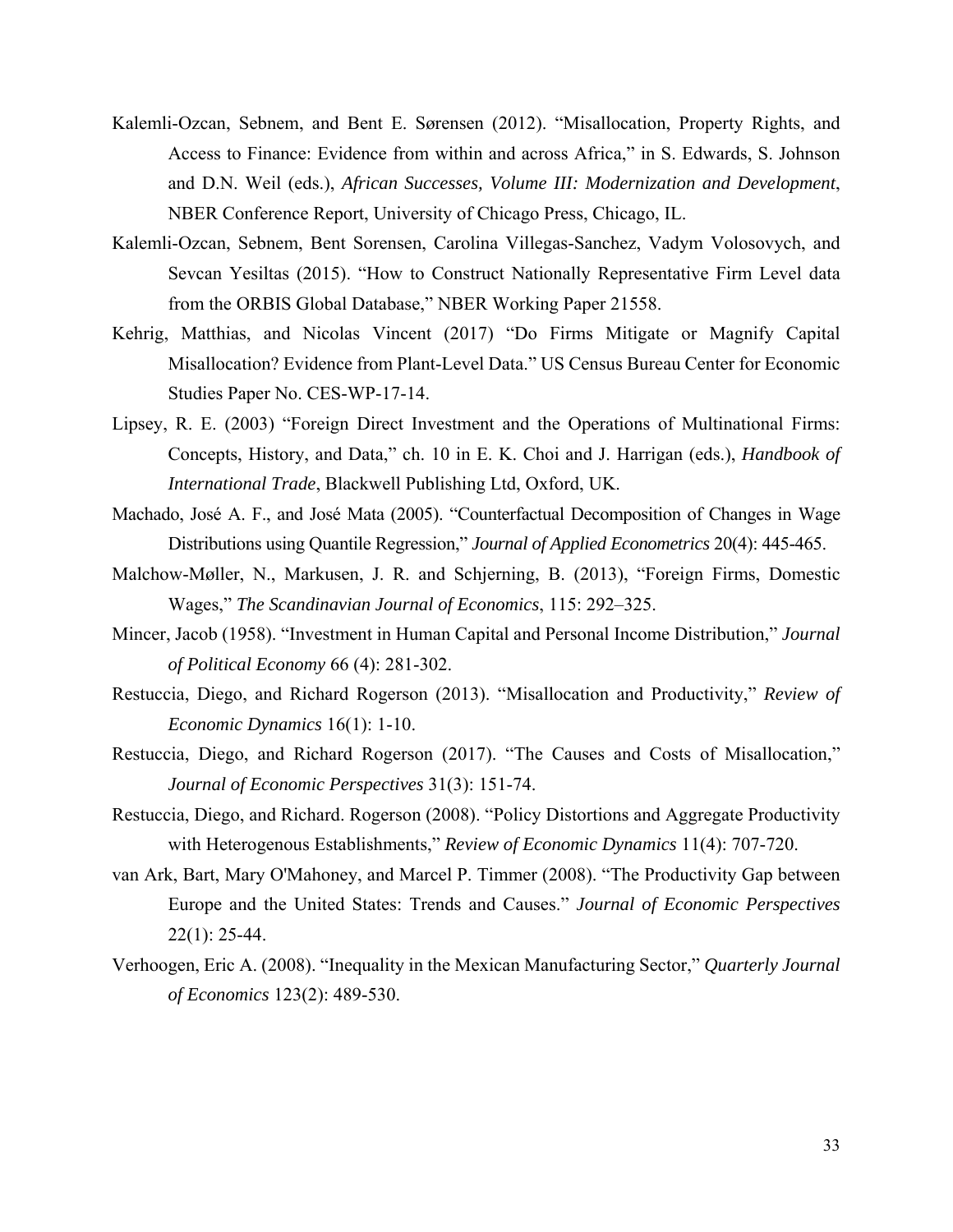Kalemli-Ozcan, Sebnem, and Bent E. Sørensen (2012). "Misallocation, Property Rights, and Access to Finance: Evidence from within and across Africa," in S. Edwards, S. Johnson and D.N. Weil (eds.), *African Successes, Volume III: Modernization and Development*, NBER Conference Report, University of Chicago Press, Chicago, IL.

Kalemli-Ozcan, Sebnem, Bent Sorensen, Carolina Villegas-Sanchez, Vadym Volosovych, and Sevcan Yesiltas (2015). "How to Construct Nationally Representative Firm Level data from the ORBIS Global Database," NBER Working Paper 21558.

Kehrig, Matthias, and Nicolas Vincent (2017) "Do Firms Mitigate or Magnify Capital Misallocation? Evidence from Plant-Level Data." US Census Bureau Center for Economic Studies Paper No. CES-WP-17-14.

Lipsey, R. E. (2003) "Foreign Direct Investment and the Operations of Multinational Firms: Concepts, History, and Data," ch. 10 in E. K. Choi and J. Harrigan (eds.), *Handbook of International Trade*, Blackwell Publishing Ltd, Oxford, UK.

Machado, José A. F., and José Mata (2005). "Counterfactual Decomposition of Changes in Wage Distributions using Quantile Regression," *Journal of Applied Econometrics* 20(4): 445-465.

Malchow-Møller, N., Markusen, J. R. and Schjerning, B. (2013), "Foreign Firms, Domestic Wages," *The Scandinavian Journal of Economics*, 115: 292–325.

Mincer, Jacob (1958). "Investment in Human Capital and Personal Income Distribution," *Journal of Political Economy* 66 (4): 281-302.

Restuccia, Diego, and Richard Rogerson (2013). "Misallocation and Productivity," *Review of Economic Dynamics* 16(1): 1-10.

Restuccia, Diego, and Richard Rogerson (2017). "The Causes and Costs of Misallocation," *Journal of Economic Perspectives* 31(3): 151-74.

Restuccia, Diego, and Richard. Rogerson (2008). "Policy Distortions and Aggregate Productivity with Heterogenous Establishments," *Review of Economic Dynamics* 11(4): 707-720.

van Ark, Bart, Mary O'Mahoney, and Marcel P. Timmer (2008). "The Productivity Gap between Europe and the United States: Trends and Causes." *Journal of Economic Perspectives* 22(1): 25-44.

Verhoogen, Eric A. (2008). "Inequality in the Mexican Manufacturing Sector," *Quarterly Journal of Economics* 123(2): 489-530.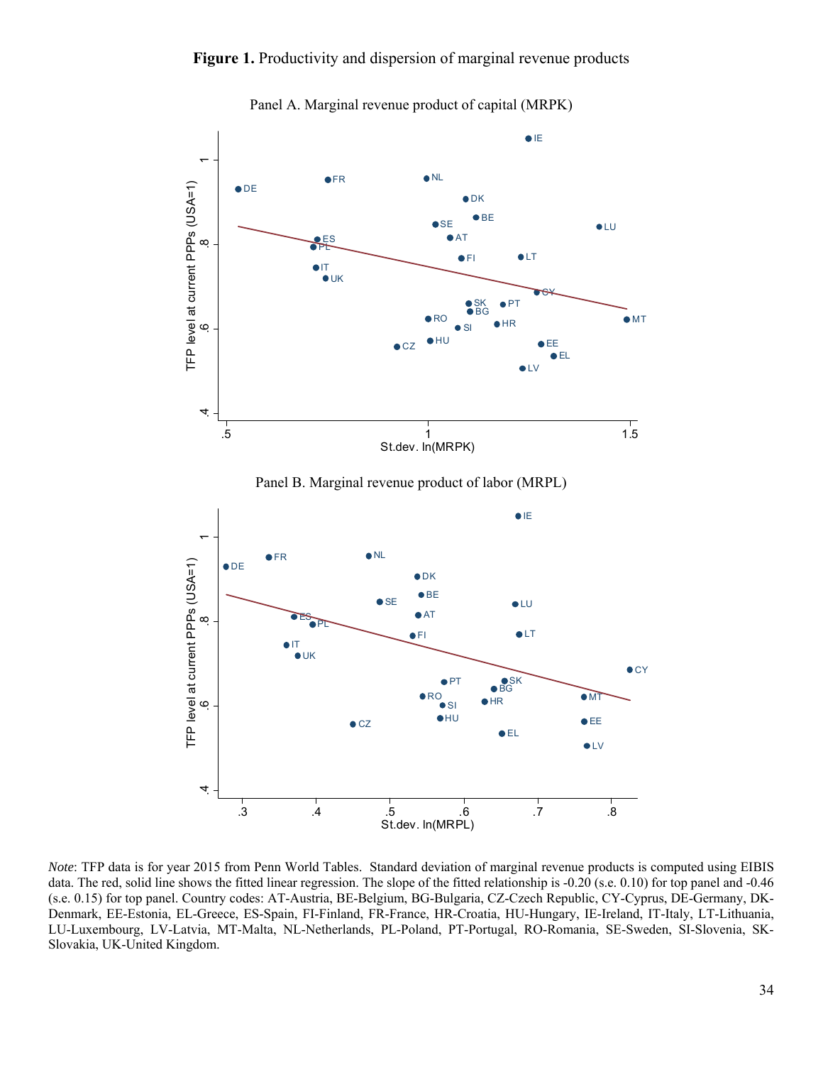**Figure 1.** Productivity and dispersion of marginal revenue products

Panel A. Marginal revenue product of capital (MRPK)

Panel B. Marginal revenue product of labor (MRPL)

*Note*: TFP data is for year 2015 from Penn World Tables. Standard deviation of marginal revenue products is computed using EIBIS data. The red, solid line shows the fitted linear regression. The slope of the fitted relationship is -0.20 (s.e. 0.10) for top panel and -0.46 (s.e. 0.15) for top panel. Country codes: AT-Austria, BE-Belgium, BG-Bulgaria, CZ-Czech Republic, CY-Cyprus, DE-Germany, DK-Denmark, EE-Estonia, EL-Greece, ES-Spain, FI-Finland, FR-France, HR-Croatia, HU-Hungary, IE-Ireland, IT-Italy, LT-Lithuania, LU-Luxembourg, LV-Latvia, MT-Malta, NL-Netherlands, PL-Poland, PT-Portugal, RO-Romania, SE-Sweden, SI-Slovenia, SK-Slovakia, UK-United Kingdom.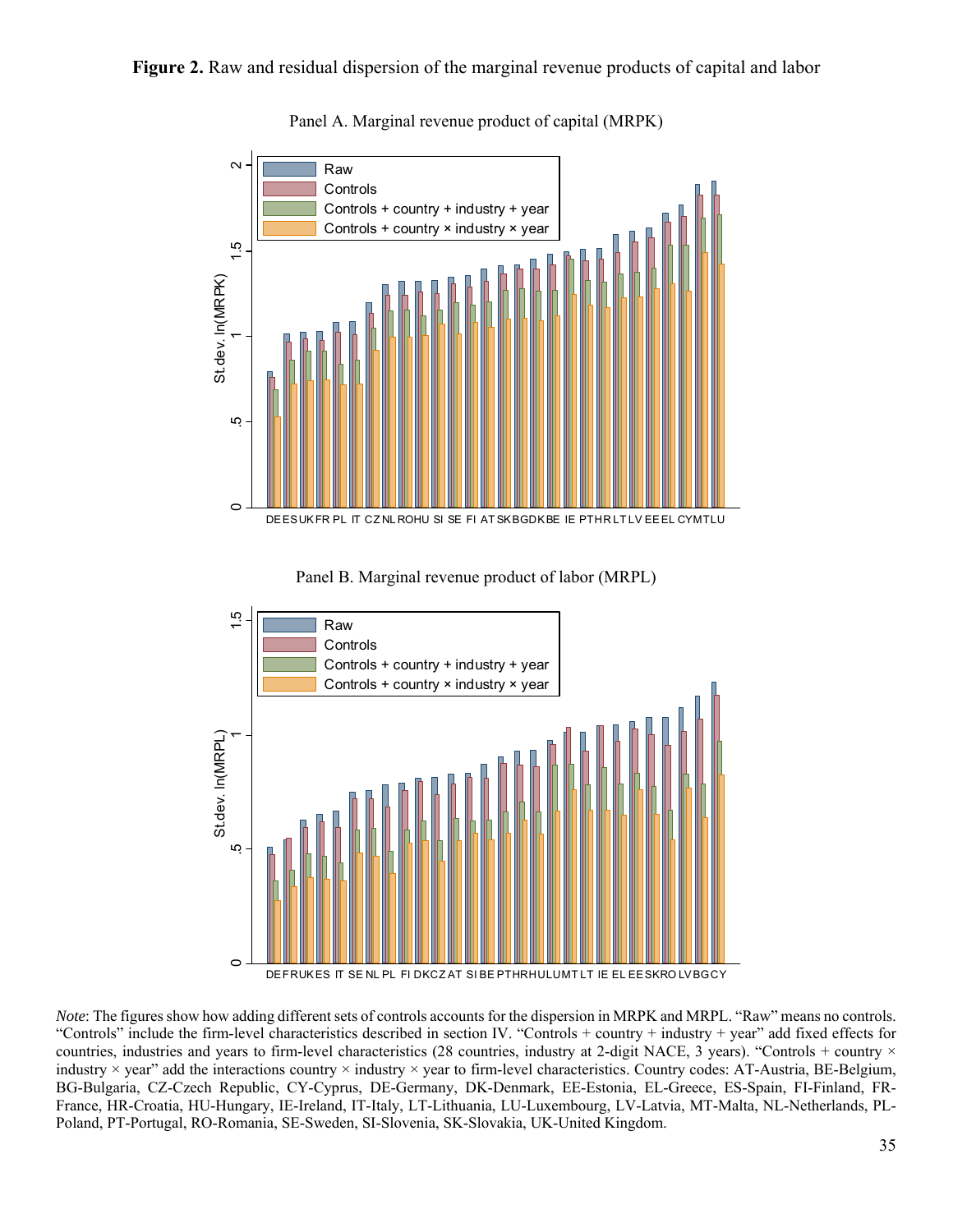**Figure 2.** Raw and residual dispersion of the marginal revenue products of capital and labor

Panel A. Marginal revenue product of capital (MRPK)

Panel B. Marginal revenue product of labor (MRPL)

*Note*: The figures show how adding different sets of controls accounts for the dispersion in MRPK and MRPL. "Raw" means no controls. "Controls" include the firm-level characteristics described in section IV. "Controls + country + industry + year" add fixed effects for countries, industries and years to firm-level characteristics (28 countries, industry at 2-digit NACE, 3 years). "Controls + country × industry × year" add the interactions country × industry × year to firm-level characteristics. Country codes: AT-Austria, BE-Belgium, BG-Bulgaria, CZ-Czech Republic, CY-Cyprus, DE-Germany, DK-Denmark, EE-Estonia, EL-Greece, ES-Spain, FI-Finland, FR-France, HR-Croatia, HU-Hungary, IE-Ireland, IT-Italy, LT-Lithuania, LU-Luxembourg, LV-Latvia, MT-Malta, NL-Netherlands, PL-Poland, PT-Portugal, RO-Romania, SE-Sweden, SI-Slovenia, SK-Slovakia, UK-United Kingdom.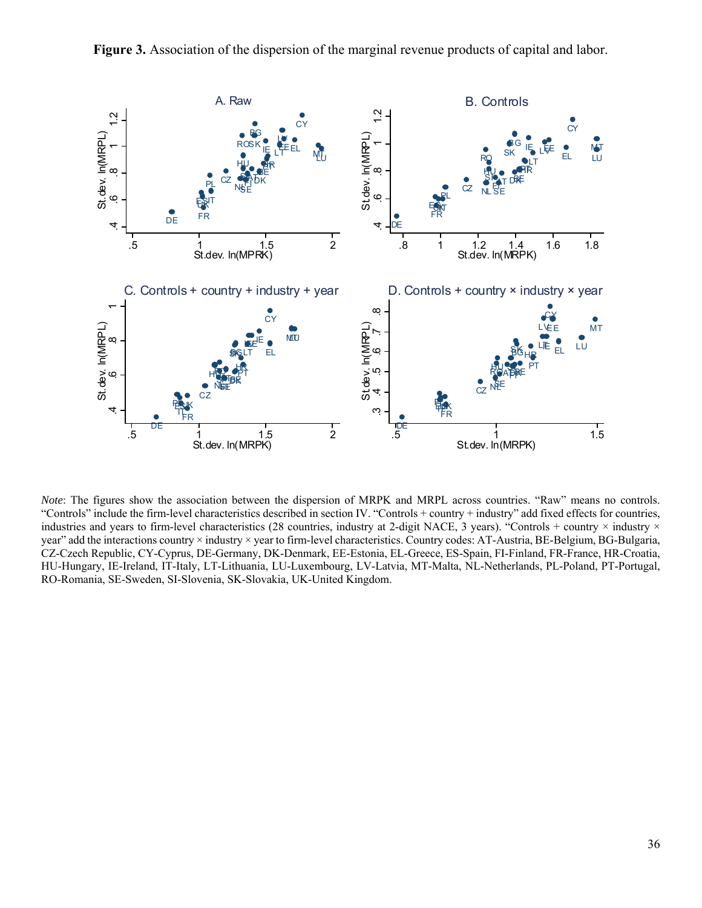**Figure 3.** Association of the dispersion of the marginal revenue products of capital and labor.

*Note*: The figures show the association between the dispersion of MRPK and MRPL across countries. "Raw" means no controls. "Controls" include the firm-level characteristics described in section IV. "Controls + country + industry" add fixed effects for countries, industries and years to firm-level characteristics (28 countries, industry at 2-digit NACE, 3 years). "Controls + country × industry × year" add the interactions country × industry × year to firm-level characteristics. Country codes: AT-Austria, BE-Belgium, BG-Bulgaria, CZ-Czech Republic, CY-Cyprus, DE-Germany, DK-Denmark, EE-Estonia, EL-Greece, ES-Spain, FI-Finland, FR-France, HR-Croatia, HU-Hungary, IE-Ireland, IT-Italy, LT-Lithuania, LU-Luxembourg, LV-Latvia, MT-Malta, NL-Netherlands, PL-Poland, PT-Portugal, RO-Romania, SE-Sweden, SI-Slovenia, SK-Slovakia, UK-United Kingdom.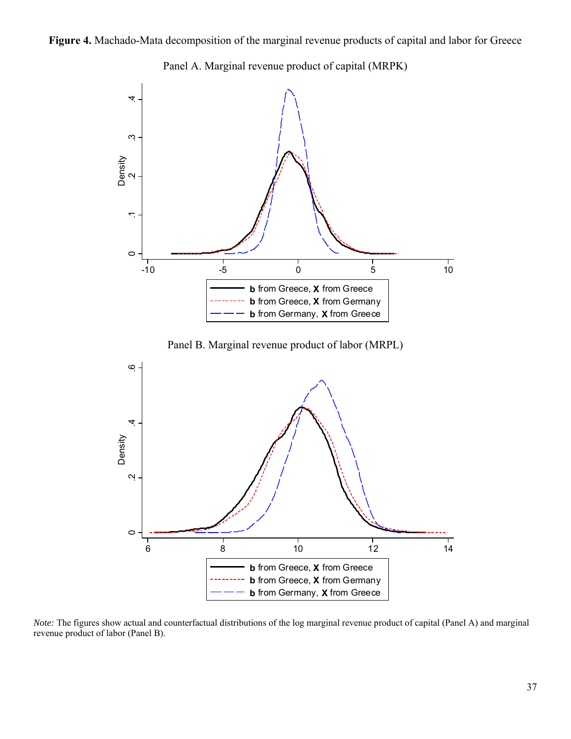**Figure 4.** Machado-Mata decomposition of the marginal revenue products of capital and labor for Greece

Panel A. Marginal revenue product of capital (MRPK)

Panel B. Marginal revenue product of labor (MRPL)

*Note:* The figures show actual and counterfactual distributions of the log marginal revenue product of capital (Panel A) and marginal revenue product of labor (Panel B).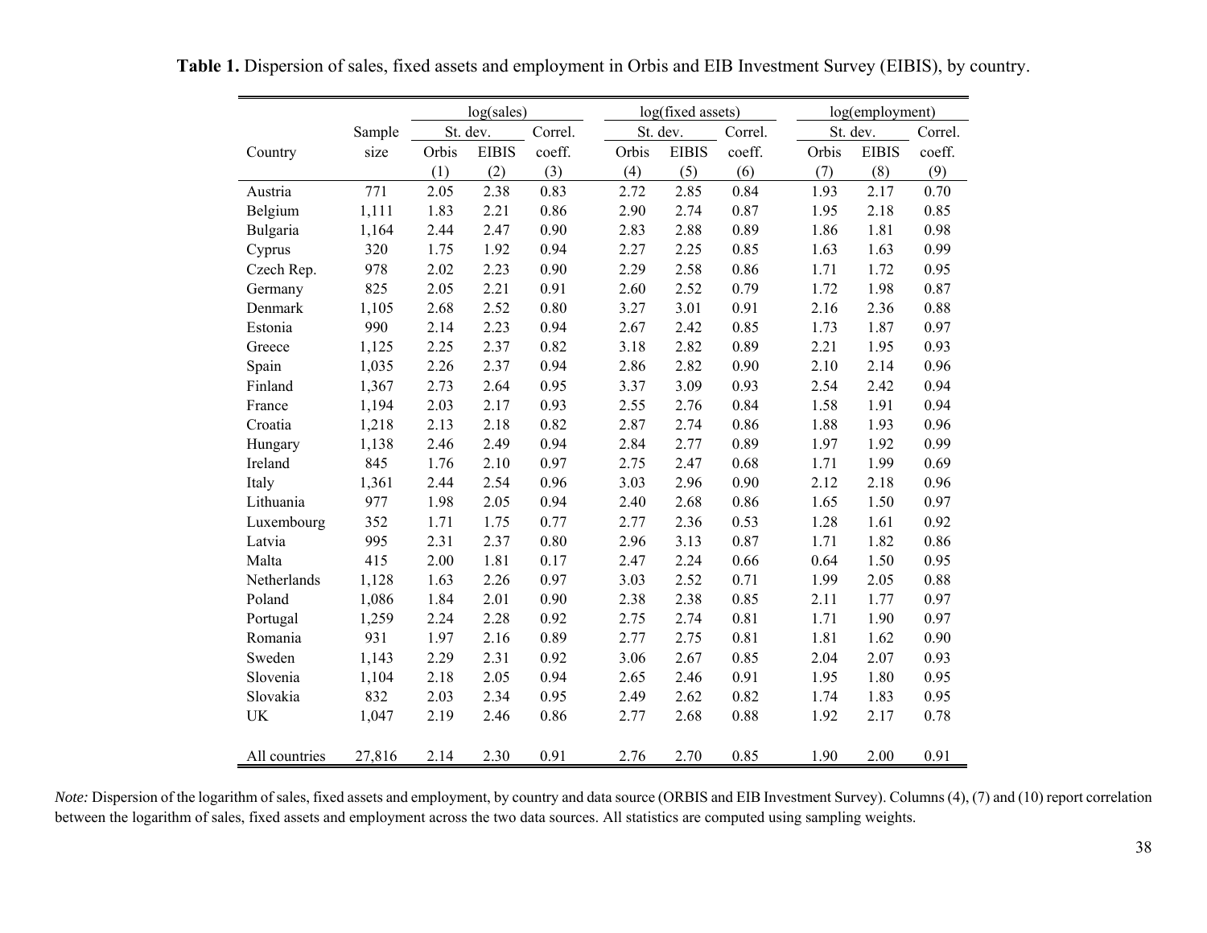**Table 1.** Dispersion of sales, fixed assets and employment in Orbis and EIB Investment Survey (EIBIS), by country.

| | | log(sales) | | | log(fixed assets) | | | log(employment) | | |
|---|---|---|---|---|---|---|---|---|---|---|
| | Sample | St. dev. | | Correl. | St. dev. | | Correl. | St. dev. | | Correl. |
| Country | size | Orbis | EIBIS | coeff. | Orbis | EIBIS | coeff. | Orbis | EIBIS | coeff. |
| | | (1) | (2) | (3) | (4) | (5) | (6) | (7) | (8) | (9) |
| Austria | 771 | 2.05 | 2.38 | 0.83 | 2.72 | 2.85 | 0.84 | 1.93 | 2.17 | 0.70 |
| Belgium | 1,111 | 1.83 | 2.21 | 0.86 | 2.90 | 2.74 | 0.87 | 1.95 | 2.18 | 0.85 |
| Bulgaria | 1,164 | 2.44 | 2.47 | 0.90 | 2.83 | 2.88 | 0.89 | 1.86 | 1.81 | 0.98 |
| Cyprus | 320 | 1.75 | 1.92 | 0.94 | 2.27 | 2.25 | 0.85 | 1.63 | 1.63 | 0.99 |
| Czech Rep. | 978 | 2.02 | 2.23 | 0.90 | 2.29 | 2.58 | 0.86 | 1.71 | 1.72 | 0.95 |
| Germany | 825 | 2.05 | 2.21 | 0.91 | 2.60 | 2.52 | 0.79 | 1.72 | 1.98 | 0.87 |
| Denmark | 1,105 | 2.68 | 2.52 | 0.80 | 3.27 | 3.01 | 0.91 | 2.16 | 2.36 | 0.88 |
| Estonia | 990 | 2.14 | 2.23 | 0.94 | 2.67 | 2.42 | 0.85 | 1.73 | 1.87 | 0.97 |
| Greece | 1,125 | 2.25 | 2.37 | 0.82 | 3.18 | 2.82 | 0.89 | 2.21 | 1.95 | 0.93 |
| Spain | 1,035 | 2.26 | 2.37 | 0.94 | 2.86 | 2.82 | 0.90 | 2.10 | 2.14 | 0.96 |
| Finland | 1,367 | 2.73 | 2.64 | 0.95 | 3.37 | 3.09 | 0.93 | 2.54 | 2.42 | 0.94 |
| France | 1,194 | 2.03 | 2.17 | 0.93 | 2.55 | 2.76 | 0.84 | 1.58 | 1.91 | 0.94 |
| Croatia | 1,218 | 2.13 | 2.18 | 0.82 | 2.87 | 2.74 | 0.86 | 1.88 | 1.93 | 0.96 |
| Hungary | 1,138 | 2.46 | 2.49 | 0.94 | 2.84 | 2.77 | 0.89 | 1.97 | 1.92 | 0.99 |
| Ireland | 845 | 1.76 | 2.10 | 0.97 | 2.75 | 2.47 | 0.68 | 1.71 | 1.99 | 0.69 |
| Italy | 1,361 | 2.44 | 2.54 | 0.96 | 3.03 | 2.96 | 0.90 | 2.12 | 2.18 | 0.96 |
| Lithuania | 977 | 1.98 | 2.05 | 0.94 | 2.40 | 2.68 | 0.86 | 1.65 | 1.50 | 0.97 |
| Luxembourg | 352 | 1.71 | 1.75 | 0.77 | 2.77 | 2.36 | 0.53 | 1.28 | 1.61 | 0.92 |
| Latvia | 995 | 2.31 | 2.37 | 0.80 | 2.96 | 3.13 | 0.87 | 1.71 | 1.82 | 0.86 |
| Malta | 415 | 2.00 | 1.81 | 0.17 | 2.47 | 2.24 | 0.66 | 0.64 | 1.50 | 0.95 |
| Netherlands | 1,128 | 1.63 | 2.26 | 0.97 | 3.03 | 2.52 | 0.71 | 1.99 | 2.05 | 0.88 |
| Poland | 1,086 | 1.84 | 2.01 | 0.90 | 2.38 | 2.38 | 0.85 | 2.11 | 1.77 | 0.97 |
| Portugal | 1,259 | 2.24 | 2.28 | 0.92 | 2.75 | 2.74 | 0.81 | 1.71 | 1.90 | 0.97 |
| Romania | 931 | 1.97 | 2.16 | 0.89 | 2.77 | 2.75 | 0.81 | 1.81 | 1.62 | 0.90 |
| Sweden | 1,143 | 2.29 | 2.31 | 0.92 | 3.06 | 2.67 | 0.85 | 2.04 | 2.07 | 0.93 |
| Slovenia | 1,104 | 2.18 | 2.05 | 0.94 | 2.65 | 2.46 | 0.91 | 1.95 | 1.80 | 0.95 |
| Slovakia | 832 | 2.03 | 2.34 | 0.95 | 2.49 | 2.62 | 0.82 | 1.74 | 1.83 | 0.95 |
| UK | 1,047 | 2.19 | 2.46 | 0.86 | 2.77 | 2.68 | 0.88 | 1.92 | 2.17 | 0.78 |
| All countries | 27,816 | 2.14 | 2.30 | 0.91 | 2.76 | 2.70 | 0.85 | 1.90 | 2.00 | 0.91 |

*Note:* Dispersion of the logarithm of sales, fixed assets and employment, by country and data source (ORBIS and EIB Investment Survey). Columns (4), (7) and (10) report correlation between the logarithm of sales, fixed assets and employment across the two data sources. All statistics are computed using sampling weights.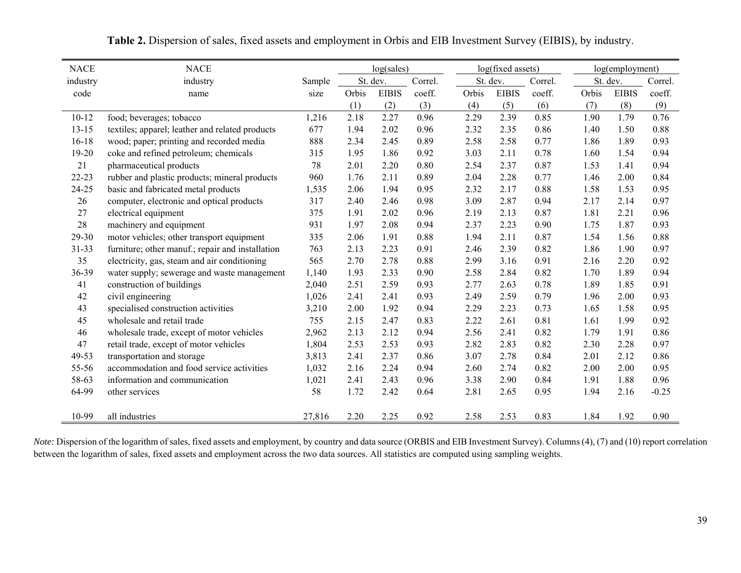**Table 2.** Dispersion of sales, fixed assets and employment in Orbis and EIB Investment Survey (EIBIS), by industry.

| NACE industry code | NACE industry name | Sample size | log(sales) | | | log(fixed assets) | | | log(employment) | | |
|---|---|---|---|---|---|---|---|---|---|---|---|
| | | | St. dev. | | Correl. coeff. | St. dev. | | Correl. coeff. | St. dev. | | Correl. coeff. |
| | | | Orbis | EIBIS | | Orbis | EIBIS | | Orbis | EIBIS | |
| | | | (1) | (2) | (3) | (4) | (5) | (6) | (7) | (8) | (9) |
| 10-12 | food; beverages; tobacco | 1,216 | 2.18 | 2.27 | 0.96 | 2.29 | 2.39 | 0.85 | 1.90 | 1.79 | 0.76 |
| 13-15 | textiles; apparel; leather and related products | 677 | 1.94 | 2.02 | 0.96 | 2.32 | 2.35 | 0.86 | 1.40 | 1.50 | 0.88 |
| 16-18 | wood; paper; printing and recorded media | 888 | 2.34 | 2.45 | 0.89 | 2.58 | 2.58 | 0.77 | 1.86 | 1.89 | 0.93 |
| 19-20 | coke and refined petroleum; chemicals | 315 | 1.95 | 1.86 | 0.92 | 3.03 | 2.11 | 0.78 | 1.60 | 1.54 | 0.94 |
| 21 | pharmaceutical products | 78 | 2.01 | 2.20 | 0.80 | 2.54 | 2.37 | 0.87 | 1.53 | 1.41 | 0.94 |
| 22-23 | rubber and plastic products; mineral products | 960 | 1.76 | 2.11 | 0.89 | 2.04 | 2.28 | 0.77 | 1.46 | 2.00 | 0.84 |
| 24-25 | basic and fabricated metal products | 1,535 | 2.06 | 1.94 | 0.95 | 2.32 | 2.17 | 0.88 | 1.58 | 1.53 | 0.95 |
| 26 | computer, electronic and optical products | 317 | 2.40 | 2.46 | 0.98 | 3.09 | 2.87 | 0.94 | 2.17 | 2.14 | 0.97 |
| 27 | electrical equipment | 375 | 1.91 | 2.02 | 0.96 | 2.19 | 2.13 | 0.87 | 1.81 | 2.21 | 0.96 |
| 28 | machinery and equipment | 931 | 1.97 | 2.08 | 0.94 | 2.37 | 2.23 | 0.90 | 1.75 | 1.87 | 0.93 |
| 29-30 | motor vehicles; other transport equipment | 335 | 2.06 | 1.91 | 0.88 | 1.94 | 2.11 | 0.87 | 1.54 | 1.56 | 0.88 |
| 31-33 | furniture; other manuf.; repair and installation | 763 | 2.13 | 2.23 | 0.91 | 2.46 | 2.39 | 0.82 | 1.86 | 1.90 | 0.97 |
| 35 | electricity, gas, steam and air conditioning | 565 | 2.70 | 2.78 | 0.88 | 2.99 | 3.16 | 0.91 | 2.16 | 2.20 | 0.92 |
| 36-39 | water supply; sewerage and waste management | 1,140 | 1.93 | 2.33 | 0.90 | 2.58 | 2.84 | 0.82 | 1.70 | 1.89 | 0.94 |
| 41 | construction of buildings | 2,040 | 2.51 | 2.59 | 0.93 | 2.77 | 2.63 | 0.78 | 1.89 | 1.85 | 0.91 |
| 42 | civil engineering | 1,026 | 2.41 | 2.41 | 0.93 | 2.49 | 2.59 | 0.79 | 1.96 | 2.00 | 0.93 |
| 43 | specialised construction activities | 3,210 | 2.00 | 1.92 | 0.94 | 2.29 | 2.23 | 0.73 | 1.65 | 1.58 | 0.95 |
| 45 | wholesale and retail trade | 755 | 2.15 | 2.47 | 0.83 | 2.22 | 2.61 | 0.81 | 1.61 | 1.99 | 0.92 |
| 46 | wholesale trade, except of motor vehicles | 2,962 | 2.13 | 2.12 | 0.94 | 2.56 | 2.41 | 0.82 | 1.79 | 1.91 | 0.86 |
| 47 | retail trade, except of motor vehicles | 1,804 | 2.53 | 2.53 | 0.93 | 2.82 | 2.83 | 0.82 | 2.30 | 2.28 | 0.97 |
| 49-53 | transportation and storage | 3,813 | 2.41 | 2.37 | 0.86 | 3.07 | 2.78 | 0.84 | 2.01 | 2.12 | 0.86 |
| 55-56 | accommodation and food service activities | 1,032 | 2.16 | 2.24 | 0.94 | 2.60 | 2.74 | 0.82 | 2.00 | 2.00 | 0.95 |
| 58-63 | information and communication | 1,021 | 2.41 | 2.43 | 0.96 | 3.38 | 2.90 | 0.84 | 1.91 | 1.88 | 0.96 |
| 64-99 | other services | 58 | 1.72 | 2.42 | 0.64 | 2.81 | 2.65 | 0.95 | 1.94 | 2.16 | -0.25 |
| 10-99 | all industries | 27,816 | 2.20 | 2.25 | 0.92 | 2.58 | 2.53 | 0.83 | 1.84 | 1.92 | 0.90 |

*Note:* Dispersion of the logarithm of sales, fixed assets and employment, by country and data source (ORBIS and EIB Investment Survey). Columns (4), (7) and (10) report correlation between the logarithm of sales, fixed assets and employment across the two data sources. All statistics are computed using sampling weights.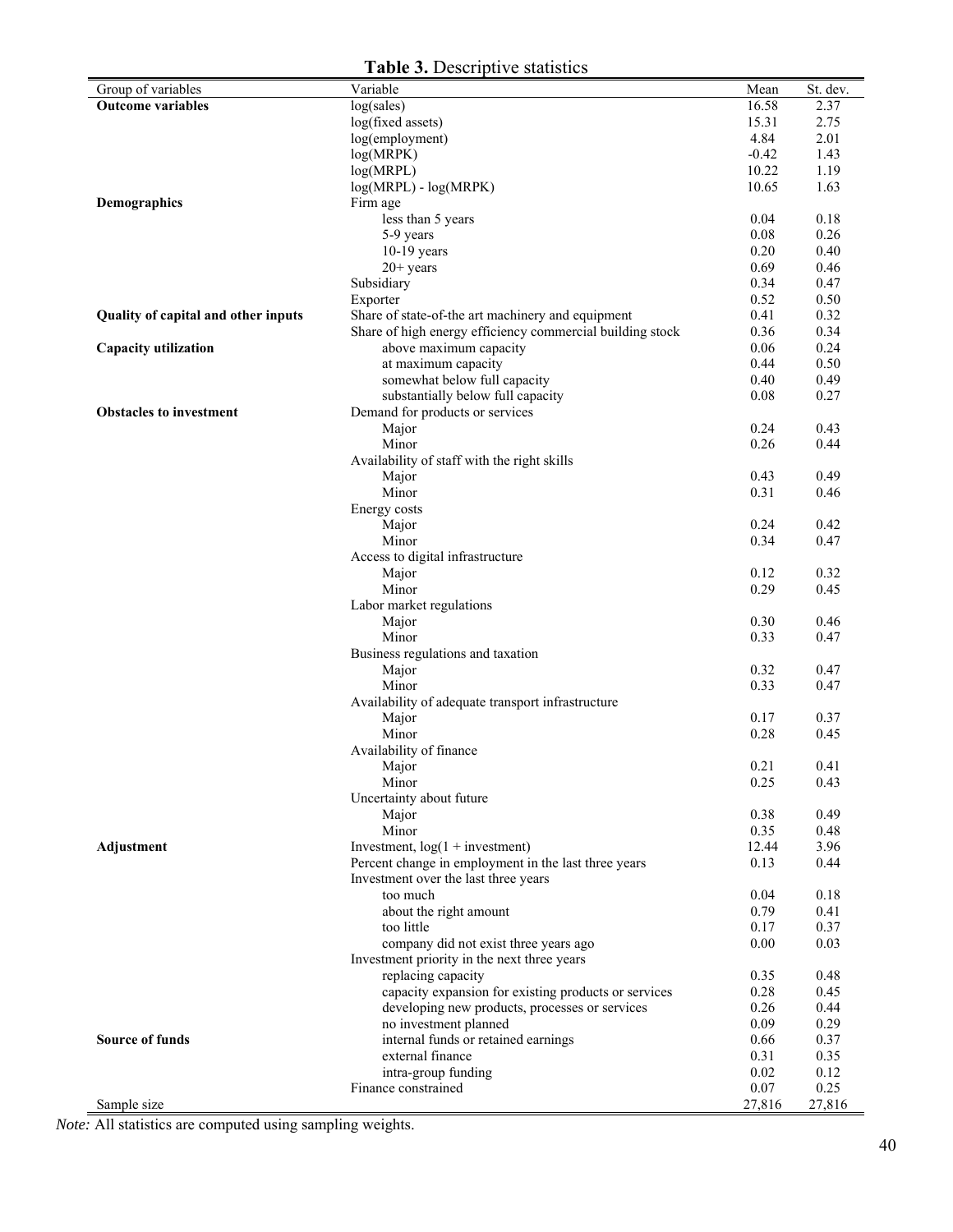**Table 3.** Descriptive statistics

| Group of variables | Variable | Mean | St. dev. |
|---|---|---|---|
| **Outcome variables** | log(sales) | 16.58 | 2.37 |
| | log(fixed assets) | 15.31 | 2.75 |
| | log(employment) | 4.84 | 2.01 |
| | log(MRPK) | -0.42 | 1.43 |
| | log(MRPL) | 10.22 | 1.19 |
| | log(MRPL) - log(MRPK) | 10.65 | 1.63 |
| **Demographics** | Firm age | | |
| | less than 5 years | 0.04 | 0.18 |
| | 5-9 years | 0.08 | 0.26 |
| | 10-19 years | 0.20 | 0.40 |
| | 20+ years | 0.69 | 0.46 |
| | Subsidiary | 0.34 | 0.47 |
| | Exporter | 0.52 | 0.50 |
| **Quality of capital and other inputs** | Share of state-of-the art machinery and equipment | 0.41 | 0.32 |
| | Share of high energy efficiency commercial building stock | 0.36 | 0.34 |
| **Capacity utilization** | above maximum capacity | 0.06 | 0.24 |
| | at maximum capacity | 0.44 | 0.50 |
| | somewhat below full capacity | 0.40 | 0.49 |
| | substantially below full capacity | 0.08 | 0.27 |
| **Obstacles to investment** | Demand for products or services | | |
| | Major | 0.24 | 0.43 |
| | Minor | 0.26 | 0.44 |
| | Availability of staff with the right skills | | |
| | Major | 0.43 | 0.49 |
| | Minor | 0.31 | 0.46 |
| | Energy costs | | |
| | Major | 0.24 | 0.42 |
| | Minor | 0.34 | 0.47 |
| | Access to digital infrastructure | | |
| | Major | 0.12 | 0.32 |
| | Minor | 0.29 | 0.45 |
| | Labor market regulations | | |
| | Major | 0.30 | 0.46 |
| | Minor | 0.33 | 0.47 |
| | Business regulations and taxation | | |
| | Major | 0.32 | 0.47 |
| | Minor | 0.33 | 0.47 |
| | Availability of adequate transport infrastructure | | |
| | Major | 0.17 | 0.37 |
| | Minor | 0.28 | 0.45 |
| | Availability of finance | | |
| | Major | 0.21 | 0.41 |
| | Minor | 0.25 | 0.43 |
| | Uncertainty about future | | |
| | Major | 0.38 | 0.49 |
| | Minor | 0.35 | 0.48 |
| **Adjustment** | Investment, log(1 + investment) | 12.44 | 3.96 |
| | Percent change in employment in the last three years | 0.13 | 0.44 |
| | Investment over the last three years | | |
| | too much | 0.04 | 0.18 |
| | about the right amount | 0.79 | 0.41 |
| | too little | 0.17 | 0.37 |
| | company did not exist three years ago | 0.00 | 0.03 |
| | Investment priority in the next three years | | |
| | replacing capacity | 0.35 | 0.48 |
| | capacity expansion for existing products or services | 0.28 | 0.45 |
| | developing new products, processes or services | 0.26 | 0.44 |
| | no investment planned | 0.09 | 0.29 |
| **Source of funds** | internal funds or retained earnings | 0.66 | 0.37 |
| | external finance | 0.31 | 0.35 |
| | intra-group funding | 0.02 | 0.12 |
| | Finance constrained | 0.07 | 0.25 |
| Sample size | | 27,816 | 27,816 |

*Note:* All statistics are computed using sampling weights.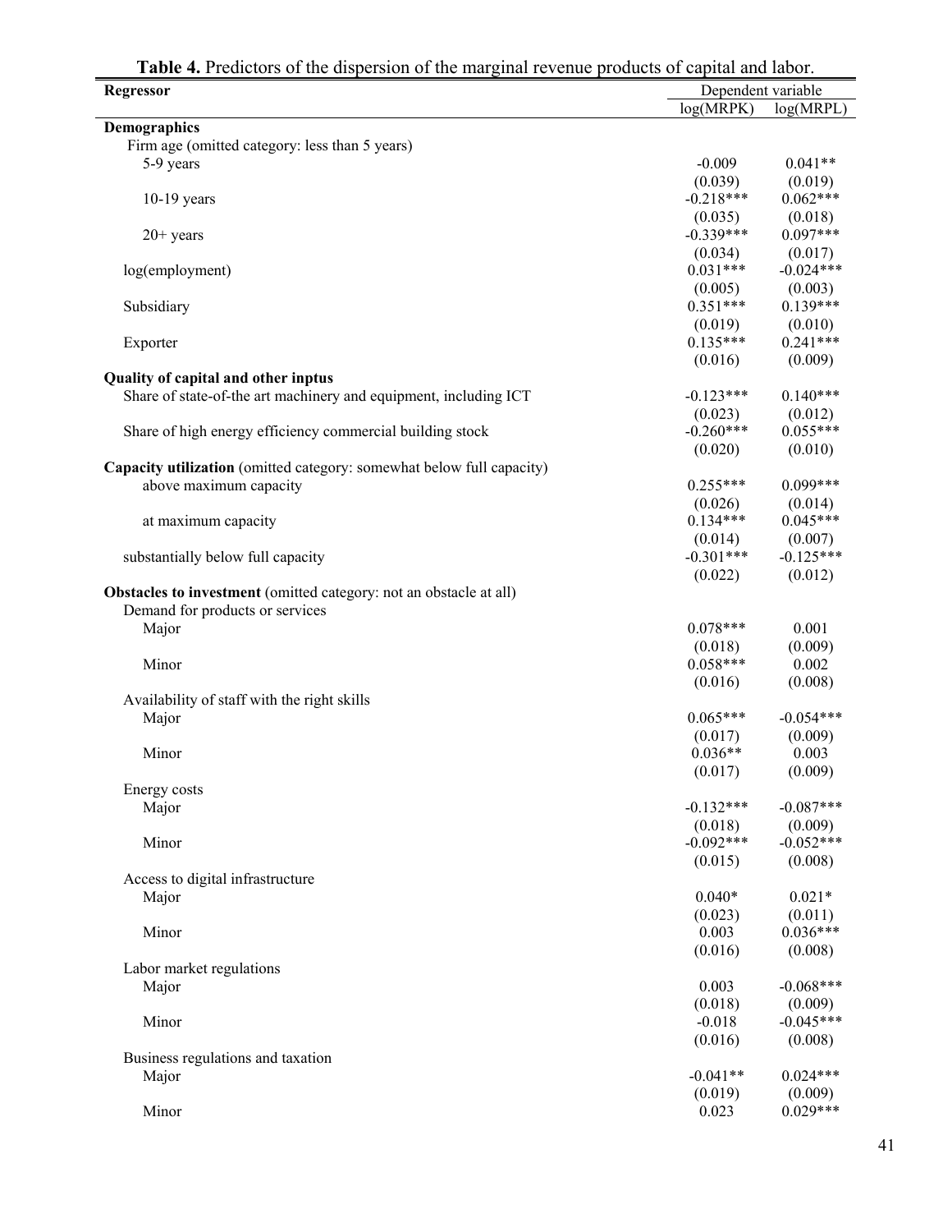**Table 4.** Predictors of the dispersion of the marginal revenue products of capital and labor.

| Regressor | Dependent variable | |
|---|---|---|
| | log(MRPK) | log(MRPL) |
| **Demographics** | | |
| Firm age (omitted category: less than 5 years) | | |
| 5-9 years | -0.009 | 0.041** |
| | (0.039) | (0.019) |
| 10-19 years | -0.218*** | 0.062*** |
| | (0.035) | (0.018) |
| 20+ years | -0.339*** | 0.097*** |
| | (0.034) | (0.017) |
| log(employment) | 0.031*** | -0.024*** |
| | (0.005) | (0.003) |
| Subsidiary | 0.351*** | 0.139*** |
| | (0.019) | (0.010) |
| Exporter | 0.135*** | 0.241*** |
| | (0.016) | (0.009) |
| **Quality of capital and other inptus** | | |
| Share of state-of-the art machinery and equipment, including ICT | -0.123*** | 0.140*** |
| | (0.023) | (0.012) |
| Share of high energy efficiency commercial building stock | -0.260*** | 0.055*** |
| | (0.020) | (0.010) |
| **Capacity utilization** (omitted category: somewhat below full capacity) | | |
| above maximum capacity | 0.255*** | 0.099*** |
| | (0.026) | (0.014) |
| at maximum capacity | 0.134*** | 0.045*** |
| | (0.014) | (0.007) |
| substantially below full capacity | -0.301*** | -0.125*** |
| | (0.022) | (0.012) |
| **Obstacles to investment** (omitted category: not an obstacle at all) | | |
| Demand for products or services | | |
| Major | 0.078*** | 0.001 |
| | (0.018) | (0.009) |
| Minor | 0.058*** | 0.002 |
| | (0.016) | (0.008) |
| Availability of staff with the right skills | | |
| Major | 0.065*** | -0.054*** |
| | (0.017) | (0.009) |
| Minor | 0.036** | 0.003 |
| | (0.017) | (0.009) |
| Energy costs | | |
| Major | -0.132*** | -0.087*** |
| | (0.018) | (0.009) |
| Minor | -0.092*** | -0.052*** |
| | (0.015) | (0.008) |
| Access to digital infrastructure | | |
| Major | 0.040* | 0.021* |
| | (0.023) | (0.011) |
| Minor | 0.003 | 0.036*** |
| | (0.016) | (0.008) |
| Labor market regulations | | |
| Major | 0.003 | -0.068*** |
| | (0.018) | (0.009) |
| Minor | -0.018 | -0.045*** |
| | (0.016) | (0.008) |
| Business regulations and taxation | | |
| Major | -0.041** | 0.024*** |
| | (0.019) | (0.009) |
| Minor | 0.023 | 0.029*** |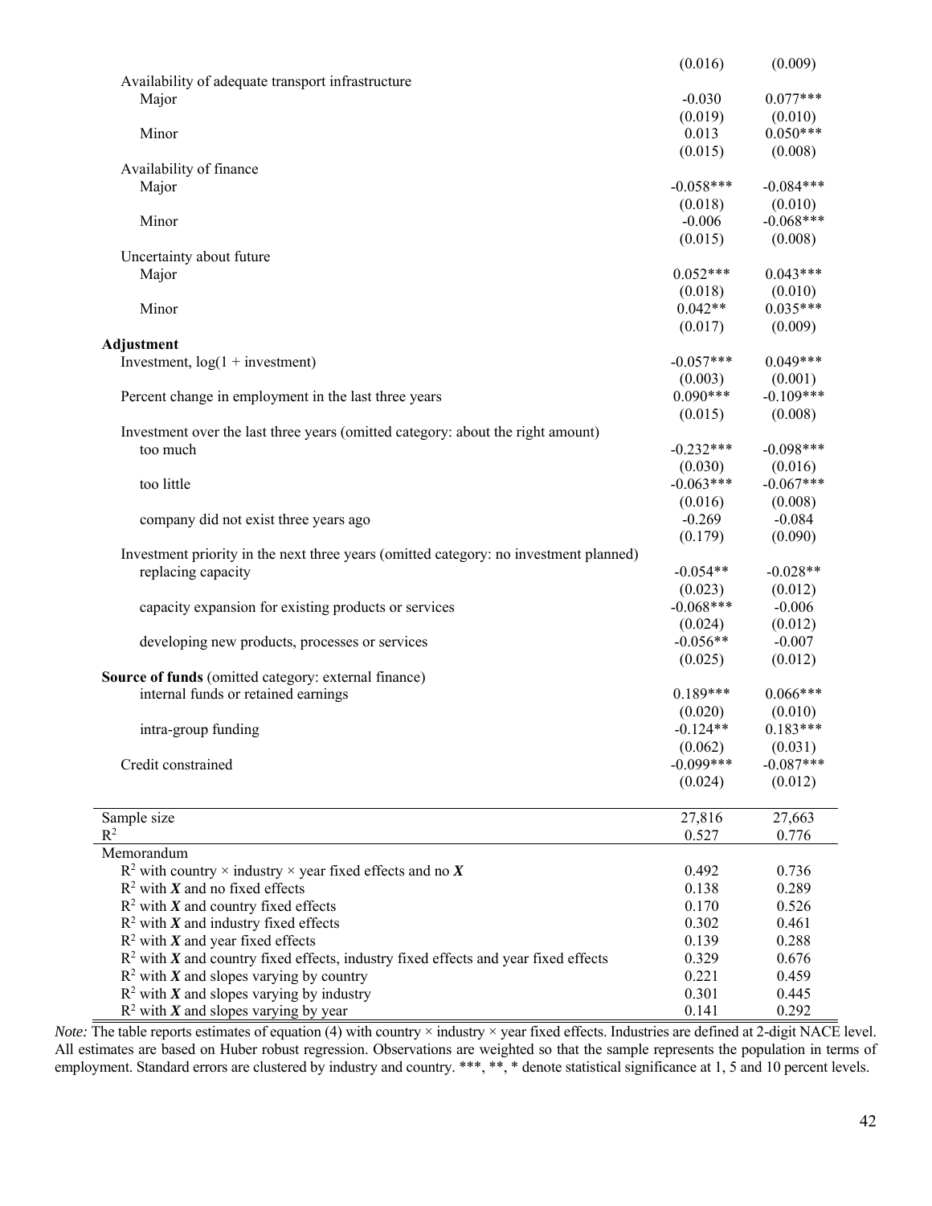| | | |
|---|---|---|
| | (0.016) | (0.009) |
| Availability of adequate transport infrastructure | | |
| Major | -0.030 | 0.077*** |
| | (0.019) | (0.010) |
| Minor | 0.013 | 0.050*** |
| | (0.015) | (0.008) |
| Availability of finance | | |
| Major | -0.058*** | -0.084*** |
| | (0.018) | (0.010) |
| Minor | -0.006 | -0.068*** |
| | (0.015) | (0.008) |
| Uncertainty about future | | |
| Major | 0.052*** | 0.043*** |
| | (0.018) | (0.010) |
| Minor | 0.042** | 0.035*** |
| | (0.017) | (0.009) |
| **Adjustment** | | |
| Investment, log(1 + investment) | -0.057*** | 0.049*** |
| | (0.003) | (0.001) |
| Percent change in employment in the last three years | 0.090*** | -0.109*** |
| | (0.015) | (0.008) |
| Investment over the last three years (omitted category: about the right amount) | | |
| too much | -0.232*** | -0.098*** |
| | (0.030) | (0.016) |
| too little | -0.063*** | -0.067*** |
| | (0.016) | (0.008) |
| company did not exist three years ago | -0.269 | -0.084 |
| | (0.179) | (0.090) |
| Investment priority in the next three years (omitted category: no investment planned) | | |
| replacing capacity | -0.054** | -0.028** |
| | (0.023) | (0.012) |
| capacity expansion for existing products or services | -0.068*** | -0.006 |
| | (0.024) | (0.012) |
| developing new products, processes or services | -0.056** | -0.007 |
| | (0.025) | (0.012) |
| **Source of funds** (omitted category: external finance) | | |
| internal funds or retained earnings | 0.189*** | 0.066*** |
| | (0.020) | (0.010) |
| intra-group funding | -0.124** | 0.183*** |
| | (0.062) | (0.031) |
| Credit constrained | -0.099*** | -0.087*** |
| | (0.024) | (0.012) |
| Sample size | 27,816 | 27,663 |
| $R^2$ | 0.527 | 0.776 |
| Memorandum | | |
| $R^2$ with country × industry × year fixed effects and no $\boldsymbol{X}$ | 0.492 | 0.736 |
| $R^2$ with $\boldsymbol{X}$ and no fixed effects | 0.138 | 0.289 |
| $R^2$ with $\boldsymbol{X}$ and country fixed effects | 0.170 | 0.526 |
| $R^2$ with $\boldsymbol{X}$ and industry fixed effects | 0.302 | 0.461 |
| $R^2$ with $\boldsymbol{X}$ and year fixed effects | 0.139 | 0.288 |
| $R^2$ with $\boldsymbol{X}$ and country fixed effects, industry fixed effects and year fixed effects | 0.329 | 0.676 |
| $R^2$ with $\boldsymbol{X}$ and slopes varying by country | 0.221 | 0.459 |
| $R^2$ with $\boldsymbol{X}$ and slopes varying by industry | 0.301 | 0.445 |
| $R^2$ with $\boldsymbol{X}$ and slopes varying by year | 0.141 | 0.292 |

*Note:* The table reports estimates of equation (4) with country × industry × year fixed effects. Industries are defined at 2-digit NACE level. All estimates are based on Huber robust regression. Observations are weighted so that the sample represents the population in terms of employment. Standard errors are clustered by industry and country. ***, **, * denote statistical significance at 1, 5 and 10 percent levels.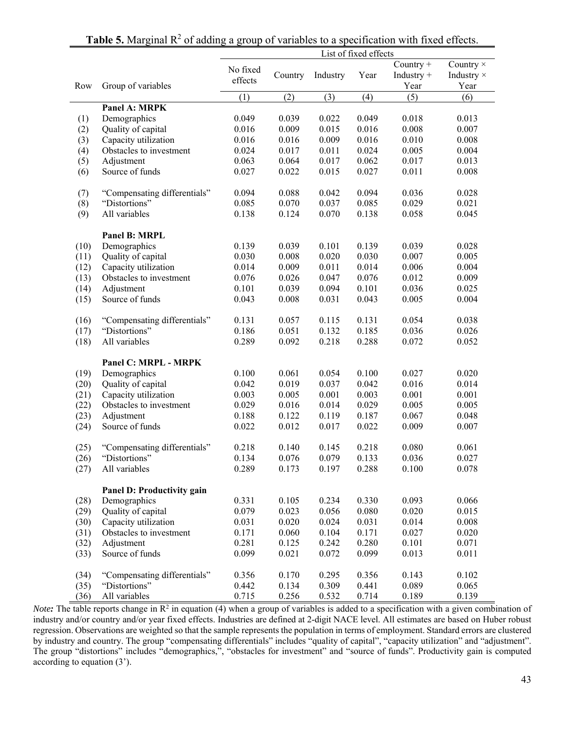**Table 5.** Marginal $R^2$ of adding a group of variables to a specification with fixed effects.

| Row | Group of variables | List of fixed effects | | | | | |
|---|---|---|---|---|---|---|---|
| | | No fixed effects | Country | Industry | Year | Country + Industry + Year | Country × Industry × Year |
| | | (1) | (2) | (3) | (4) | (5) | (6) |
| | **Panel A: MRPK** | | | | | | |
| (1) | Demographics | 0.049 | 0.039 | 0.022 | 0.049 | 0.018 | 0.013 |
| (2) | Quality of capital | 0.016 | 0.009 | 0.015 | 0.016 | 0.008 | 0.007 |
| (3) | Capacity utilization | 0.016 | 0.016 | 0.009 | 0.016 | 0.010 | 0.008 |
| (4) | Obstacles to investment | 0.024 | 0.017 | 0.011 | 0.024 | 0.005 | 0.004 |
| (5) | Adjustment | 0.063 | 0.064 | 0.017 | 0.062 | 0.017 | 0.013 |
| (6) | Source of funds | 0.027 | 0.022 | 0.015 | 0.027 | 0.011 | 0.008 |
| (7) | "Compensating differentials" | 0.094 | 0.088 | 0.042 | 0.094 | 0.036 | 0.028 |
| (8) | "Distortions" | 0.085 | 0.070 | 0.037 | 0.085 | 0.029 | 0.021 |
| (9) | All variables | 0.138 | 0.124 | 0.070 | 0.138 | 0.058 | 0.045 |
| | **Panel B: MRPL** | | | | | | |
| (10) | Demographics | 0.139 | 0.039 | 0.101 | 0.139 | 0.039 | 0.028 |
| (11) | Quality of capital | 0.030 | 0.008 | 0.020 | 0.030 | 0.007 | 0.005 |
| (12) | Capacity utilization | 0.014 | 0.009 | 0.011 | 0.014 | 0.006 | 0.004 |
| (13) | Obstacles to investment | 0.076 | 0.026 | 0.047 | 0.076 | 0.012 | 0.009 |
| (14) | Adjustment | 0.101 | 0.039 | 0.094 | 0.101 | 0.036 | 0.025 |
| (15) | Source of funds | 0.043 | 0.008 | 0.031 | 0.043 | 0.005 | 0.004 |
| (16) | "Compensating differentials" | 0.131 | 0.057 | 0.115 | 0.131 | 0.054 | 0.038 |
| (17) | "Distortions" | 0.186 | 0.051 | 0.132 | 0.185 | 0.036 | 0.026 |
| (18) | All variables | 0.289 | 0.092 | 0.218 | 0.288 | 0.072 | 0.052 |
| | **Panel C: MRPL - MRPK** | | | | | | |
| (19) | Demographics | 0.100 | 0.061 | 0.054 | 0.100 | 0.027 | 0.020 |
| (20) | Quality of capital | 0.042 | 0.019 | 0.037 | 0.042 | 0.016 | 0.014 |
| (21) | Capacity utilization | 0.003 | 0.005 | 0.001 | 0.003 | 0.001 | 0.001 |
| (22) | Obstacles to investment | 0.029 | 0.016 | 0.014 | 0.029 | 0.005 | 0.005 |
| (23) | Adjustment | 0.188 | 0.122 | 0.119 | 0.187 | 0.067 | 0.048 |
| (24) | Source of funds | 0.022 | 0.012 | 0.017 | 0.022 | 0.009 | 0.007 |
| (25) | "Compensating differentials" | 0.218 | 0.140 | 0.145 | 0.218 | 0.080 | 0.061 |
| (26) | "Distortions" | 0.134 | 0.076 | 0.079 | 0.133 | 0.036 | 0.027 |
| (27) | All variables | 0.289 | 0.173 | 0.197 | 0.288 | 0.100 | 0.078 |
| | **Panel D: Productivity gain** | | | | | | |
| (28) | Demographics | 0.331 | 0.105 | 0.234 | 0.330 | 0.093 | 0.066 |
| (29) | Quality of capital | 0.079 | 0.023 | 0.056 | 0.080 | 0.020 | 0.015 |
| (30) | Capacity utilization | 0.031 | 0.020 | 0.024 | 0.031 | 0.014 | 0.008 |
| (31) | Obstacles to investment | 0.171 | 0.060 | 0.104 | 0.171 | 0.027 | 0.020 |
| (32) | Adjustment | 0.281 | 0.125 | 0.242 | 0.280 | 0.101 | 0.071 |
| (33) | Source of funds | 0.099 | 0.021 | 0.072 | 0.099 | 0.013 | 0.011 |
| (34) | "Compensating differentials" | 0.356 | 0.170 | 0.295 | 0.356 | 0.143 | 0.102 |
| (35) | "Distortions" | 0.442 | 0.134 | 0.309 | 0.441 | 0.089 | 0.065 |
| (36) | All variables | 0.715 | 0.256 | 0.532 | 0.714 | 0.189 | 0.139 |

*Note:* The table reports change in $R^2$ in equation (4) when a group of variables is added to a specification with a given combination of industry and/or country and/or year fixed effects. Industries are defined at 2-digit NACE level. All estimates are based on Huber robust regression. Observations are weighted so that the sample represents the population in terms of employment. Standard errors are clustered by industry and country. The group "compensating differentials" includes "quality of capital", "capacity utilization" and "adjustment". The group "distortions" includes "demographics,", "obstacles for investment" and "source of funds". Productivity gain is computed according to equation (3').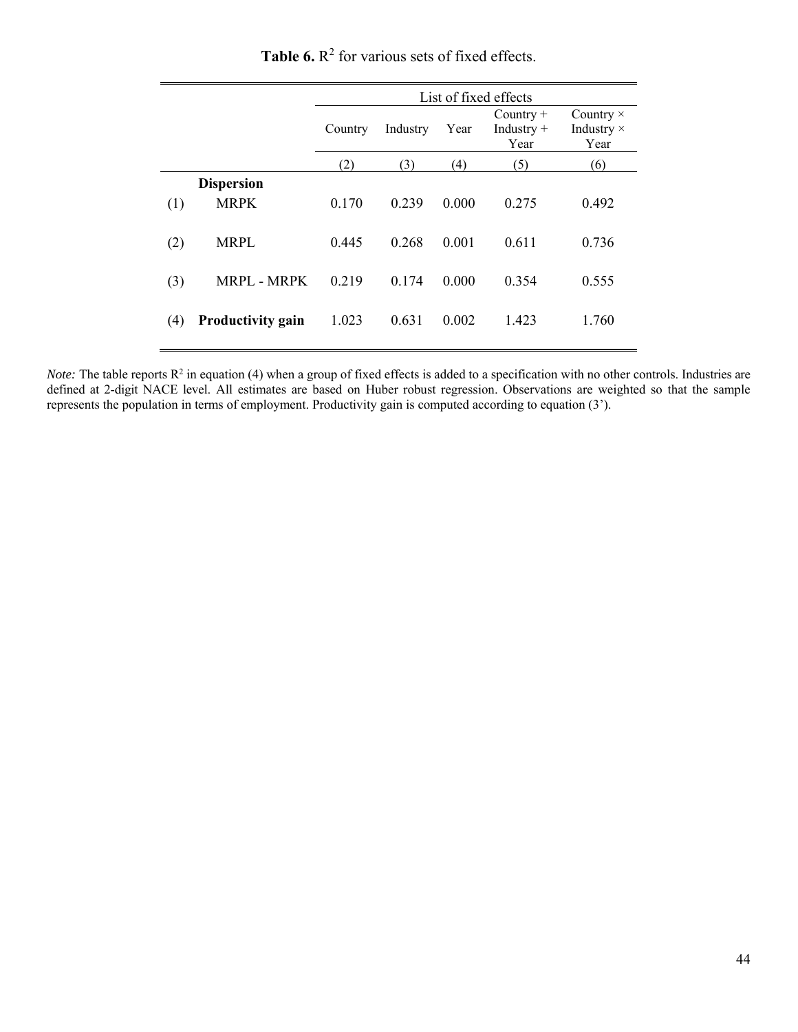**Table 6.** $R^2$ for various sets of fixed effects.

| | | List of fixed effects | | | | |
|---|---|---|---|---|---|---|
| | | Country | Industry | Year | Country + Industry + Year | Country × Industry × Year |
| | | (2) | (3) | (4) | (5) | (6) |
| | **Dispersion** | | | | | |
| (1) | MRPK | 0.170 | 0.239 | 0.000 | 0.275 | 0.492 |
| (2) | MRPL | 0.445 | 0.268 | 0.001 | 0.611 | 0.736 |
| (3) | MRPL - MRPK | 0.219 | 0.174 | 0.000 | 0.354 | 0.555 |
| (4) | **Productivity gain** | 1.023 | 0.631 | 0.002 | 1.423 | 1.760 |

*Note:* The table reports $R^2$ in equation (4) when a group of fixed effects is added to a specification with no other controls. Industries are defined at 2-digit NACE level. All estimates are based on Huber robust regression. Observations are weighted so that the sample represents the population in terms of employment. Productivity gain is computed according to equation (3').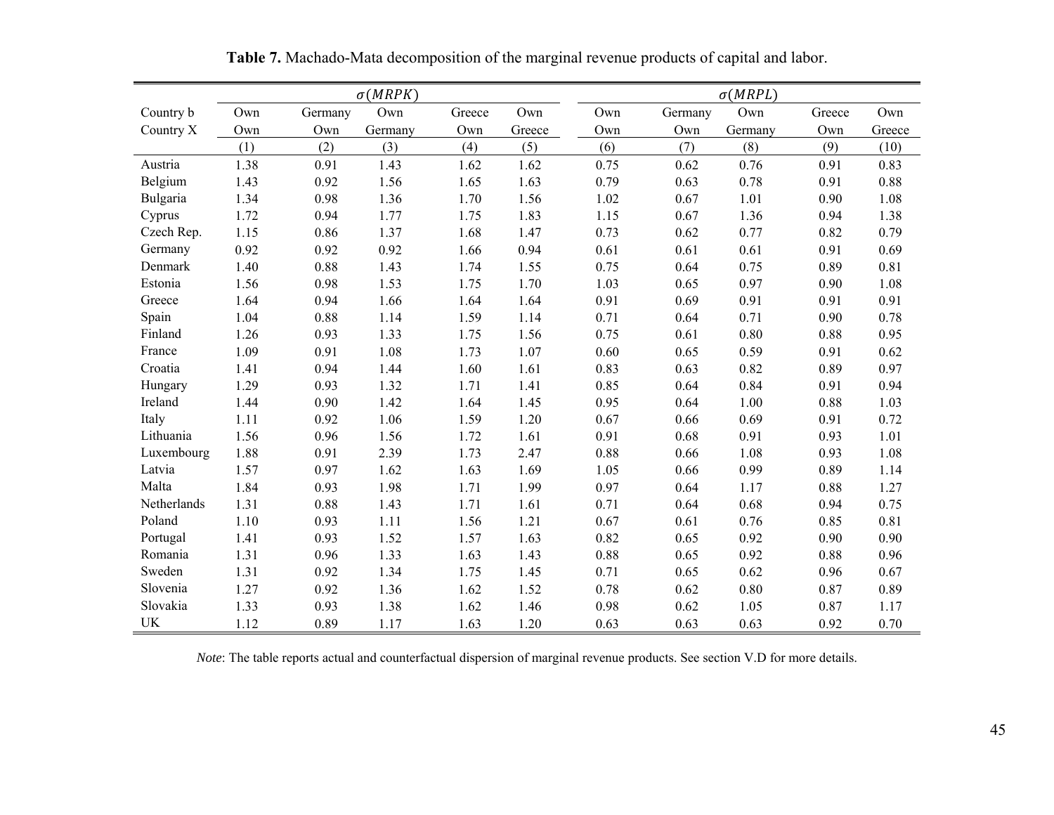**Table 7.** Machado-Mata decomposition of the marginal revenue products of capital and labor.

| | $\sigma(MRPK)$ | | | | | $\sigma(MRPL)$ | | | | |
|---|---|---|---|---|---|---|---|---|---|---|
| Country b | Own | Germany | Own | Greece | Own | Own | Germany | Own | Greece | Own |
| Country X | Own | Own | Germany | Own | Greece | Own | Own | Germany | Own | Greece |
| | (1) | (2) | (3) | (4) | (5) | (6) | (7) | (8) | (9) | (10) |
| Austria | 1.38 | 0.91 | 1.43 | 1.62 | 1.62 | 0.75 | 0.62 | 0.76 | 0.91 | 0.83 |
| Belgium | 1.43 | 0.92 | 1.56 | 1.65 | 1.63 | 0.79 | 0.63 | 0.78 | 0.91 | 0.88 |
| Bulgaria | 1.34 | 0.98 | 1.36 | 1.70 | 1.56 | 1.02 | 0.67 | 1.01 | 0.90 | 1.08 |
| Cyprus | 1.72 | 0.94 | 1.77 | 1.75 | 1.83 | 1.15 | 0.67 | 1.36 | 0.94 | 1.38 |
| Czech Rep. | 1.15 | 0.86 | 1.37 | 1.68 | 1.47 | 0.73 | 0.62 | 0.77 | 0.82 | 0.79 |
| Germany | 0.92 | 0.92 | 0.92 | 1.66 | 0.94 | 0.61 | 0.61 | 0.61 | 0.91 | 0.69 |
| Denmark | 1.40 | 0.88 | 1.43 | 1.74 | 1.55 | 0.75 | 0.64 | 0.75 | 0.89 | 0.81 |
| Estonia | 1.56 | 0.98 | 1.53 | 1.75 | 1.70 | 1.03 | 0.65 | 0.97 | 0.90 | 1.08 |
| Greece | 1.64 | 0.94 | 1.66 | 1.64 | 1.64 | 0.91 | 0.69 | 0.91 | 0.91 | 0.91 |
| Spain | 1.04 | 0.88 | 1.14 | 1.59 | 1.14 | 0.71 | 0.64 | 0.71 | 0.90 | 0.78 |
| Finland | 1.26 | 0.93 | 1.33 | 1.75 | 1.56 | 0.75 | 0.61 | 0.80 | 0.88 | 0.95 |
| France | 1.09 | 0.91 | 1.08 | 1.73 | 1.07 | 0.60 | 0.65 | 0.59 | 0.91 | 0.62 |
| Croatia | 1.41 | 0.94 | 1.44 | 1.60 | 1.61 | 0.83 | 0.63 | 0.82 | 0.89 | 0.97 |
| Hungary | 1.29 | 0.93 | 1.32 | 1.71 | 1.41 | 0.85 | 0.64 | 0.84 | 0.91 | 0.94 |
| Ireland | 1.44 | 0.90 | 1.42 | 1.64 | 1.45 | 0.95 | 0.64 | 1.00 | 0.88 | 1.03 |
| Italy | 1.11 | 0.92 | 1.06 | 1.59 | 1.20 | 0.67 | 0.66 | 0.69 | 0.91 | 0.72 |
| Lithuania | 1.56 | 0.96 | 1.56 | 1.72 | 1.61 | 0.91 | 0.68 | 0.91 | 0.93 | 1.01 |
| Luxembourg | 1.88 | 0.91 | 2.39 | 1.73 | 2.47 | 0.88 | 0.66 | 1.08 | 0.93 | 1.08 |
| Latvia | 1.57 | 0.97 | 1.62 | 1.63 | 1.69 | 1.05 | 0.66 | 0.99 | 0.89 | 1.14 |
| Malta | 1.84 | 0.93 | 1.98 | 1.71 | 1.99 | 0.97 | 0.64 | 1.17 | 0.88 | 1.27 |
| Netherlands | 1.31 | 0.88 | 1.43 | 1.71 | 1.61 | 0.71 | 0.64 | 0.68 | 0.94 | 0.75 |
| Poland | 1.10 | 0.93 | 1.11 | 1.56 | 1.21 | 0.67 | 0.61 | 0.76 | 0.85 | 0.81 |
| Portugal | 1.41 | 0.93 | 1.52 | 1.57 | 1.63 | 0.82 | 0.65 | 0.92 | 0.90 | 0.90 |
| Romania | 1.31 | 0.96 | 1.33 | 1.63 | 1.43 | 0.88 | 0.65 | 0.92 | 0.88 | 0.96 |
| Sweden | 1.31 | 0.92 | 1.34 | 1.75 | 1.45 | 0.71 | 0.65 | 0.62 | 0.96 | 0.67 |
| Slovenia | 1.27 | 0.92 | 1.36 | 1.62 | 1.52 | 0.78 | 0.62 | 0.80 | 0.87 | 0.89 |
| Slovakia | 1.33 | 0.93 | 1.38 | 1.62 | 1.46 | 0.98 | 0.62 | 1.05 | 0.87 | 1.17 |
| UK | 1.12 | 0.89 | 1.17 | 1.63 | 1.20 | 0.63 | 0.63 | 0.63 | 0.92 | 0.70 |

*Note*: The table reports actual and counterfactual dispersion of marginal revenue products. See section V.D for more details.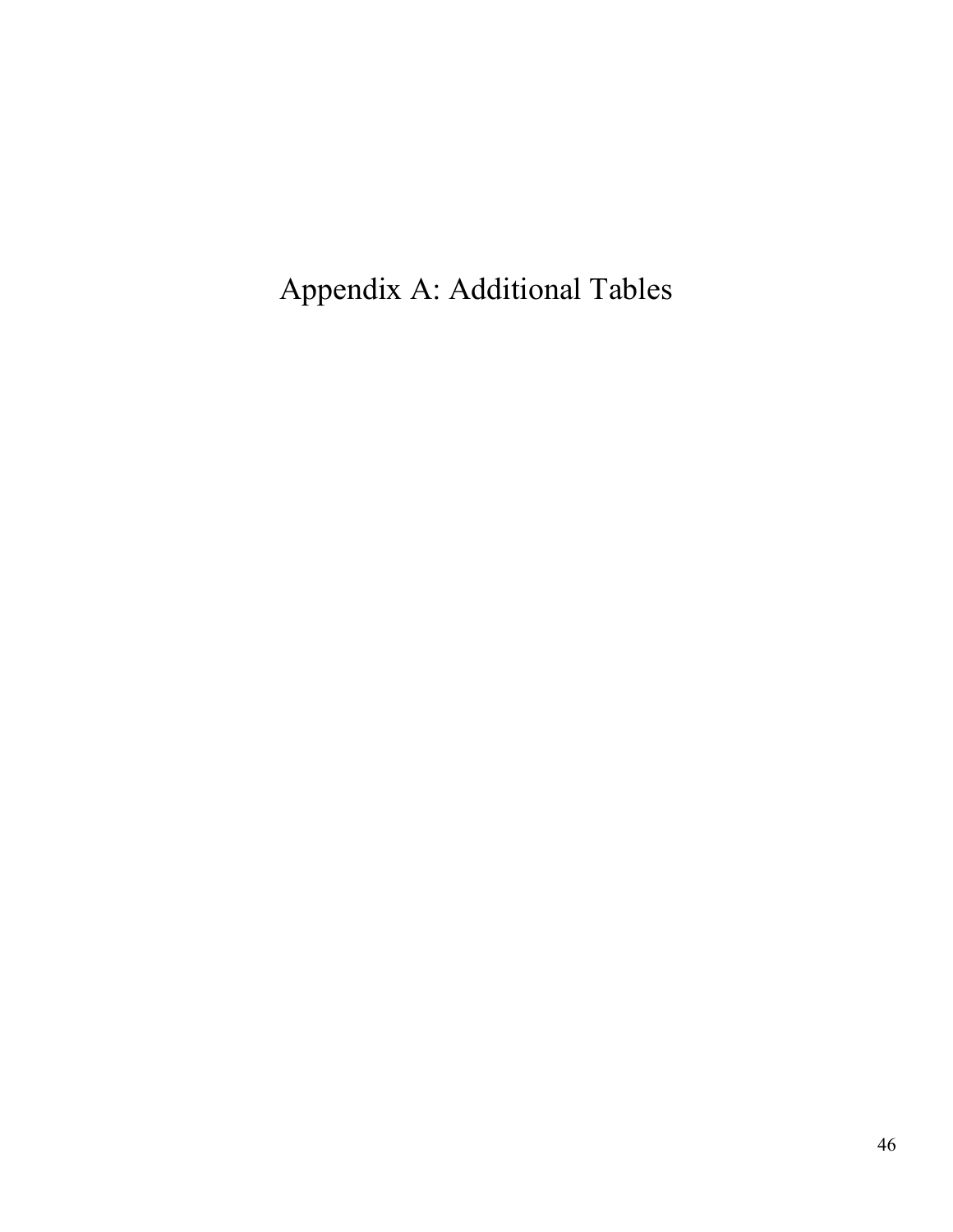# Appendix A: Additional Tables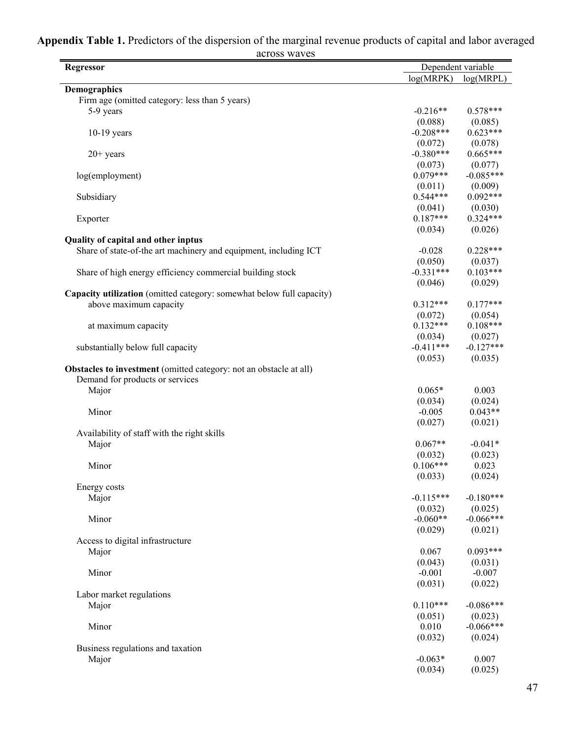**Appendix Table 1.** Predictors of the dispersion of the marginal revenue products of capital and labor averaged across waves

| Regressor | Dependent variable | |
|---|---|---|
| | log(MRPK) | log(MRPL) |
| **Demographics** | | |
| Firm age (omitted category: less than 5 years) | | |
| 5-9 years | -0.216** | 0.578*** |
| | (0.088) | (0.085) |
| 10-19 years | -0.208*** | 0.623*** |
| | (0.072) | (0.078) |
| 20+ years | -0.380*** | 0.665*** |
| | (0.073) | (0.077) |
| log(employment) | 0.079*** | -0.085*** |
| | (0.011) | (0.009) |
| Subsidiary | 0.544*** | 0.092*** |
| | (0.041) | (0.030) |
| Exporter | 0.187*** | 0.324*** |
| | (0.034) | (0.026) |
| **Quality of capital and other inptus** | | |
| Share of state-of-the art machinery and equipment, including ICT | -0.028 | 0.228*** |
| | (0.050) | (0.037) |
| Share of high energy efficiency commercial building stock | -0.331*** | 0.103*** |
| | (0.046) | (0.029) |
| **Capacity utilization** (omitted category: somewhat below full capacity) | | |
| above maximum capacity | 0.312*** | 0.177*** |
| | (0.072) | (0.054) |
| at maximum capacity | 0.132*** | 0.108*** |
| | (0.034) | (0.027) |
| substantially below full capacity | -0.411*** | -0.127*** |
| | (0.053) | (0.035) |
| **Obstacles to investment** (omitted category: not an obstacle at all) | | |
| Demand for products or services | | |
| Major | 0.065* | 0.003 |
| | (0.034) | (0.024) |
| Minor | -0.005 | 0.043** |
| | (0.027) | (0.021) |
| Availability of staff with the right skills | | |
| Major | 0.067** | -0.041* |
| | (0.032) | (0.023) |
| Minor | 0.106*** | 0.023 |
| | (0.033) | (0.024) |
| Energy costs | | |
| Major | -0.115*** | -0.180*** |
| | (0.032) | (0.025) |
| Minor | -0.060** | -0.066*** |
| | (0.029) | (0.021) |
| Access to digital infrastructure | | |
| Major | 0.067 | 0.093*** |
| | (0.043) | (0.031) |
| Minor | -0.001 | -0.007 |
| | (0.031) | (0.022) |
| Labor market regulations | | |
| Major | 0.110*** | -0.086*** |
| | (0.051) | (0.023) |
| Minor | 0.010 | -0.066*** |
| | (0.032) | (0.024) |
| Business regulations and taxation | | |
| Major | -0.063* | 0.007 |
| | (0.034) | (0.025) |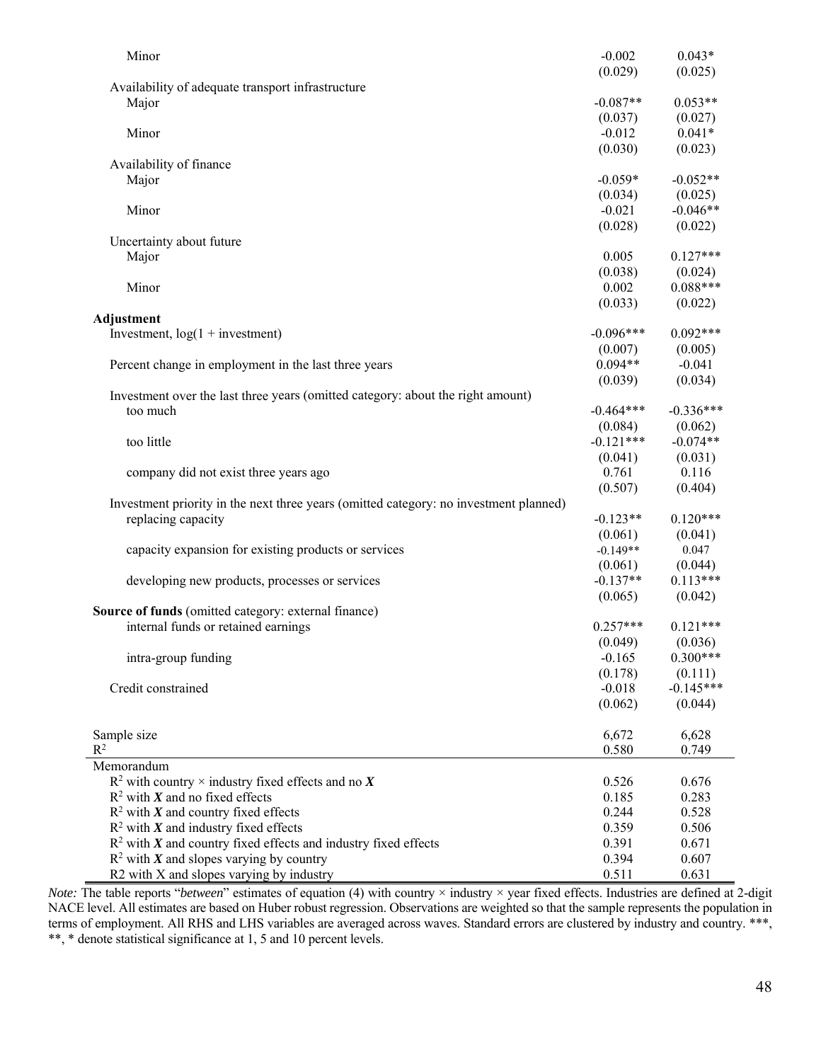| | | |
|---|---|---|
| Minor | -0.002 | 0.043* |
| | (0.029) | (0.025) |
| Availability of adequate transport infrastructure | | |
| Major | -0.087** | 0.053** |
| | (0.037) | (0.027) |
| Minor | -0.012 | 0.041* |
| | (0.030) | (0.023) |
| Availability of finance | | |
| Major | -0.059* | -0.052** |
| | (0.034) | (0.025) |
| Minor | -0.021 | -0.046** |
| | (0.028) | (0.022) |
| Uncertainty about future | | |
| Major | 0.005 | 0.127*** |
| | (0.038) | (0.024) |
| Minor | 0.002 | 0.088*** |
| | (0.033) | (0.022) |
| **Adjustment** | | |
| Investment, log(1 + investment) | -0.096*** | 0.092*** |
| | (0.007) | (0.005) |
| Percent change in employment in the last three years | 0.094** | -0.041 |
| | (0.039) | (0.034) |
| Investment over the last three years (omitted category: about the right amount) | | |
| too much | -0.464*** | -0.336*** |
| | (0.084) | (0.062) |
| too little | -0.121*** | -0.074** |
| | (0.041) | (0.031) |
| company did not exist three years ago | 0.761 | 0.116 |
| | (0.507) | (0.404) |
| Investment priority in the next three years (omitted category: no investment planned) | | |
| replacing capacity | -0.123** | 0.120*** |
| | (0.061) | (0.041) |
| capacity expansion for existing products or services | -0.149** | 0.047 |
| | (0.061) | (0.044) |
| developing new products, processes or services | -0.137** | 0.113*** |
| | (0.065) | (0.042) |
| **Source of funds** (omitted category: external finance) | | |
| internal funds or retained earnings | 0.257*** | 0.121*** |
| | (0.049) | (0.036) |
| intra-group funding | -0.165 | 0.300*** |
| | (0.178) | (0.111) |
| Credit constrained | -0.018 | -0.145*** |
| | (0.062) | (0.044) |
| | | |
| Sample size | 6,672 | 6,628 |
| $R^2$ | 0.580 | 0.749 |
| Memorandum | | |
| $R^2$ with country × industry fixed effects and no $\boldsymbol{X}$ | 0.526 | 0.676 |
| $R^2$ with $\boldsymbol{X}$ and no fixed effects | 0.185 | 0.283 |
| $R^2$ with $\boldsymbol{X}$ and country fixed effects | 0.244 | 0.528 |
| $R^2$ with $\boldsymbol{X}$ and industry fixed effects | 0.359 | 0.506 |
| $R^2$ with $\boldsymbol{X}$ and country fixed effects and industry fixed effects | 0.391 | 0.671 |
| $R^2$ with $\boldsymbol{X}$ and slopes varying by country | 0.394 | 0.607 |
| R2 with X and slopes varying by industry | 0.511 | 0.631 |

*Note:* The table reports "*between*" estimates of equation (4) with country × industry × year fixed effects. Industries are defined at 2-digit NACE level. All estimates are based on Huber robust regression. Observations are weighted so that the sample represents the population in terms of employment. All RHS and LHS variables are averaged across waves. Standard errors are clustered by industry and country. ***, **, * denote statistical significance at 1, 5 and 10 percent levels.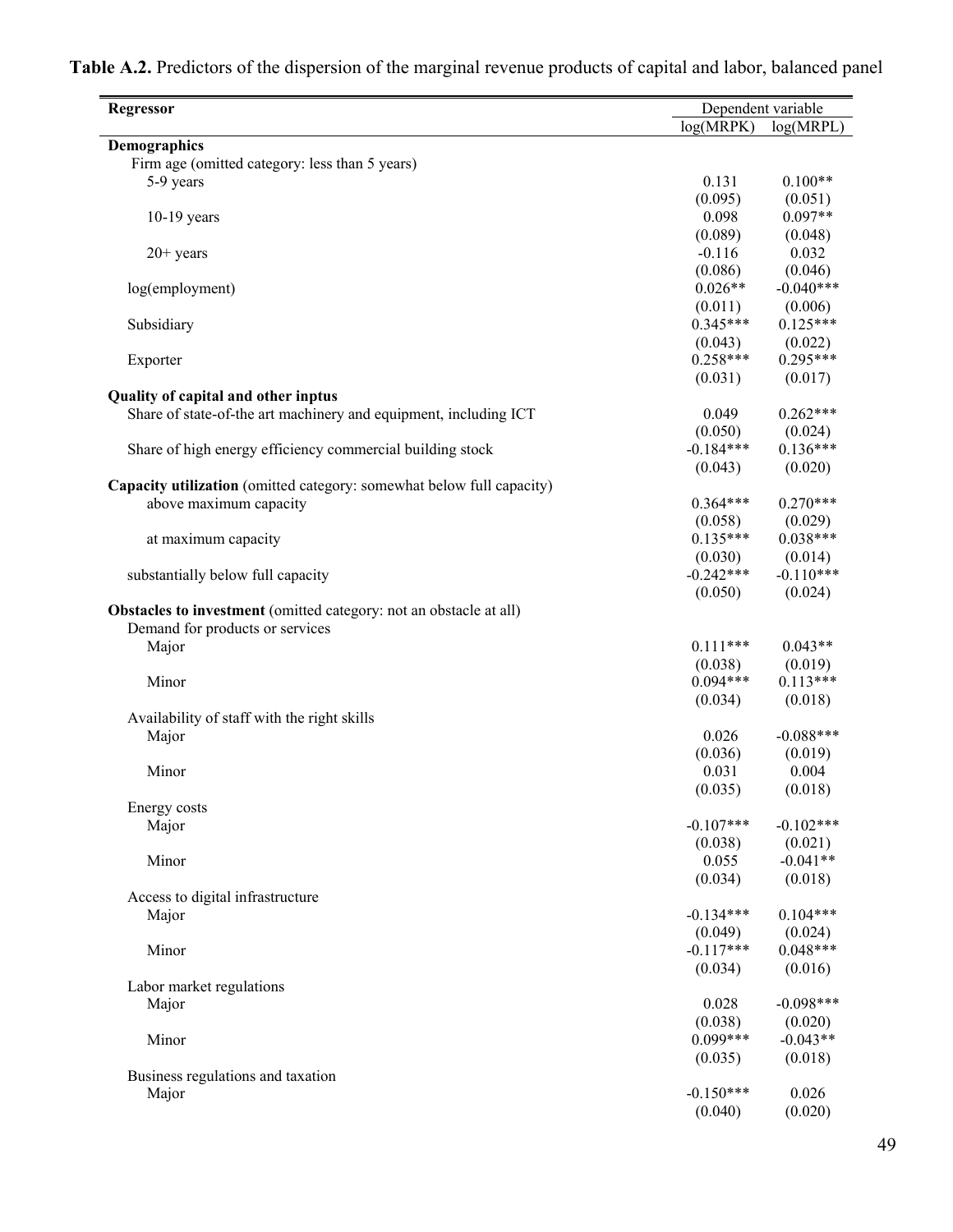**Table A.2.** Predictors of the dispersion of the marginal revenue products of capital and labor, balanced panel

| Regressor | Dependent variable | |
|---|---|---|
| | log(MRPK) | log(MRPL) |
| **Demographics** | | |
| Firm age (omitted category: less than 5 years) | | |
| 5-9 years | 0.131 | 0.100** |
| | (0.095) | (0.051) |
| 10-19 years | 0.098 | 0.097** |
| | (0.089) | (0.048) |
| 20+ years | -0.116 | 0.032 |
| | (0.086) | (0.046) |
| log(employment) | 0.026** | -0.040*** |
| | (0.011) | (0.006) |
| Subsidiary | 0.345*** | 0.125*** |
| | (0.043) | (0.022) |
| Exporter | 0.258*** | 0.295*** |
| | (0.031) | (0.017) |
| **Quality of capital and other inptus** | | |
| Share of state-of-the art machinery and equipment, including ICT | 0.049 | 0.262*** |
| | (0.050) | (0.024) |
| Share of high energy efficiency commercial building stock | -0.184*** | 0.136*** |
| | (0.043) | (0.020) |
| **Capacity utilization** (omitted category: somewhat below full capacity) | | |
| above maximum capacity | 0.364*** | 0.270*** |
| | (0.058) | (0.029) |
| at maximum capacity | 0.135*** | 0.038*** |
| | (0.030) | (0.014) |
| substantially below full capacity | -0.242*** | -0.110*** |
| | (0.050) | (0.024) |
| **Obstacles to investment** (omitted category: not an obstacle at all) | | |
| Demand for products or services | | |
| Major | 0.111*** | 0.043** |
| | (0.038) | (0.019) |
| Minor | 0.094*** | 0.113*** |
| | (0.034) | (0.018) |
| Availability of staff with the right skills | | |
| Major | 0.026 | -0.088*** |
| | (0.036) | (0.019) |
| Minor | 0.031 | 0.004 |
| | (0.035) | (0.018) |
| Energy costs | | |
| Major | -0.107*** | -0.102*** |
| | (0.038) | (0.021) |
| Minor | 0.055 | -0.041** |
| | (0.034) | (0.018) |
| Access to digital infrastructure | | |
| Major | -0.134*** | 0.104*** |
| | (0.049) | (0.024) |
| Minor | -0.117*** | 0.048*** |
| | (0.034) | (0.016) |
| Labor market regulations | | |
| Major | 0.028 | -0.098*** |
| | (0.038) | (0.020) |
| Minor | 0.099*** | -0.043** |
| | (0.035) | (0.018) |
| Business regulations and taxation | | |
| Major | -0.150*** | 0.026 |
| | (0.040) | (0.020) |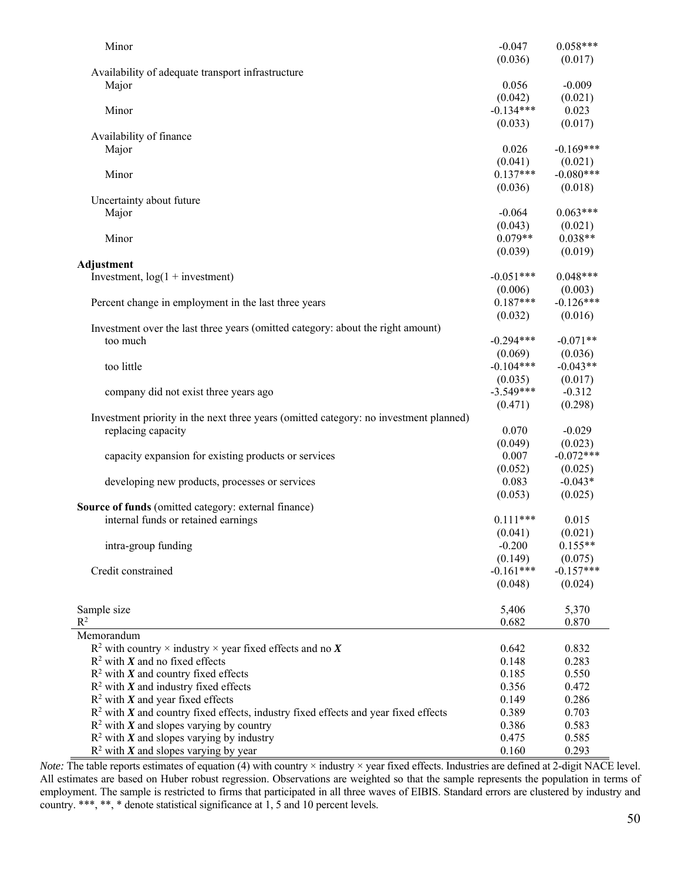| | | |
|---|---|---|
| Minor | -0.047 | 0.058*** |
| | (0.036) | (0.017) |
| Availability of adequate transport infrastructure | | |
| Major | 0.056 | -0.009 |
| | (0.042) | (0.021) |
| Minor | -0.134*** | 0.023 |
| | (0.033) | (0.017) |
| Availability of finance | | |
| Major | 0.026 | -0.169*** |
| | (0.041) | (0.021) |
| Minor | 0.137*** | -0.080*** |
| | (0.036) | (0.018) |
| Uncertainty about future | | |
| Major | -0.064 | 0.063*** |
| | (0.043) | (0.021) |
| Minor | 0.079** | 0.038** |
| | (0.039) | (0.019) |
| **Adjustment** | | |
| Investment, log(1 + investment) | -0.051*** | 0.048*** |
| | (0.006) | (0.003) |
| Percent change in employment in the last three years | 0.187*** | -0.126*** |
| | (0.032) | (0.016) |
| Investment over the last three years (omitted category: about the right amount) | | |
| too much | -0.294*** | -0.071** |
| | (0.069) | (0.036) |
| too little | -0.104*** | -0.043** |
| | (0.035) | (0.017) |
| company did not exist three years ago | -3.549*** | -0.312 |
| | (0.471) | (0.298) |
| Investment priority in the next three years (omitted category: no investment planned) | | |
| replacing capacity | 0.070 | -0.029 |
| | (0.049) | (0.023) |
| capacity expansion for existing products or services | 0.007 | -0.072*** |
| | (0.052) | (0.025) |
| developing new products, processes or services | 0.083 | -0.043* |
| | (0.053) | (0.025) |
| **Source of funds** (omitted category: external finance) | | |
| internal funds or retained earnings | 0.111*** | 0.015 |
| | (0.041) | (0.021) |
| intra-group funding | -0.200 | 0.155** |
| | (0.149) | (0.075) |
| Credit constrained | -0.161*** | -0.157*** |
| | (0.048) | (0.024) |
| | | |
| Sample size | 5,406 | 5,370 |
| $R^2$ | 0.682 | 0.870 |
| Memorandum | | |
| $R^2$ with country × industry × year fixed effects and no $\boldsymbol{X}$ | 0.642 | 0.832 |
| $R^2$ with $\boldsymbol{X}$ and no fixed effects | 0.148 | 0.283 |
| $R^2$ with $\boldsymbol{X}$ and country fixed effects | 0.185 | 0.550 |
| $R^2$ with $\boldsymbol{X}$ and industry fixed effects | 0.356 | 0.472 |
| $R^2$ with $\boldsymbol{X}$ and year fixed effects | 0.149 | 0.286 |
| $R^2$ with $\boldsymbol{X}$ and country fixed effects, industry fixed effects and year fixed effects | 0.389 | 0.703 |
| $R^2$ with $\boldsymbol{X}$ and slopes varying by country | 0.386 | 0.583 |
| $R^2$ with $\boldsymbol{X}$ and slopes varying by industry | 0.475 | 0.585 |
| $R^2$ with $\boldsymbol{X}$ and slopes varying by year | 0.160 | 0.293 |

*Note:* The table reports estimates of equation (4) with country × industry × year fixed effects. Industries are defined at 2-digit NACE level. All estimates are based on Huber robust regression. Observations are weighted so that the sample represents the population in terms of employment. The sample is restricted to firms that participated in all three waves of EIBIS. Standard errors are clustered by industry and country. ***, **, * denote statistical significance at 1, 5 and 10 percent levels.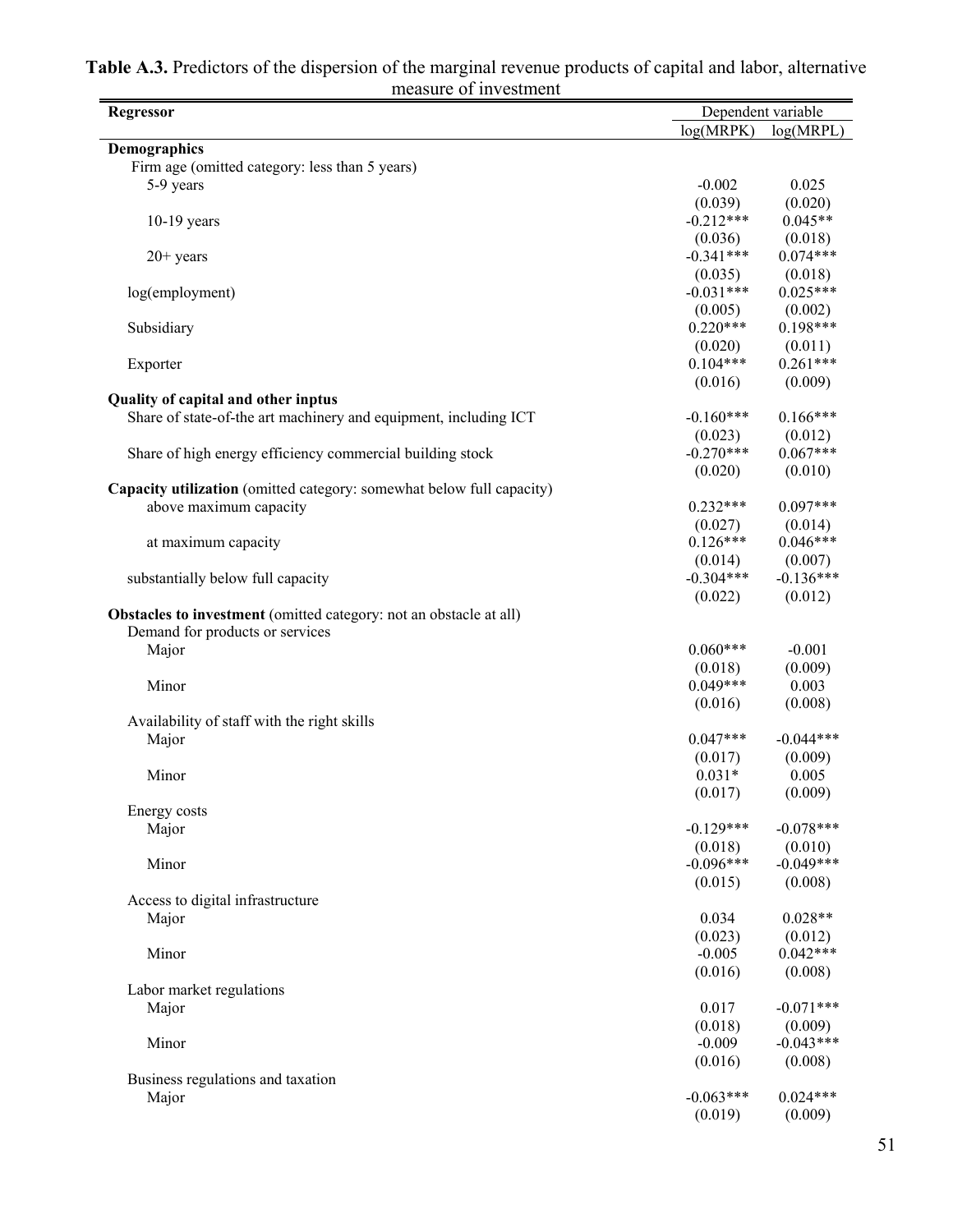**Table A.3.** Predictors of the dispersion of the marginal revenue products of capital and labor, alternative measure of investment

| Regressor | Dependent variable | |
|---|---|---|
| | log(MRPK) | log(MRPL) |
| **Demographics** | | |
| Firm age (omitted category: less than 5 years) | | |
| 5-9 years | -0.002 | 0.025 |
| | (0.039) | (0.020) |
| 10-19 years | -0.212*** | 0.045** |
| | (0.036) | (0.018) |
| 20+ years | -0.341*** | 0.074*** |
| | (0.035) | (0.018) |
| log(employment) | -0.031*** | 0.025*** |
| | (0.005) | (0.002) |
| Subsidiary | 0.220*** | 0.198*** |
| | (0.020) | (0.011) |
| Exporter | 0.104*** | 0.261*** |
| | (0.016) | (0.009) |
| **Quality of capital and other inptus** | | |
| Share of state-of-the art machinery and equipment, including ICT | -0.160*** | 0.166*** |
| | (0.023) | (0.012) |
| Share of high energy efficiency commercial building stock | -0.270*** | 0.067*** |
| | (0.020) | (0.010) |
| **Capacity utilization** (omitted category: somewhat below full capacity) | | |
| above maximum capacity | 0.232*** | 0.097*** |
| | (0.027) | (0.014) |
| at maximum capacity | 0.126*** | 0.046*** |
| | (0.014) | (0.007) |
| substantially below full capacity | -0.304*** | -0.136*** |
| | (0.022) | (0.012) |
| **Obstacles to investment** (omitted category: not an obstacle at all) | | |
| Demand for products or services | | |
| Major | 0.060*** | -0.001 |
| | (0.018) | (0.009) |
| Minor | 0.049*** | 0.003 |
| | (0.016) | (0.008) |
| Availability of staff with the right skills | | |
| Major | 0.047*** | -0.044*** |
| | (0.017) | (0.009) |
| Minor | 0.031* | 0.005 |
| | (0.017) | (0.009) |
| Energy costs | | |
| Major | -0.129*** | -0.078*** |
| | (0.018) | (0.010) |
| Minor | -0.096*** | -0.049*** |
| | (0.015) | (0.008) |
| Access to digital infrastructure | | |
| Major | 0.034 | 0.028** |
| | (0.023) | (0.012) |
| Minor | -0.005 | 0.042*** |
| | (0.016) | (0.008) |
| Labor market regulations | | |
| Major | 0.017 | -0.071*** |
| | (0.018) | (0.009) |
| Minor | -0.009 | -0.043*** |
| | (0.016) | (0.008) |
| Business regulations and taxation | | |
| Major | -0.063*** | 0.024*** |
| | (0.019) | (0.009) |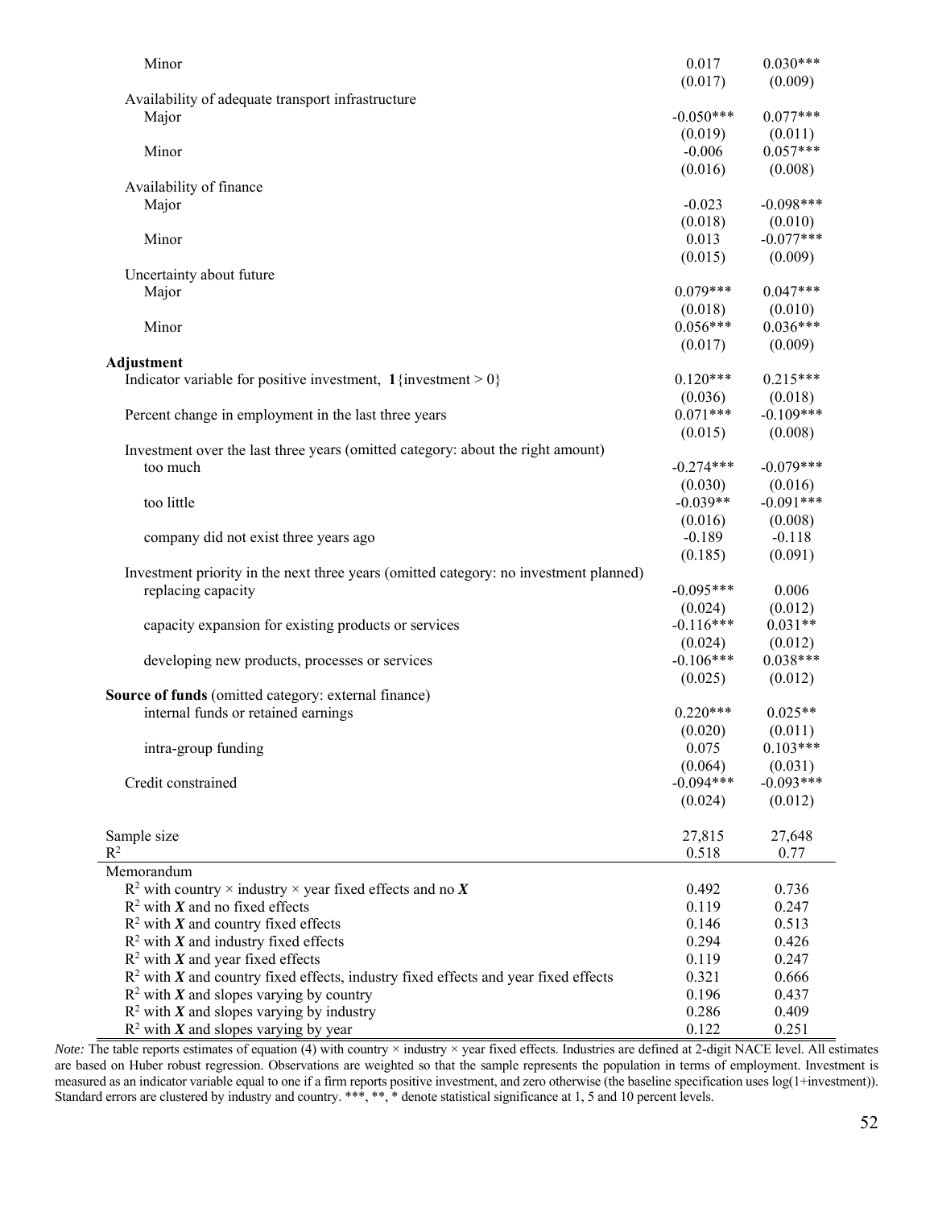| | | |
|---|---|---|
| Minor | 0.017 | 0.030*** |
| | (0.017) | (0.009) |
| Availability of adequate transport infrastructure | | |
| Major | -0.050*** | 0.077*** |
| | (0.019) | (0.011) |
| Minor | -0.006 | 0.057*** |
| | (0.016) | (0.008) |
| Availability of finance | | |
| Major | -0.023 | -0.098*** |
| | (0.018) | (0.010) |
| Minor | 0.013 | -0.077*** |
| | (0.015) | (0.009) |
| Uncertainty about future | | |
| Major | 0.079*** | 0.047*** |
| | (0.018) | (0.010) |
| Minor | 0.056*** | 0.036*** |
| | (0.017) | (0.009) |
| **Adjustment** | | |
| Indicator variable for positive investment, **1**{investment > 0} | 0.120*** | 0.215*** |
| | (0.036) | (0.018) |
| Percent change in employment in the last three years | 0.071*** | -0.109*** |
| | (0.015) | (0.008) |
| Investment over the last three years (omitted category: about the right amount) | | |
| too much | -0.274*** | -0.079*** |
| | (0.030) | (0.016) |
| too little | -0.039** | -0.091*** |
| | (0.016) | (0.008) |
| company did not exist three years ago | -0.189 | -0.118 |
| | (0.185) | (0.091) |
| Investment priority in the next three years (omitted category: no investment planned) | | |
| replacing capacity | -0.095*** | 0.006 |
| | (0.024) | (0.012) |
| capacity expansion for existing products or services | -0.116*** | 0.031** |
| | (0.024) | (0.012) |
| developing new products, processes or services | -0.106*** | 0.038*** |
| | (0.025) | (0.012) |
| **Source of funds** (omitted category: external finance) | | |
| internal funds or retained earnings | 0.220*** | 0.025** |
| | (0.020) | (0.011) |
| intra-group funding | 0.075 | 0.103*** |
| | (0.064) | (0.031) |
| Credit constrained | -0.094*** | -0.093*** |
| | (0.024) | (0.012) |
| | | |
| Sample size | 27,815 | 27,648 |
| $R^2$ | 0.518 | 0.77 |
| Memorandum | | |
| $R^2$ with country × industry × year fixed effects and no $\boldsymbol{X}$ | 0.492 | 0.736 |
| $R^2$ with $\boldsymbol{X}$ and no fixed effects | 0.119 | 0.247 |
| $R^2$ with $\boldsymbol{X}$ and country fixed effects | 0.146 | 0.513 |
| $R^2$ with $\boldsymbol{X}$ and industry fixed effects | 0.294 | 0.426 |
| $R^2$ with $\boldsymbol{X}$ and year fixed effects | 0.119 | 0.247 |
| $R^2$ with $\boldsymbol{X}$ and country fixed effects, industry fixed effects and year fixed effects | 0.321 | 0.666 |
| $R^2$ with $\boldsymbol{X}$ and slopes varying by country | 0.196 | 0.437 |
| $R^2$ with $\boldsymbol{X}$ and slopes varying by industry | 0.286 | 0.409 |
| $R^2$ with $\boldsymbol{X}$ and slopes varying by year | 0.122 | 0.251 |

*Note:* The table reports estimates of equation (4) with country × industry × year fixed effects. Industries are defined at 2-digit NACE level. All estimates are based on Huber robust regression. Observations are weighted so that the sample represents the population in terms of employment. Investment is measured as an indicator variable equal to one if a firm reports positive investment, and zero otherwise (the baseline specification uses log(1+investment)). Standard errors are clustered by industry and country. ***, **, * denote statistical significance at 1, 5 and 10 percent levels.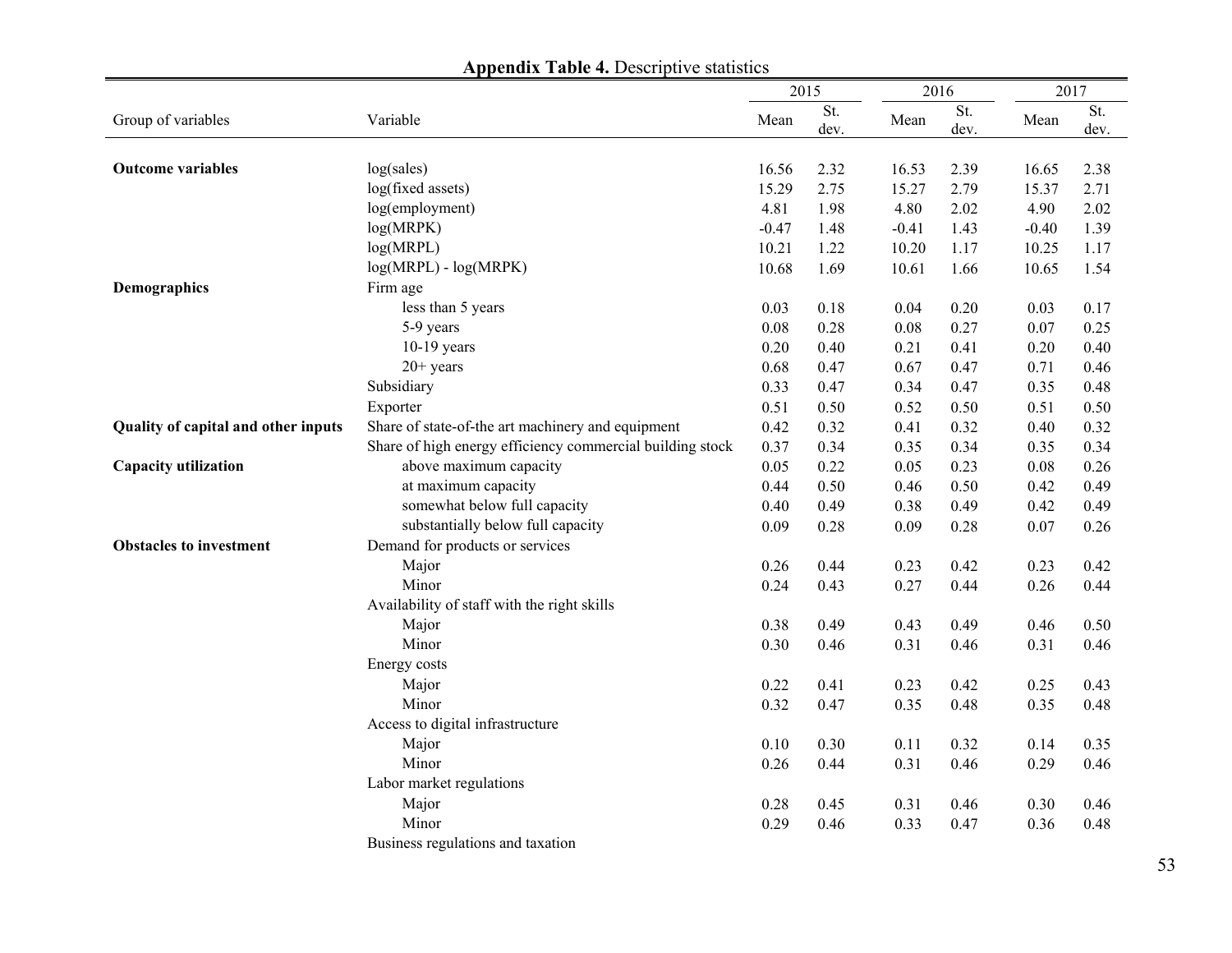**Appendix Table 4.** Descriptive statistics

| Group of variables | Variable | 2015 | | 2016 | | 2017 | |
|---|---|---|---|---|---|---|---|
| | | Mean | St. dev. | Mean | St. dev. | Mean | St. dev. |
| **Outcome variables** | log(sales) | 16.56 | 2.32 | 16.53 | 2.39 | 16.65 | 2.38 |
| | log(fixed assets) | 15.29 | 2.75 | 15.27 | 2.79 | 15.37 | 2.71 |
| | log(employment) | 4.81 | 1.98 | 4.80 | 2.02 | 4.90 | 2.02 |
| | log(MRPK) | -0.47 | 1.48 | -0.41 | 1.43 | -0.40 | 1.39 |
| | log(MRPL) | 10.21 | 1.22 | 10.20 | 1.17 | 10.25 | 1.17 |
| | log(MRPL) - log(MRPK) | 10.68 | 1.69 | 10.61 | 1.66 | 10.65 | 1.54 |
| **Demographics** | Firm age | | | | | | |
| | less than 5 years | 0.03 | 0.18 | 0.04 | 0.20 | 0.03 | 0.17 |
| | 5-9 years | 0.08 | 0.28 | 0.08 | 0.27 | 0.07 | 0.25 |
| | 10-19 years | 0.20 | 0.40 | 0.21 | 0.41 | 0.20 | 0.40 |
| | 20+ years | 0.68 | 0.47 | 0.67 | 0.47 | 0.71 | 0.46 |
| | Subsidiary | 0.33 | 0.47 | 0.34 | 0.47 | 0.35 | 0.48 |
| | Exporter | 0.51 | 0.50 | 0.52 | 0.50 | 0.51 | 0.50 |
| **Quality of capital and other inputs** | Share of state-of-the art machinery and equipment | 0.42 | 0.32 | 0.41 | 0.32 | 0.40 | 0.32 |
| | Share of high energy efficiency commercial building stock | 0.37 | 0.34 | 0.35 | 0.34 | 0.35 | 0.34 |
| **Capacity utilization** | above maximum capacity | 0.05 | 0.22 | 0.05 | 0.23 | 0.08 | 0.26 |
| | at maximum capacity | 0.44 | 0.50 | 0.46 | 0.50 | 0.42 | 0.49 |
| | somewhat below full capacity | 0.40 | 0.49 | 0.38 | 0.49 | 0.42 | 0.49 |
| | substantially below full capacity | 0.09 | 0.28 | 0.09 | 0.28 | 0.07 | 0.26 |
| **Obstacles to investment** | Demand for products or services | | | | | | |
| | Major | 0.26 | 0.44 | 0.23 | 0.42 | 0.23 | 0.42 |
| | Minor | 0.24 | 0.43 | 0.27 | 0.44 | 0.26 | 0.44 |
| | Availability of staff with the right skills | | | | | | |
| | Major | 0.38 | 0.49 | 0.43 | 0.49 | 0.46 | 0.50 |
| | Minor | 0.30 | 0.46 | 0.31 | 0.46 | 0.31 | 0.46 |
| | Energy costs | | | | | | |
| | Major | 0.22 | 0.41 | 0.23 | 0.42 | 0.25 | 0.43 |
| | Minor | 0.32 | 0.47 | 0.35 | 0.48 | 0.35 | 0.48 |
| | Access to digital infrastructure | | | | | | |
| | Major | 0.10 | 0.30 | 0.11 | 0.32 | 0.14 | 0.35 |
| | Minor | 0.26 | 0.44 | 0.31 | 0.46 | 0.29 | 0.46 |
| | Labor market regulations | | | | | | |
| | Major | 0.28 | 0.45 | 0.31 | 0.46 | 0.30 | 0.46 |
| | Minor | 0.29 | 0.46 | 0.33 | 0.47 | 0.36 | 0.48 |
| | Business regulations and taxation | | | | | | |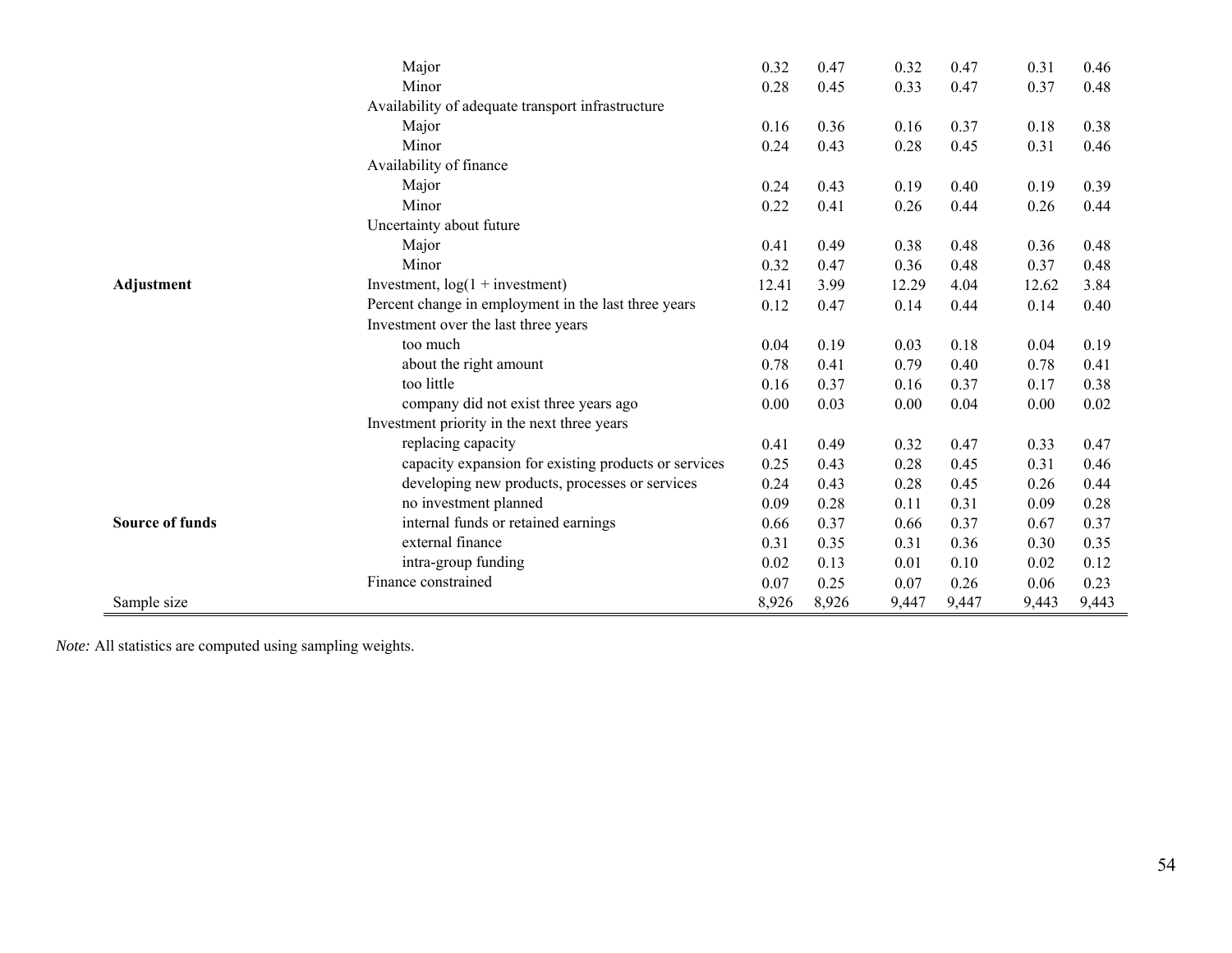| | | | | | | | |
|---|---|---|---|---|---|---|---|
| | Major | 0.32 | 0.47 | 0.32 | 0.47 | 0.31 | 0.46 |
| | Minor | 0.28 | 0.45 | 0.33 | 0.47 | 0.37 | 0.48 |
| | Availability of adequate transport infrastructure | | | | | | |
| | Major | 0.16 | 0.36 | 0.16 | 0.37 | 0.18 | 0.38 |
| | Minor | 0.24 | 0.43 | 0.28 | 0.45 | 0.31 | 0.46 |
| | Availability of finance | | | | | | |
| | Major | 0.24 | 0.43 | 0.19 | 0.40 | 0.19 | 0.39 |
| | Minor | 0.22 | 0.41 | 0.26 | 0.44 | 0.26 | 0.44 |
| | Uncertainty about future | | | | | | |
| | Major | 0.41 | 0.49 | 0.38 | 0.48 | 0.36 | 0.48 |
| | Minor | 0.32 | 0.47 | 0.36 | 0.48 | 0.37 | 0.48 |
| **Adjustment** | Investment, log(1 + investment) | 12.41 | 3.99 | 12.29 | 4.04 | 12.62 | 3.84 |
| | Percent change in employment in the last three years | 0.12 | 0.47 | 0.14 | 0.44 | 0.14 | 0.40 |
| | Investment over the last three years | | | | | | |
| | too much | 0.04 | 0.19 | 0.03 | 0.18 | 0.04 | 0.19 |
| | about the right amount | 0.78 | 0.41 | 0.79 | 0.40 | 0.78 | 0.41 |
| | too little | 0.16 | 0.37 | 0.16 | 0.37 | 0.17 | 0.38 |
| | company did not exist three years ago | 0.00 | 0.03 | 0.00 | 0.04 | 0.00 | 0.02 |
| | Investment priority in the next three years | | | | | | |
| | replacing capacity | 0.41 | 0.49 | 0.32 | 0.47 | 0.33 | 0.47 |
| | capacity expansion for existing products or services | 0.25 | 0.43 | 0.28 | 0.45 | 0.31 | 0.46 |
| | developing new products, processes or services | 0.24 | 0.43 | 0.28 | 0.45 | 0.26 | 0.44 |
| | no investment planned | 0.09 | 0.28 | 0.11 | 0.31 | 0.09 | 0.28 |
| **Source of funds** | internal funds or retained earnings | 0.66 | 0.37 | 0.66 | 0.37 | 0.67 | 0.37 |
| | external finance | 0.31 | 0.35 | 0.31 | 0.36 | 0.30 | 0.35 |
| | intra-group funding | 0.02 | 0.13 | 0.01 | 0.10 | 0.02 | 0.12 |
| | Finance constrained | 0.07 | 0.25 | 0.07 | 0.26 | 0.06 | 0.23 |
| Sample size | | 8,926 | 8,926 | 9,447 | 9,447 | 9,443 | 9,443 |

*Note:* All statistics are computed using sampling weights.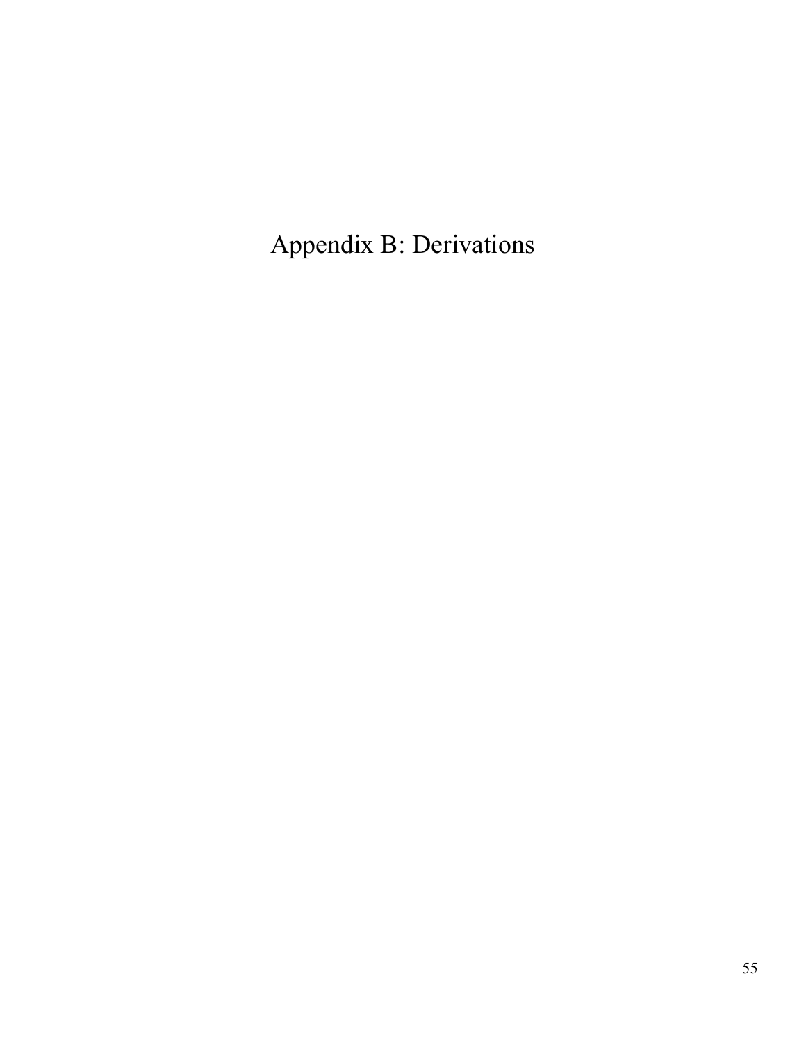# Appendix B: Derivations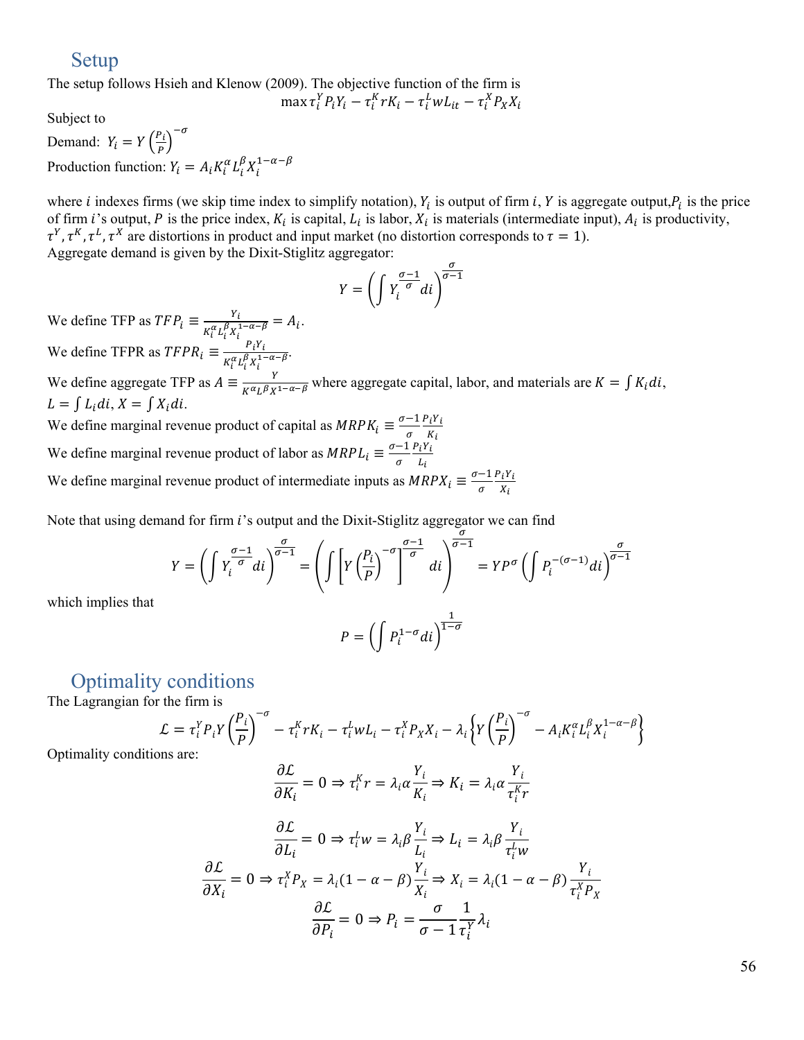## Setup

The setup follows Hsieh and Klenow (2009). The objective function of the firm is

$$\max \tau_i^Y P_i Y_i - \tau_i^K r K_i - \tau_i^L w L_{it} - \tau_i^X P_X X_i$$

Subject to

Demand: $Y_i = Y\left(\frac{P_i}{P}\right)^{-\sigma}$

Production function: $Y_i = A_i K_i^{\alpha} L_i^{\beta} X_i^{1-\alpha-\beta}$

where $i$ indexes firms (we skip time index to simplify notation), $Y_i$ is output of firm $i$, $Y$ is aggregate output, $P_i$ is the price of firm $i$'s output, $P$ is the price index, $K_i$ is capital, $L_i$ is labor, $X_i$ is materials (intermediate input), $A_i$ is productivity, $\tau^Y, \tau^K, \tau^L, \tau^X$ are distortions in product and input market (no distortion corresponds to $\tau = 1$).

Aggregate demand is given by the Dixit-Stiglitz aggregator:

$$Y = \left(\int Y_i^{\frac{\sigma-1}{\sigma}} di\right)^{\frac{\sigma}{\sigma-1}}$$

We define TFP as $TFP_i \equiv \frac{Y_i}{K_i^{\alpha} L_i^{\beta} X_i^{1-\alpha-\beta}} = A_i$.

We define TFPR as $TFPR_i \equiv \frac{P_i Y_i}{K_i^{\alpha} L_i^{\beta} X_i^{1-\alpha-\beta}}$.

We define aggregate TFP as $A \equiv \frac{Y}{K^{\alpha} L^{\beta} X^{1-\alpha-\beta}}$ where aggregate capital, labor, and materials are $K = \int K_i di$, $L = \int L_i di$, $X = \int X_i di$.

We define marginal revenue product of capital as $MRPK_i \equiv \frac{\sigma-1}{\sigma}\frac{P_i Y_i}{K_i}$

We define marginal revenue product of labor as $MRPL_i \equiv \frac{\sigma-1}{\sigma}\frac{P_i Y_i}{L_i}$

We define marginal revenue product of intermediate inputs as $MRPX_i \equiv \frac{\sigma-1}{\sigma}\frac{P_i Y_i}{X_i}$

Note that using demand for firm $i$'s output and the Dixit-Stiglitz aggregator we can find

$$Y = \left(\int Y_i^{\frac{\sigma-1}{\sigma}} di\right)^{\frac{\sigma}{\sigma-1}} = \left(\int \left[Y\left(\frac{P_i}{P}\right)^{-\sigma}\right]^{\frac{\sigma-1}{\sigma}} di\right)^{\frac{\sigma}{\sigma-1}} = Y P^{\sigma}\left(\int P_i^{-(\sigma-1)} di\right)^{\frac{\sigma}{\sigma-1}}$$

which implies that

$$P = \left(\int P_i^{1-\sigma} di\right)^{\frac{1}{1-\sigma}}$$

## Optimality conditions

The Lagrangian for the firm is

$$\mathcal{L} = \tau_i^Y P_i Y\left(\frac{P_i}{P}\right)^{-\sigma} - \tau_i^K r K_i - \tau_i^L w L_i - \tau_i^X P_X X_i - \lambda_i\left\{Y\left(\frac{P_i}{P}\right)^{-\sigma} - A_i K_i^{\alpha} L_i^{\beta} X_i^{1-\alpha-\beta}\right\}$$

Optimality conditions are:

$$\frac{\partial \mathcal{L}}{\partial K_i} = 0 \Rightarrow \tau_i^K r = \lambda_i \alpha \frac{Y_i}{K_i} \Rightarrow K_i = \lambda_i \alpha \frac{Y_i}{\tau_i^K r}$$

$$\frac{\partial \mathcal{L}}{\partial L_i} = 0 \Rightarrow \tau_i^L w = \lambda_i \beta \frac{Y_i}{L_i} \Rightarrow L_i = \lambda_i \beta \frac{Y_i}{\tau_i^L w}$$

$$\frac{\partial \mathcal{L}}{\partial X_i} = 0 \Rightarrow \tau_i^X P_X = \lambda_i (1-\alpha-\beta)\frac{Y_i}{X_i} \Rightarrow X_i = \lambda_i (1-\alpha-\beta)\frac{Y_i}{\tau_i^X P_X}$$

$$\frac{\partial \mathcal{L}}{\partial P_i} = 0 \Rightarrow P_i = \frac{\sigma}{\sigma-1}\frac{1}{\tau_i^Y}\lambda_i$$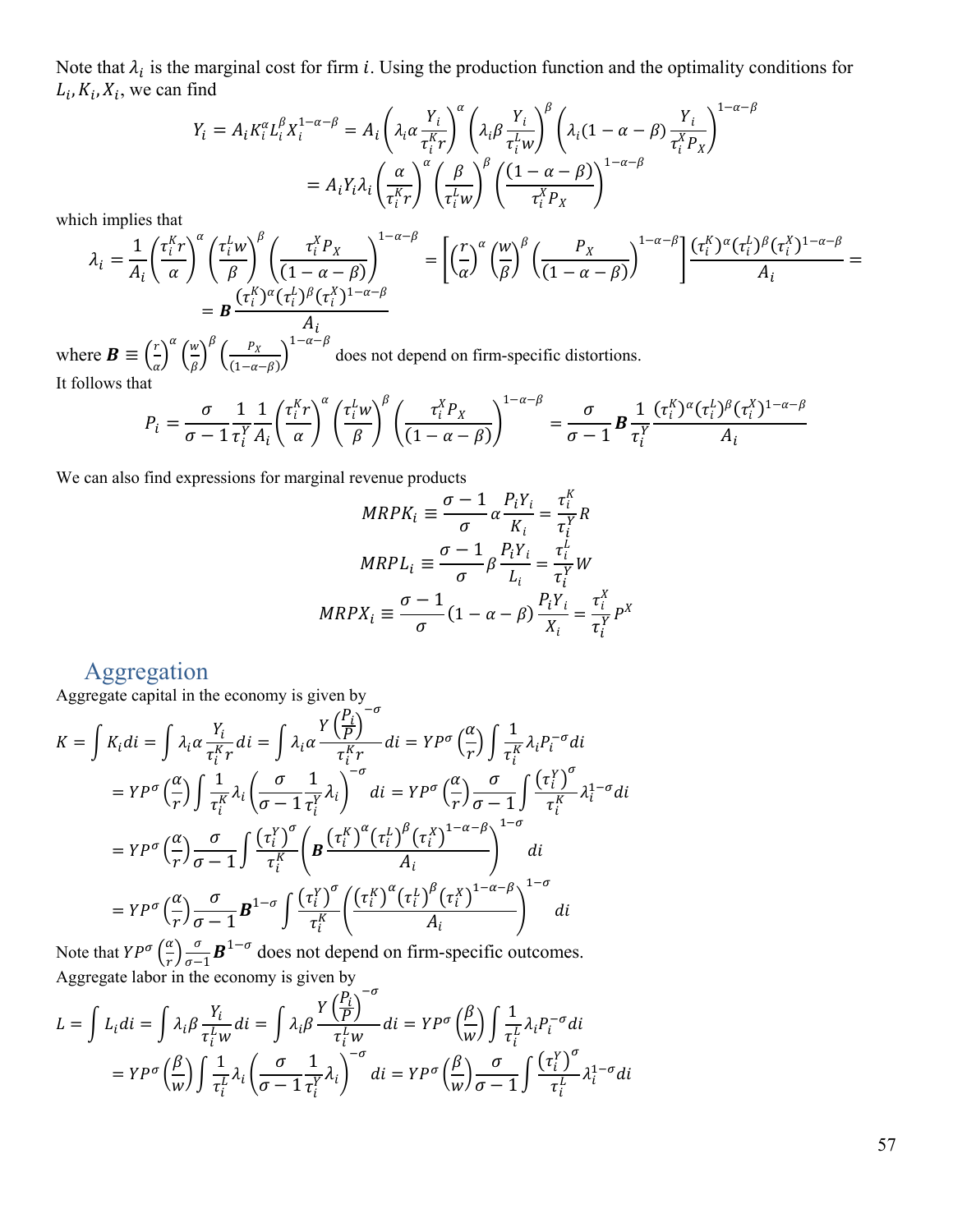Note that $\lambda_i$ is the marginal cost for firm $i$. Using the production function and the optimality conditions for $L_i, K_i, X_i$, we can find

$$Y_i = A_i K_i^{\alpha} L_i^{\beta} X_i^{1-\alpha-\beta} = A_i \left(\lambda_i \alpha \frac{Y_i}{\tau_i^K r}\right)^{\alpha} \left(\lambda_i \beta \frac{Y_i}{\tau_i^L w}\right)^{\beta} \left(\lambda_i (1-\alpha-\beta) \frac{Y_i}{\tau_i^X P_X}\right)^{1-\alpha-\beta}$$
$$= A_i Y_i \lambda_i \left(\frac{\alpha}{\tau_i^K r}\right)^{\alpha} \left(\frac{\beta}{\tau_i^L w}\right)^{\beta} \left(\frac{(1-\alpha-\beta)}{\tau_i^X P_X}\right)^{1-\alpha-\beta}$$

which implies that

$$\lambda_i = \frac{1}{A_i}\left(\frac{\tau_i^K r}{\alpha}\right)^{\alpha}\left(\frac{\tau_i^L w}{\beta}\right)^{\beta}\left(\frac{\tau_i^X P_X}{(1-\alpha-\beta)}\right)^{1-\alpha-\beta} = \left[\left(\frac{r}{\alpha}\right)^{\alpha}\left(\frac{w}{\beta}\right)^{\beta}\left(\frac{P_X}{(1-\alpha-\beta)}\right)^{1-\alpha-\beta}\right]\frac{(\tau_i^K)^{\alpha}(\tau_i^L)^{\beta}(\tau_i^X)^{1-\alpha-\beta}}{A_i} =$$
$$= \boldsymbol{B}\frac{(\tau_i^K)^{\alpha}(\tau_i^L)^{\beta}(\tau_i^X)^{1-\alpha-\beta}}{A_i}$$

where $\boldsymbol{B} \equiv \left(\frac{r}{\alpha}\right)^{\alpha}\left(\frac{w}{\beta}\right)^{\beta}\left(\frac{P_X}{(1-\alpha-\beta)}\right)^{1-\alpha-\beta}$ does not depend on firm-specific distortions.

It follows that

$$P_i = \frac{\sigma}{\sigma-1}\frac{1}{\tau_i^Y}\frac{1}{A_i}\left(\frac{\tau_i^K r}{\alpha}\right)^{\alpha}\left(\frac{\tau_i^L w}{\beta}\right)^{\beta}\left(\frac{\tau_i^X P_X}{(1-\alpha-\beta)}\right)^{1-\alpha-\beta} = \frac{\sigma}{\sigma-1}\boldsymbol{B}\frac{1}{\tau_i^Y}\frac{(\tau_i^K)^{\alpha}(\tau_i^L)^{\beta}(\tau_i^X)^{1-\alpha-\beta}}{A_i}$$

We can also find expressions for marginal revenue products

$$MRPK_i \equiv \frac{\sigma-1}{\sigma}\alpha\frac{P_i Y_i}{K_i} = \frac{\tau_i^K}{\tau_i^Y}R$$
$$MRPL_i \equiv \frac{\sigma-1}{\sigma}\beta\frac{P_i Y_i}{L_i} = \frac{\tau_i^L}{\tau_i^Y}W$$
$$MRPX_i \equiv \frac{\sigma-1}{\sigma}(1-\alpha-\beta)\frac{P_i Y_i}{X_i} = \frac{\tau_i^X}{\tau_i^Y}P^X$$

## Aggregation

Aggregate capital in the economy is given by

$$K = \int K_i di = \int \lambda_i \alpha \frac{Y_i}{\tau_i^K r} di = \int \lambda_i \alpha \frac{Y\left(\frac{P_i}{P}\right)^{-\sigma}}{\tau_i^K r} di = YP^{\sigma}\left(\frac{\alpha}{r}\right)\int \frac{1}{\tau_i^K}\lambda_i P_i^{-\sigma} di$$
$$= YP^{\sigma}\left(\frac{\alpha}{r}\right)\int \frac{1}{\tau_i^K}\lambda_i\left(\frac{\sigma}{\sigma-1}\frac{1}{\tau_i^Y}\lambda_i\right)^{-\sigma} di = YP^{\sigma}\left(\frac{\alpha}{r}\right)\frac{\sigma}{\sigma-1}\int \frac{(\tau_i^Y)^{\sigma}}{\tau_i^K}\lambda_i^{1-\sigma} di$$
$$= YP^{\sigma}\left(\frac{\alpha}{r}\right)\frac{\sigma}{\sigma-1}\int \frac{(\tau_i^Y)^{\sigma}}{\tau_i^K}\left(\boldsymbol{B}\frac{(\tau_i^K)^{\alpha}(\tau_i^L)^{\beta}(\tau_i^X)^{1-\alpha-\beta}}{A_i}\right)^{1-\sigma} di$$
$$= YP^{\sigma}\left(\frac{\alpha}{r}\right)\frac{\sigma}{\sigma-1}\boldsymbol{B}^{1-\sigma}\int \frac{(\tau_i^Y)^{\sigma}}{\tau_i^K}\left(\frac{(\tau_i^K)^{\alpha}(\tau_i^L)^{\beta}(\tau_i^X)^{1-\alpha-\beta}}{A_i}\right)^{1-\sigma} di$$

Note that $YP^{\sigma}\left(\frac{\alpha}{r}\right)\frac{\sigma}{\sigma-1}\boldsymbol{B}^{1-\sigma}$ does not depend on firm-specific outcomes.

Aggregate labor in the economy is given by

$$L = \int L_i di = \int \lambda_i \beta \frac{Y_i}{\tau_i^L w} di = \int \lambda_i \beta \frac{Y\left(\frac{P_i}{P}\right)^{-\sigma}}{\tau_i^L w} di = YP^{\sigma}\left(\frac{\beta}{w}\right)\int \frac{1}{\tau_i^L}\lambda_i P_i^{-\sigma} di$$
$$= YP^{\sigma}\left(\frac{\beta}{w}\right)\int \frac{1}{\tau_i^L}\lambda_i\left(\frac{\sigma}{\sigma-1}\frac{1}{\tau_i^Y}\lambda_i\right)^{-\sigma} di = YP^{\sigma}\left(\frac{\beta}{w}\right)\frac{\sigma}{\sigma-1}\int \frac{(\tau_i^Y)^{\sigma}}{\tau_i^L}\lambda_i^{1-\sigma} di$$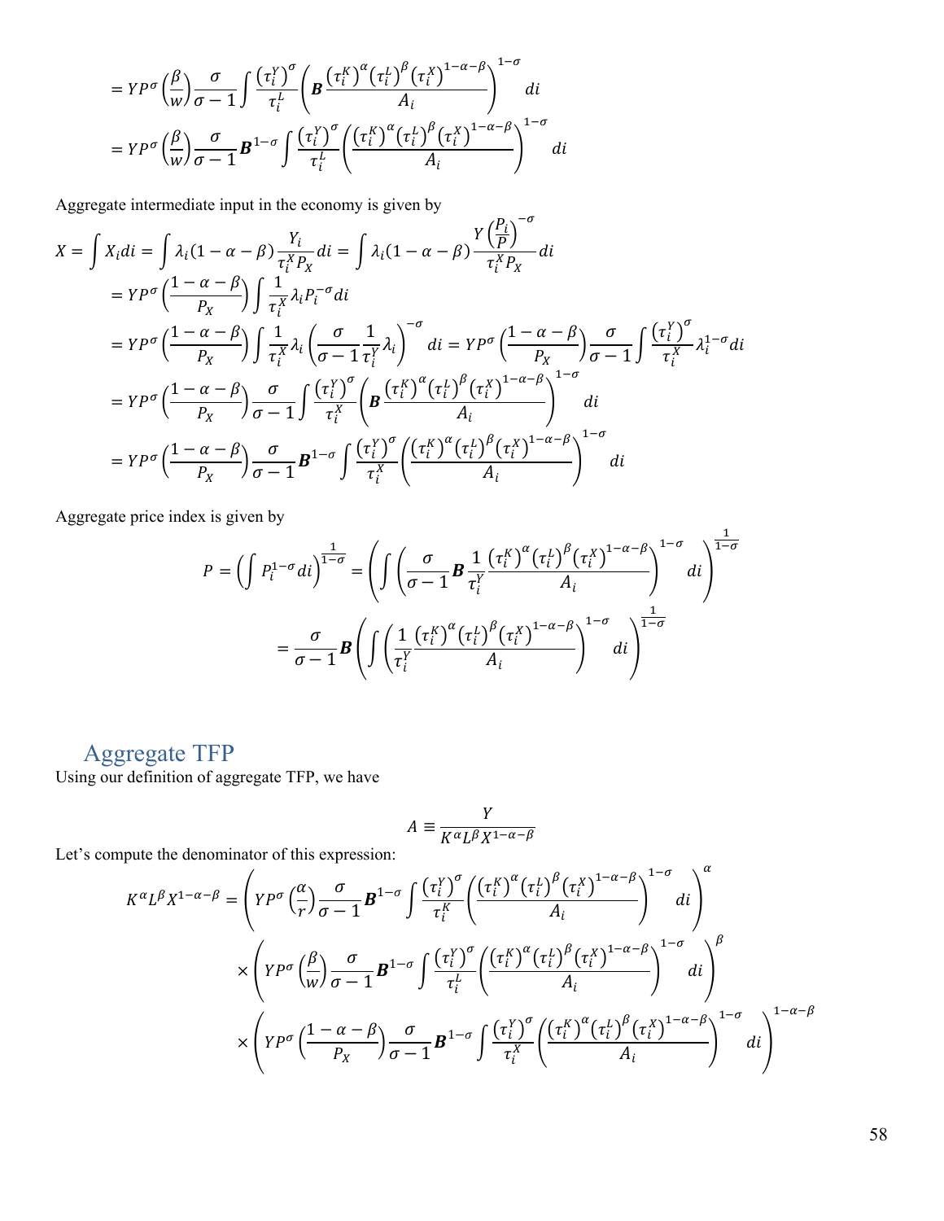$$= YP^{\sigma}\left(\frac{\beta}{w}\right)\frac{\sigma}{\sigma-1}\int\frac{\left(\tau_i^Y\right)^{\sigma}}{\tau_i^L}\left(\boldsymbol{B}\frac{\left(\tau_i^K\right)^{\alpha}\left(\tau_i^L\right)^{\beta}\left(\tau_i^X\right)^{1-\alpha-\beta}}{A_i}\right)^{1-\sigma}di$$

$$= YP^{\sigma}\left(\frac{\beta}{w}\right)\frac{\sigma}{\sigma-1}\boldsymbol{B}^{1-\sigma}\int\frac{\left(\tau_i^Y\right)^{\sigma}}{\tau_i^L}\left(\frac{\left(\tau_i^K\right)^{\alpha}\left(\tau_i^L\right)^{\beta}\left(\tau_i^X\right)^{1-\alpha-\beta}}{A_i}\right)^{1-\sigma}di$$

Aggregate intermediate input in the economy is given by

$$X = \int X_i di = \int \lambda_i(1-\alpha-\beta)\frac{Y_i}{\tau_i^X P_X}di = \int \lambda_i(1-\alpha-\beta)\frac{Y\left(\frac{P_i}{P}\right)^{-\sigma}}{\tau_i^X P_X}di$$

$$= YP^{\sigma}\left(\frac{1-\alpha-\beta}{P_X}\right)\int\frac{1}{\tau_i^X}\lambda_i P_i^{-\sigma}di$$

$$= YP^{\sigma}\left(\frac{1-\alpha-\beta}{P_X}\right)\int\frac{1}{\tau_i^X}\lambda_i\left(\frac{\sigma}{\sigma-1}\frac{1}{\tau_i^Y}\lambda_i\right)^{-\sigma}di = YP^{\sigma}\left(\frac{1-\alpha-\beta}{P_X}\right)\frac{\sigma}{\sigma-1}\int\frac{\left(\tau_i^Y\right)^{\sigma}}{\tau_i^X}\lambda_i^{1-\sigma}di$$

$$= YP^{\sigma}\left(\frac{1-\alpha-\beta}{P_X}\right)\frac{\sigma}{\sigma-1}\int\frac{\left(\tau_i^Y\right)^{\sigma}}{\tau_i^X}\left(\boldsymbol{B}\frac{\left(\tau_i^K\right)^{\alpha}\left(\tau_i^L\right)^{\beta}\left(\tau_i^X\right)^{1-\alpha-\beta}}{A_i}\right)^{1-\sigma}di$$

$$= YP^{\sigma}\left(\frac{1-\alpha-\beta}{P_X}\right)\frac{\sigma}{\sigma-1}\boldsymbol{B}^{1-\sigma}\int\frac{\left(\tau_i^Y\right)^{\sigma}}{\tau_i^X}\left(\frac{\left(\tau_i^K\right)^{\alpha}\left(\tau_i^L\right)^{\beta}\left(\tau_i^X\right)^{1-\alpha-\beta}}{A_i}\right)^{1-\sigma}di$$

Aggregate price index is given by

$$P = \left(\int P_i^{1-\sigma}di\right)^{\frac{1}{1-\sigma}} = \left(\int\left(\frac{\sigma}{\sigma-1}\boldsymbol{B}\frac{1}{\tau_i^Y}\frac{\left(\tau_i^K\right)^{\alpha}\left(\tau_i^L\right)^{\beta}\left(\tau_i^X\right)^{1-\alpha-\beta}}{A_i}\right)^{1-\sigma}di\right)^{\frac{1}{1-\sigma}}$$

$$= \frac{\sigma}{\sigma-1}\boldsymbol{B}\left(\int\left(\frac{1}{\tau_i^Y}\frac{\left(\tau_i^K\right)^{\alpha}\left(\tau_i^L\right)^{\beta}\left(\tau_i^X\right)^{1-\alpha-\beta}}{A_i}\right)^{1-\sigma}di\right)^{\frac{1}{1-\sigma}}$$

## Aggregate TFP

Using our definition of aggregate TFP, we have

$$A \equiv \frac{Y}{K^{\alpha}L^{\beta}X^{1-\alpha-\beta}}$$

Let's compute the denominator of this expression:

$$K^{\alpha}L^{\beta}X^{1-\alpha-\beta} = \left(YP^{\sigma}\left(\frac{\alpha}{r}\right)\frac{\sigma}{\sigma-1}\boldsymbol{B}^{1-\sigma}\int\frac{\left(\tau_i^Y\right)^{\sigma}}{\tau_i^K}\left(\frac{\left(\tau_i^K\right)^{\alpha}\left(\tau_i^L\right)^{\beta}\left(\tau_i^X\right)^{1-\alpha-\beta}}{A_i}\right)^{1-\sigma}di\right)^{\alpha}$$

$$\times\left(YP^{\sigma}\left(\frac{\beta}{w}\right)\frac{\sigma}{\sigma-1}\boldsymbol{B}^{1-\sigma}\int\frac{\left(\tau_i^Y\right)^{\sigma}}{\tau_i^L}\left(\frac{\left(\tau_i^K\right)^{\alpha}\left(\tau_i^L\right)^{\beta}\left(\tau_i^X\right)^{1-\alpha-\beta}}{A_i}\right)^{1-\sigma}di\right)^{\beta}$$

$$\times\left(YP^{\sigma}\left(\frac{1-\alpha-\beta}{P_X}\right)\frac{\sigma}{\sigma-1}\boldsymbol{B}^{1-\sigma}\int\frac{\left(\tau_i^Y\right)^{\sigma}}{\tau_i^X}\left(\frac{\left(\tau_i^K\right)^{\alpha}\left(\tau_i^L\right)^{\beta}\left(\tau_i^X\right)^{1-\alpha-\beta}}{A_i}\right)^{1-\sigma}di\right)^{1-\alpha-\beta}$$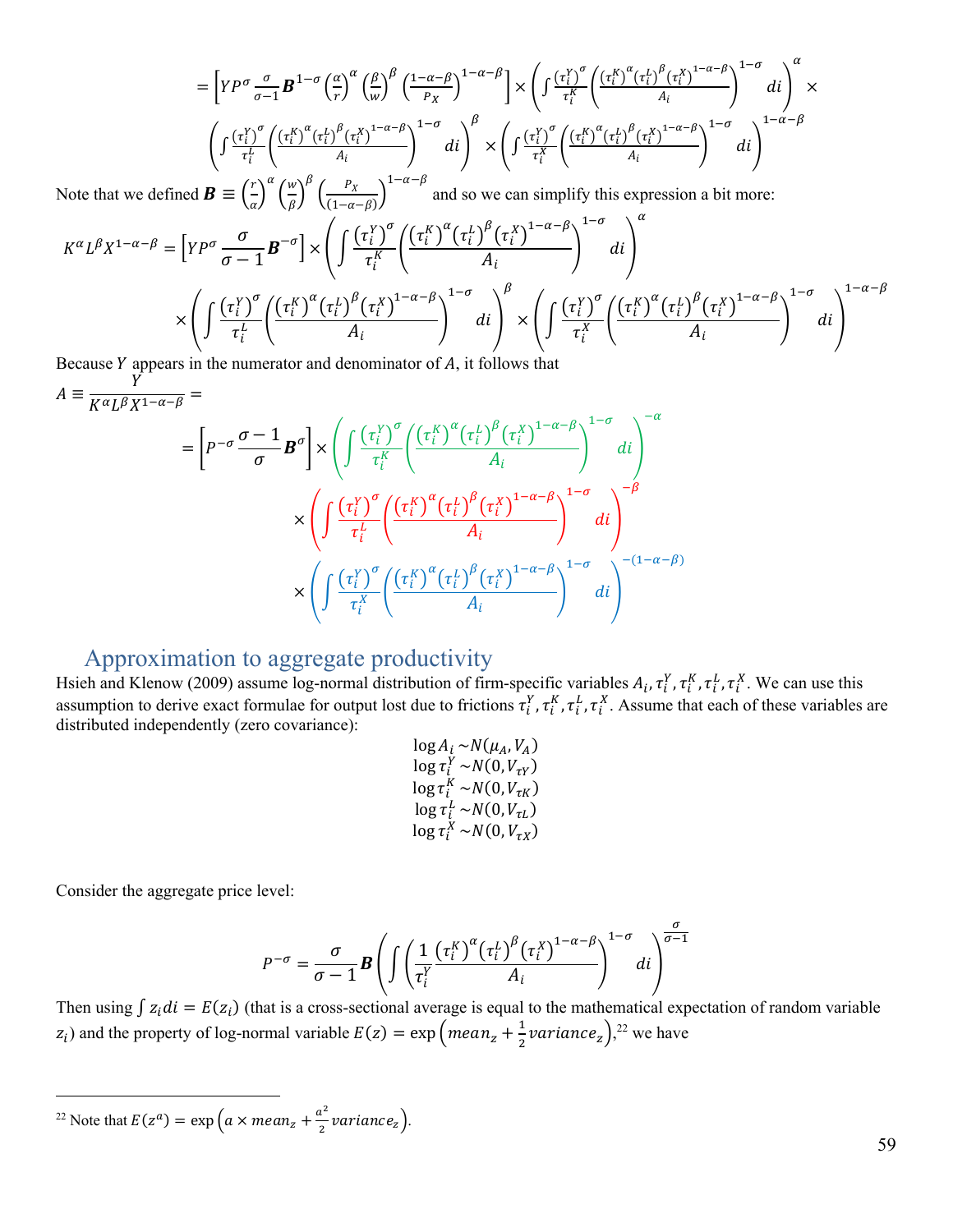$$= \left[ Y P^{\sigma} \frac{\sigma}{\sigma-1} \boldsymbol{B}^{1-\sigma} \left(\frac{\alpha}{r}\right)^{\alpha} \left(\frac{\beta}{w}\right)^{\beta} \left(\frac{1-\alpha-\beta}{P_X}\right)^{1-\alpha-\beta} \right] \times \left( \int \frac{\left(\tau_i^Y\right)^{\sigma}}{\tau_i^K} \left( \frac{\left(\tau_i^K\right)^{\alpha} \left(\tau_i^L\right)^{\beta} \left(\tau_i^X\right)^{1-\alpha-\beta}}{A_i} \right)^{1-\sigma} di \right)^{\alpha} \times$$

$$\left( \int \frac{\left(\tau_i^Y\right)^{\sigma}}{\tau_i^L} \left( \frac{\left(\tau_i^K\right)^{\alpha} \left(\tau_i^L\right)^{\beta} \left(\tau_i^X\right)^{1-\alpha-\beta}}{A_i} \right)^{1-\sigma} di \right)^{\beta} \times \left( \int \frac{\left(\tau_i^Y\right)^{\sigma}}{\tau_i^X} \left( \frac{\left(\tau_i^K\right)^{\alpha} \left(\tau_i^L\right)^{\beta} \left(\tau_i^X\right)^{1-\alpha-\beta}}{A_i} \right)^{1-\sigma} di \right)^{1-\alpha-\beta}$$

Note that we defined $\boldsymbol{B} \equiv \left(\frac{r}{\alpha}\right)^{\alpha} \left(\frac{w}{\beta}\right)^{\beta} \left(\frac{P_X}{(1-\alpha-\beta)}\right)^{1-\alpha-\beta}$ and so we can simplify this expression a bit more:

$$K^{\alpha} L^{\beta} X^{1-\alpha-\beta} = \left[ Y P^{\sigma} \frac{\sigma}{\sigma-1} \boldsymbol{B}^{-\sigma} \right] \times \left( \int \frac{\left(\tau_i^Y\right)^{\sigma}}{\tau_i^K} \left( \frac{\left(\tau_i^K\right)^{\alpha} \left(\tau_i^L\right)^{\beta} \left(\tau_i^X\right)^{1-\alpha-\beta}}{A_i} \right)^{1-\sigma} di \right)^{\alpha}$$

$$\times \left( \int \frac{\left(\tau_i^Y\right)^{\sigma}}{\tau_i^L} \left( \frac{\left(\tau_i^K\right)^{\alpha} \left(\tau_i^L\right)^{\beta} \left(\tau_i^X\right)^{1-\alpha-\beta}}{A_i} \right)^{1-\sigma} di \right)^{\beta} \times \left( \int \frac{\left(\tau_i^Y\right)^{\sigma}}{\tau_i^X} \left( \frac{\left(\tau_i^K\right)^{\alpha} \left(\tau_i^L\right)^{\beta} \left(\tau_i^X\right)^{1-\alpha-\beta}}{A_i} \right)^{1-\sigma} di \right)^{1-\alpha-\beta}$$

Because $Y$ appears in the numerator and denominator of $A$, it follows that

$$A \equiv \frac{Y}{K^{\alpha} L^{\beta} X^{1-\alpha-\beta}} =$$

$$= \left[ P^{-\sigma} \frac{\sigma-1}{\sigma} \boldsymbol{B}^{\sigma} \right] \times \left( \int \frac{\left(\tau_i^Y\right)^{\sigma}}{\tau_i^K} \left( \frac{\left(\tau_i^K\right)^{\alpha} \left(\tau_i^L\right)^{\beta} \left(\tau_i^X\right)^{1-\alpha-\beta}}{A_i} \right)^{1-\sigma} di \right)^{-\alpha}$$

$$\times \left( \int \frac{\left(\tau_i^Y\right)^{\sigma}}{\tau_i^L} \left( \frac{\left(\tau_i^K\right)^{\alpha} \left(\tau_i^L\right)^{\beta} \left(\tau_i^X\right)^{1-\alpha-\beta}}{A_i} \right)^{1-\sigma} di \right)^{-\beta}$$

$$\times \left( \int \frac{\left(\tau_i^Y\right)^{\sigma}}{\tau_i^X} \left( \frac{\left(\tau_i^K\right)^{\alpha} \left(\tau_i^L\right)^{\beta} \left(\tau_i^X\right)^{1-\alpha-\beta}}{A_i} \right)^{1-\sigma} di \right)^{-(1-\alpha-\beta)}$$

## Approximation to aggregate productivity

Hsieh and Klenow (2009) assume log-normal distribution of firm-specific variables $A_i, \tau_i^Y, \tau_i^K, \tau_i^L, \tau_i^X$. We can use this assumption to derive exact formulae for output lost due to frictions $\tau_i^Y, \tau_i^K, \tau_i^L, \tau_i^X$. Assume that each of these variables are distributed independently (zero covariance):

$$\log A_i \sim N(\mu_A, V_A)$$
$$\log \tau_i^Y \sim N(0, V_{\tau Y})$$
$$\log \tau_i^K \sim N(0, V_{\tau K})$$
$$\log \tau_i^L \sim N(0, V_{\tau L})$$
$$\log \tau_i^X \sim N(0, V_{\tau X})$$

Consider the aggregate price level:

$$P^{-\sigma} = \frac{\sigma}{\sigma-1} \boldsymbol{B} \left( \int \left( \frac{1}{\tau_i^Y} \frac{\left(\tau_i^K\right)^{\alpha} \left(\tau_i^L\right)^{\beta} \left(\tau_i^X\right)^{1-\alpha-\beta}}{A_i} \right)^{1-\sigma} di \right)^{\frac{\sigma}{\sigma-1}}$$

Then using $\int z_i di = E(z_i)$ (that is a cross-sectional average is equal to the mathematical expectation of random variable $z_i$) and the property of log-normal variable $E(z) = \exp\left(mean_z + \frac{1}{2} variance_z\right)$,[22] we have

---

[22] Note that $E(z^a) = \exp\left(a \times mean_z + \frac{a^2}{2} variance_z\right)$.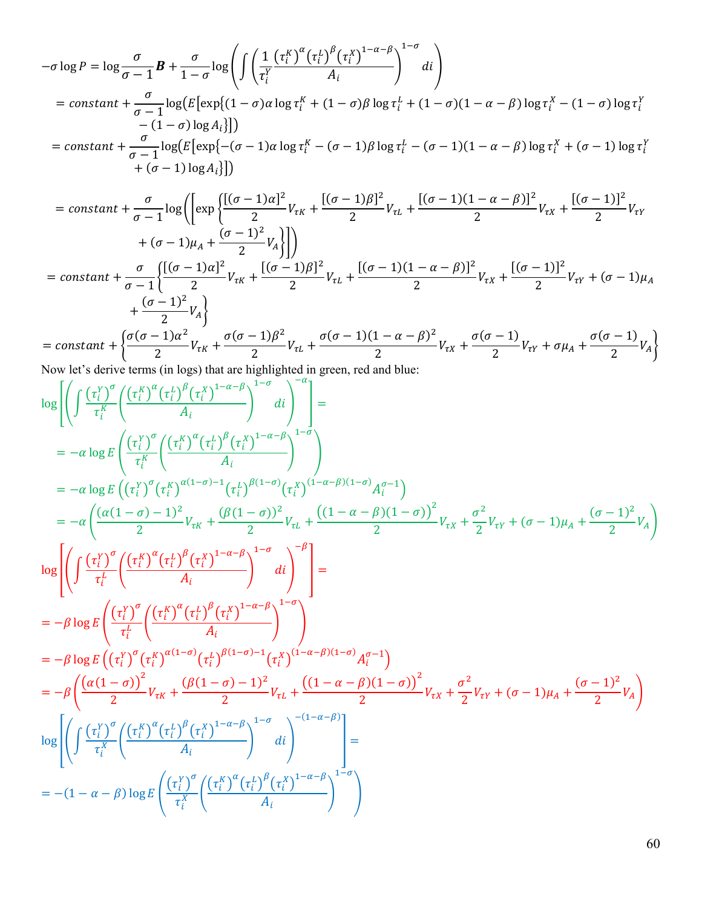$$
\begin{aligned}
-\sigma \log P &= \log \frac{\sigma}{\sigma-1}\boldsymbol{B} + \frac{\sigma}{1-\sigma}\log\left(\int \left(\frac{1}{\tau_i^Y}\frac{\left(\tau_i^K\right)^{\alpha}\left(\tau_i^L\right)^{\beta}\left(\tau_i^X\right)^{1-\alpha-\beta}}{A_i}\right)^{1-\sigma} di\right) \\
&= constant + \frac{\sigma}{\sigma-1}\log\big(E\big[\exp\{(1-\sigma)\alpha\log\tau_i^K + (1-\sigma)\beta\log\tau_i^L + (1-\sigma)(1-\alpha-\beta)\log\tau_i^X - (1-\sigma)\log\tau_i^Y \\
&\qquad - (1-\sigma)\log A_i\}\big]\big) \\
&= constant + \frac{\sigma}{\sigma-1}\log\big(E\big[\exp\{-(\sigma-1)\alpha\log\tau_i^K - (\sigma-1)\beta\log\tau_i^L - (\sigma-1)(1-\alpha-\beta)\log\tau_i^X + (\sigma-1)\log\tau_i^Y \\
&\qquad + (\sigma-1)\log A_i\}\big]\big) \\
&= constant + \frac{\sigma}{\sigma-1}\log\left(\left[\exp\left\{\frac{[(\sigma-1)\alpha]^2}{2}V_{\tau K} + \frac{[(\sigma-1)\beta]^2}{2}V_{\tau L} + \frac{[(\sigma-1)(1-\alpha-\beta)]^2}{2}V_{\tau X} + \frac{[(\sigma-1)]^2}{2}V_{\tau Y}\right.\right.\right. \\
&\qquad \left.\left.\left. + (\sigma-1)\mu_A + \frac{(\sigma-1)^2}{2}V_A\right\}\right]\right) \\
&= constant + \frac{\sigma}{\sigma-1}\left\{\frac{[(\sigma-1)\alpha]^2}{2}V_{\tau K} + \frac{[(\sigma-1)\beta]^2}{2}V_{\tau L} + \frac{[(\sigma-1)(1-\alpha-\beta)]^2}{2}V_{\tau X} + \frac{[(\sigma-1)]^2}{2}V_{\tau Y} + (\sigma-1)\mu_A \right. \\
&\qquad \left. + \frac{(\sigma-1)^2}{2}V_A\right\} \\
&= constant + \left\{\frac{\sigma(\sigma-1)\alpha^2}{2}V_{\tau K} + \frac{\sigma(\sigma-1)\beta^2}{2}V_{\tau L} + \frac{\sigma(\sigma-1)(1-\alpha-\beta)^2}{2}V_{\tau X} + \frac{\sigma(\sigma-1)}{2}V_{\tau Y} + \sigma\mu_A + \frac{\sigma(\sigma-1)}{2}V_A\right\}
\end{aligned}
$$

Now let's derive terms (in logs) that are highlighted in green, red and blue:

$$
\begin{aligned}
&\log\left[\left(\int \frac{\left(\tau_i^Y\right)^{\sigma}}{\tau_i^K}\left(\frac{\left(\tau_i^K\right)^{\alpha}\left(\tau_i^L\right)^{\beta}\left(\tau_i^X\right)^{1-\alpha-\beta}}{A_i}\right)^{1-\sigma} di\right)^{-\alpha}\right] = \\
&= -\alpha\log E\left(\frac{\left(\tau_i^Y\right)^{\sigma}}{\tau_i^K}\left(\frac{\left(\tau_i^K\right)^{\alpha}\left(\tau_i^L\right)^{\beta}\left(\tau_i^X\right)^{1-\alpha-\beta}}{A_i}\right)^{1-\sigma}\right) \\
&= -\alpha\log E\left(\left(\tau_i^Y\right)^{\sigma}\left(\tau_i^K\right)^{\alpha(1-\sigma)-1}\left(\tau_i^L\right)^{\beta(1-\sigma)}\left(\tau_i^X\right)^{(1-\alpha-\beta)(1-\sigma)}A_i^{\sigma-1}\right) \\
&= -\alpha\left(\frac{(\alpha(1-\sigma)-1)^2}{2}V_{\tau K} + \frac{(\beta(1-\sigma))^2}{2}V_{\tau L} + \frac{\left((1-\alpha-\beta)(1-\sigma)\right)^2}{2}V_{\tau X} + \frac{\sigma^2}{2}V_{\tau Y} + (\sigma-1)\mu_A + \frac{(\sigma-1)^2}{2}V_A\right)
\end{aligned}
$$

$$
\begin{aligned}
&\log\left[\left(\int \frac{\left(\tau_i^Y\right)^{\sigma}}{\tau_i^L}\left(\frac{\left(\tau_i^K\right)^{\alpha}\left(\tau_i^L\right)^{\beta}\left(\tau_i^X\right)^{1-\alpha-\beta}}{A_i}\right)^{1-\sigma} di\right)^{-\beta}\right] = \\
&= -\beta\log E\left(\frac{\left(\tau_i^Y\right)^{\sigma}}{\tau_i^L}\left(\frac{\left(\tau_i^K\right)^{\alpha}\left(\tau_i^L\right)^{\beta}\left(\tau_i^X\right)^{1-\alpha-\beta}}{A_i}\right)^{1-\sigma}\right) \\
&= -\beta\log E\left(\left(\tau_i^Y\right)^{\sigma}\left(\tau_i^K\right)^{\alpha(1-\sigma)}\left(\tau_i^L\right)^{\beta(1-\sigma)-1}\left(\tau_i^X\right)^{(1-\alpha-\beta)(1-\sigma)}A_i^{\sigma-1}\right) \\
&= -\beta\left(\frac{\left(\alpha(1-\sigma)\right)^2}{2}V_{\tau K} + \frac{(\beta(1-\sigma)-1)^2}{2}V_{\tau L} + \frac{\left((1-\alpha-\beta)(1-\sigma)\right)^2}{2}V_{\tau X} + \frac{\sigma^2}{2}V_{\tau Y} + (\sigma-1)\mu_A + \frac{(\sigma-1)^2}{2}V_A\right)
\end{aligned}
$$

$$
\begin{aligned}
&\log\left[\left(\int \frac{\left(\tau_i^Y\right)^{\sigma}}{\tau_i^X}\left(\frac{\left(\tau_i^K\right)^{\alpha}\left(\tau_i^L\right)^{\beta}\left(\tau_i^X\right)^{1-\alpha-\beta}}{A_i}\right)^{1-\sigma} di\right)^{-(1-\alpha-\beta)}\right] = \\
&= -(1-\alpha-\beta)\log E\left(\frac{\left(\tau_i^Y\right)^{\sigma}}{\tau_i^X}\left(\frac{\left(\tau_i^K\right)^{\alpha}\left(\tau_i^L\right)^{\beta}\left(\tau_i^X\right)^{1-\alpha-\beta}}{A_i}\right)^{1-\sigma}\right)
\end{aligned}
$$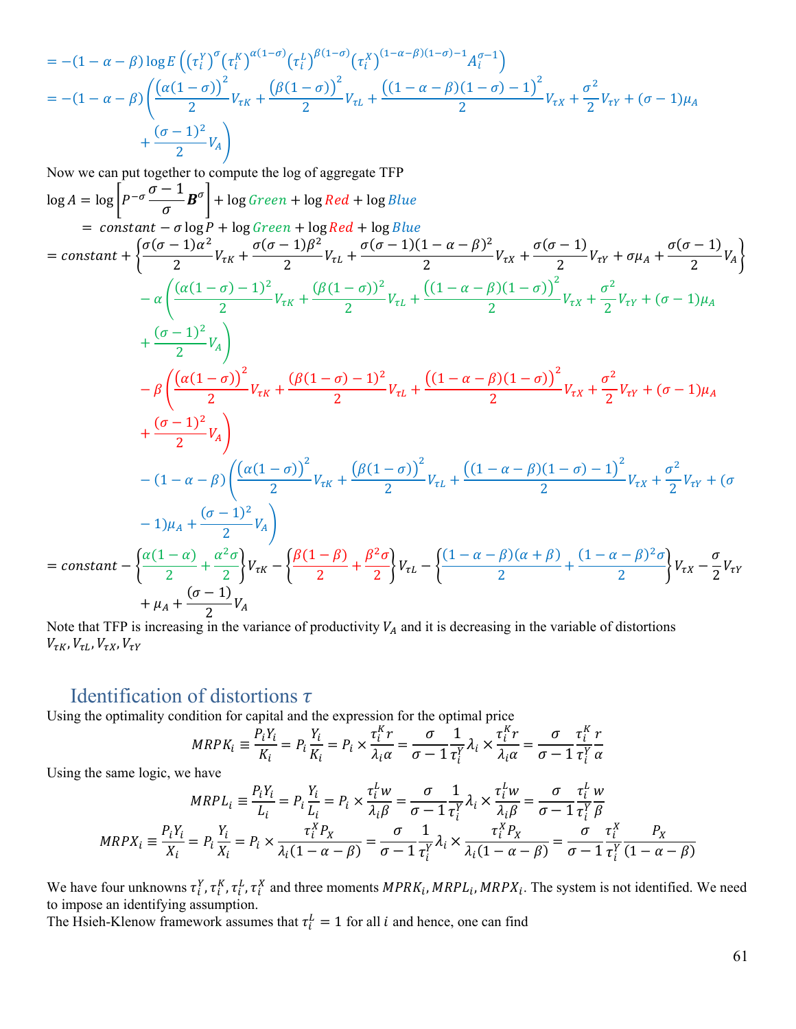$$= -(1-\alpha-\beta)\log E\left(\left(\tau_i^Y\right)^{\sigma}\left(\tau_i^K\right)^{\alpha(1-\sigma)}\left(\tau_i^L\right)^{\beta(1-\sigma)}\left(\tau_i^X\right)^{(1-\alpha-\beta)(1-\sigma)-1}A_i^{\sigma-1}\right)$$

$$= -(1-\alpha-\beta)\left(\frac{\left(\alpha(1-\sigma)\right)^2}{2}V_{\tau K} + \frac{\left(\beta(1-\sigma)\right)^2}{2}V_{\tau L} + \frac{\left((1-\alpha-\beta)(1-\sigma)-1\right)^2}{2}V_{\tau X} + \frac{\sigma^2}{2}V_{\tau Y} + (\sigma-1)\mu_A + \frac{(\sigma-1)^2}{2}V_A\right)$$

Now we can put together to compute the log of aggregate TFP

$$\log A = \log\left[P^{-\sigma}\frac{\sigma-1}{\sigma}\boldsymbol{B}^{\sigma}\right] + \log Green + \log Red + \log Blue$$

$$= constant - \sigma\log P + \log Green + \log Red + \log Blue$$

$$= constant + \left\{\frac{\sigma(\sigma-1)\alpha^2}{2}V_{\tau K} + \frac{\sigma(\sigma-1)\beta^2}{2}V_{\tau L} + \frac{\sigma(\sigma-1)(1-\alpha-\beta)^2}{2}V_{\tau X} + \frac{\sigma(\sigma-1)}{2}V_{\tau Y} + \sigma\mu_A + \frac{\sigma(\sigma-1)}{2}V_A\right\}$$

$$- \alpha\left(\frac{\left(\alpha(1-\sigma)-1\right)^2}{2}V_{\tau K} + \frac{\left(\beta(1-\sigma)\right)^2}{2}V_{\tau L} + \frac{\left((1-\alpha-\beta)(1-\sigma)\right)^2}{2}V_{\tau X} + \frac{\sigma^2}{2}V_{\tau Y} + (\sigma-1)\mu_A + \frac{(\sigma-1)^2}{2}V_A\right)$$

$$- \beta\left(\frac{\left(\alpha(1-\sigma)\right)^2}{2}V_{\tau K} + \frac{\left(\beta(1-\sigma)-1\right)^2}{2}V_{\tau L} + \frac{\left((1-\alpha-\beta)(1-\sigma)\right)^2}{2}V_{\tau X} + \frac{\sigma^2}{2}V_{\tau Y} + (\sigma-1)\mu_A + \frac{(\sigma-1)^2}{2}V_A\right)$$

$$- (1-\alpha-\beta)\left(\frac{\left(\alpha(1-\sigma)\right)^2}{2}V_{\tau K} + \frac{\left(\beta(1-\sigma)\right)^2}{2}V_{\tau L} + \frac{\left((1-\alpha-\beta)(1-\sigma)-1\right)^2}{2}V_{\tau X} + \frac{\sigma^2}{2}V_{\tau Y} + (\sigma-1)\mu_A + \frac{(\sigma-1)^2}{2}V_A\right)$$

$$= constant - \left\{\frac{\alpha(1-\alpha)}{2} + \frac{\alpha^2\sigma}{2}\right\}V_{\tau K} - \left\{\frac{\beta(1-\beta)}{2} + \frac{\beta^2\sigma}{2}\right\}V_{\tau L} - \left\{\frac{(1-\alpha-\beta)(\alpha+\beta)}{2} + \frac{(1-\alpha-\beta)^2\sigma}{2}\right\}V_{\tau X} - \frac{\sigma}{2}V_{\tau Y} + \mu_A + \frac{(\sigma-1)}{2}V_A$$

Note that TFP is increasing in the variance of productivity $V_A$ and it is decreasing in the variable of distortions $V_{\tau K}, V_{\tau L}, V_{\tau X}, V_{\tau Y}$

## Identification of distortions $\tau$

Using the optimality condition for capital and the expression for the optimal price

$$MRPK_i \equiv \frac{P_iY_i}{K_i} = P_i\frac{Y_i}{K_i} = P_i \times \frac{\tau_i^K r}{\lambda_i\alpha} = \frac{\sigma}{\sigma-1}\frac{1}{\tau_i^Y}\lambda_i \times \frac{\tau_i^K r}{\lambda_i\alpha} = \frac{\sigma}{\sigma-1}\frac{\tau_i^K}{\tau_i^Y}\frac{r}{\alpha}$$

Using the same logic, we have

$$MRPL_i \equiv \frac{P_iY_i}{L_i} = P_i\frac{Y_i}{L_i} = P_i \times \frac{\tau_i^L w}{\lambda_i\beta} = \frac{\sigma}{\sigma-1}\frac{1}{\tau_i^Y}\lambda_i \times \frac{\tau_i^L w}{\lambda_i\beta} = \frac{\sigma}{\sigma-1}\frac{\tau_i^L}{\tau_i^Y}\frac{w}{\beta}$$

$$MRPX_i \equiv \frac{P_iY_i}{X_i} = P_i\frac{Y_i}{X_i} = P_i \times \frac{\tau_i^X P_X}{\lambda_i(1-\alpha-\beta)} = \frac{\sigma}{\sigma-1}\frac{1}{\tau_i^Y}\lambda_i \times \frac{\tau_i^X P_X}{\lambda_i(1-\alpha-\beta)} = \frac{\sigma}{\sigma-1}\frac{\tau_i^X}{\tau_i^Y}\frac{P_X}{(1-\alpha-\beta)}$$

We have four unknowns $\tau_i^Y, \tau_i^K, \tau_i^L, \tau_i^X$ and three moments $MRPK_i, MRPL_i, MRPX_i$. The system is not identified. We need to impose an identifying assumption.

The Hsieh-Klenow framework assumes that $\tau_i^L = 1$ for all $i$ and hence, one can find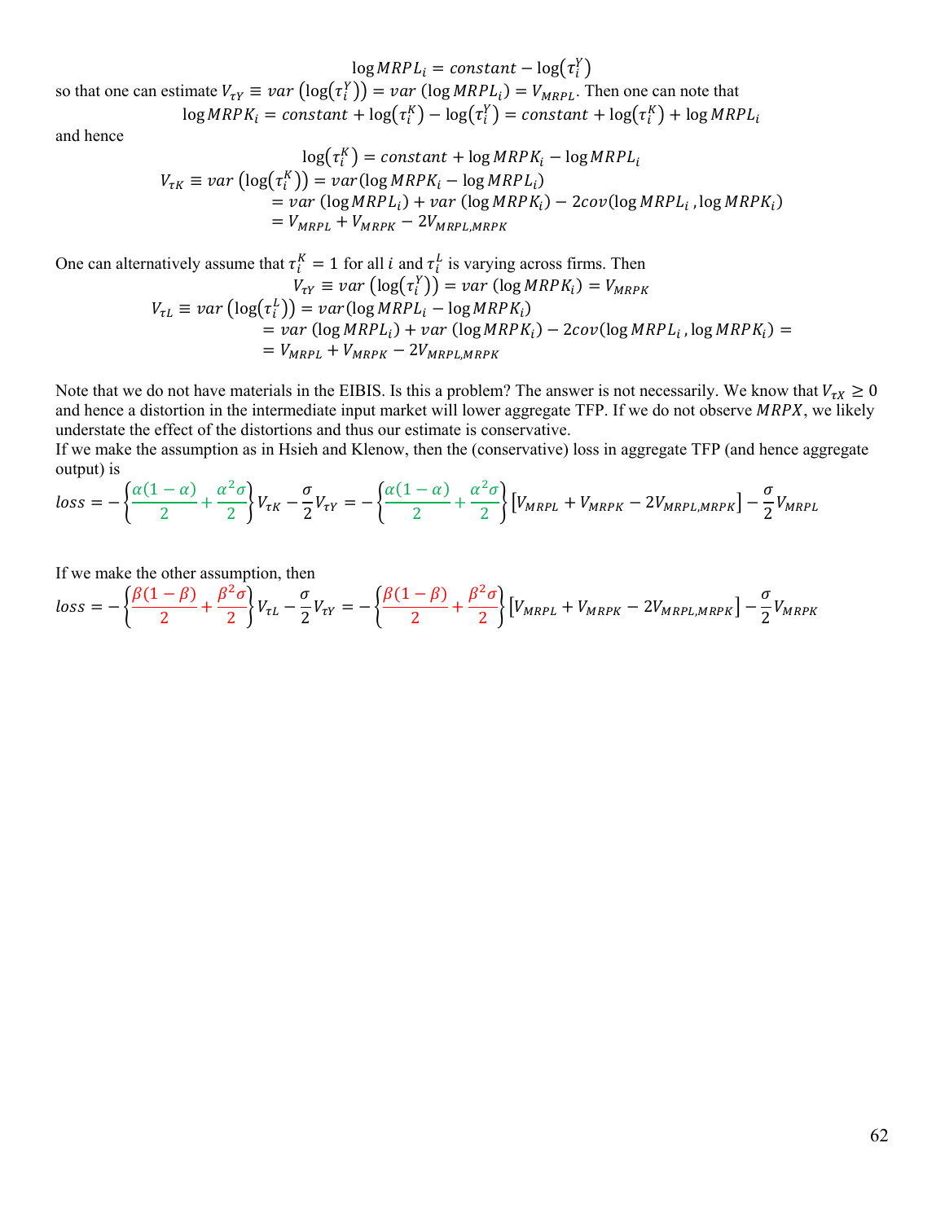$$\log MRPL_i = constant - \log(\tau_i^Y)$$

so that one can estimate $V_{\tau Y} \equiv var\left(\log(\tau_i^Y)\right) = var\left(\log MRPL_i\right) = V_{MRPL}$. Then one can note that

$$\log MRPK_i = constant + \log(\tau_i^K) - \log(\tau_i^Y) = constant + \log(\tau_i^K) + \log MRPL_i$$

and hence

$$\log(\tau_i^K) = constant + \log MRPK_i - \log MRPL_i$$

$$\begin{aligned} V_{\tau K} \equiv var\left(\log(\tau_i^K)\right) &= var(\log MRPK_i - \log MRPL_i) \\ &= var\left(\log MRPL_i\right) + var\left(\log MRPK_i\right) - 2cov(\log MRPL_i, \log MRPK_i) \\ &= V_{MRPL} + V_{MRPK} - 2V_{MRPL,MRPK} \end{aligned}$$

One can alternatively assume that $\tau_i^K = 1$ for all $i$ and $\tau_i^L$ is varying across firms. Then

$$V_{\tau Y} \equiv var\left(\log(\tau_i^Y)\right) = var\left(\log MRPK_i\right) = V_{MRPK}$$

$$\begin{aligned} V_{\tau L} \equiv var\left(\log(\tau_i^L)\right) &= var(\log MRPL_i - \log MRPK_i) \\ &= var\left(\log MRPL_i\right) + var\left(\log MRPK_i\right) - 2cov(\log MRPL_i, \log MRPK_i) = \\ &= V_{MRPL} + V_{MRPK} - 2V_{MRPL,MRPK} \end{aligned}$$

Note that we do not have materials in the EIBIS. Is this a problem? The answer is not necessarily. We know that $V_{\tau X} \geq 0$ and hence a distortion in the intermediate input market will lower aggregate TFP. If we do not observe $MRPX$, we likely understate the effect of the distortions and thus our estimate is conservative.

If we make the assumption as in Hsieh and Klenow, then the (conservative) loss in aggregate TFP (and hence aggregate output) is

$$loss = -\left\{\frac{\alpha(1-\alpha)}{2} + \frac{\alpha^2\sigma}{2}\right\}V_{\tau K} - \frac{\sigma}{2}V_{\tau Y} = -\left\{\frac{\alpha(1-\alpha)}{2} + \frac{\alpha^2\sigma}{2}\right\}\left[V_{MRPL} + V_{MRPK} - 2V_{MRPL,MRPK}\right] - \frac{\sigma}{2}V_{MRPL}$$

If we make the other assumption, then

$$loss = -\left\{\frac{\beta(1-\beta)}{2} + \frac{\beta^2\sigma}{2}\right\}V_{\tau L} - \frac{\sigma}{2}V_{\tau Y} = -\left\{\frac{\beta(1-\beta)}{2} + \frac{\beta^2\sigma}{2}\right\}\left[V_{MRPL} + V_{MRPK} - 2V_{MRPL,MRPK}\right] - \frac{\sigma}{2}V_{MRPK}$$